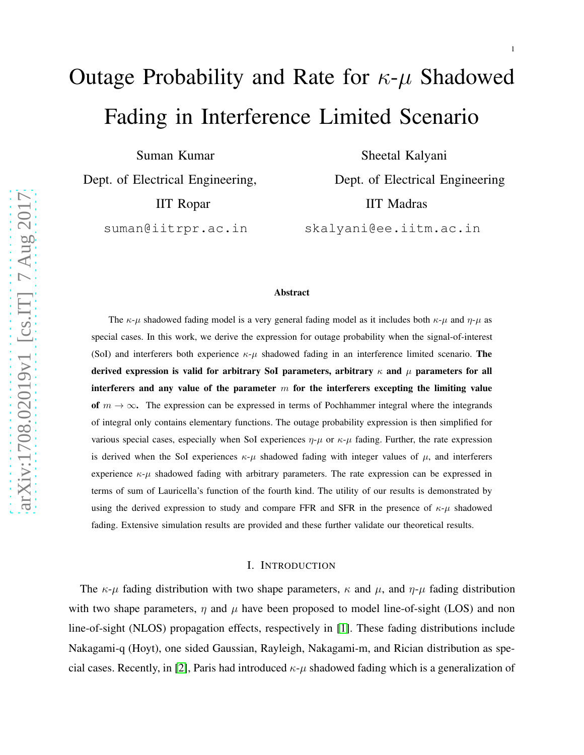# Outage Probability and Rate for $\kappa$-$\mu$ Shadowed Fading in Interference Limited Scenario

Suman Kumar
Dept. of Electrical Engineering,
IIT Ropar
suman@iitrpr.ac.in

Sheetal Kalyani
Dept. of Electrical Engineering
IIT Madras
skalyani@ee.iitm.ac.in

## Abstract

The $\kappa$-$\mu$ shadowed fading model is a very general fading model as it includes both $\kappa$-$\mu$ and $\eta$-$\mu$ as special cases. In this work, we derive the expression for outage probability when the signal-of-interest (SoI) and interferers both experience $\kappa$-$\mu$ shadowed fading in an interference limited scenario. **The derived expression is valid for arbitrary SoI parameters, arbitrary $\kappa$ and $\mu$ parameters for all interferers and any value of the parameter $m$ for the interferers excepting the limiting value of $m \to \infty$.** The expression can be expressed in terms of Pochhammer integral where the integrands of integral only contains elementary functions. The outage probability expression is then simplified for various special cases, especially when SoI experiences $\eta$-$\mu$ or $\kappa$-$\mu$ fading. Further, the rate expression is derived when the SoI experiences $\kappa$-$\mu$ shadowed fading with integer values of $\mu$, and interferers experience $\kappa$-$\mu$ shadowed fading with arbitrary parameters. The rate expression can be expressed in terms of sum of Lauricella's function of the fourth kind. The utility of our results is demonstrated by using the derived expression to study and compare FFR and SFR in the presence of $\kappa$-$\mu$ shadowed fading. Extensive simulation results are provided and these further validate our theoretical results.

## I. Introduction

The $\kappa$-$\mu$ fading distribution with two shape parameters, $\kappa$ and $\mu$, and $\eta$-$\mu$ fading distribution with two shape parameters, $\eta$ and $\mu$ have been proposed to model line-of-sight (LOS) and non line-of-sight (NLOS) propagation effects, respectively in [1]. These fading distributions include Nakagami-q (Hoyt), one sided Gaussian, Rayleigh, Nakagami-m, and Rician distribution as special cases. Recently, in [2], Paris had introduced $\kappa$-$\mu$ shadowed fading which is a generalization of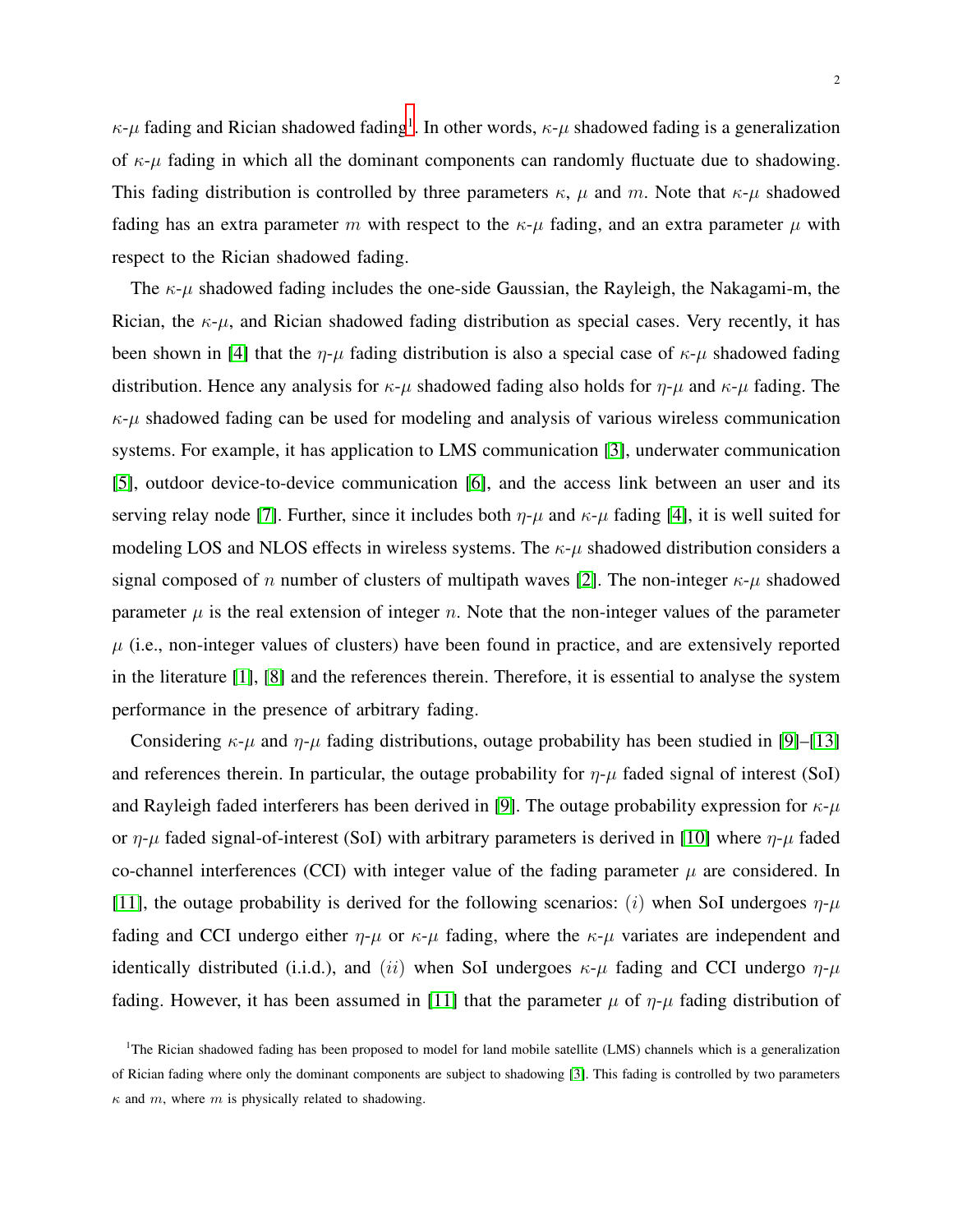$\kappa$-$\mu$ fading and Rician shadowed fading[1]. In other words, $\kappa$-$\mu$ shadowed fading is a generalization of $\kappa$-$\mu$ fading in which all the dominant components can randomly fluctuate due to shadowing. This fading distribution is controlled by three parameters $\kappa$, $\mu$ and $m$. Note that $\kappa$-$\mu$ shadowed fading has an extra parameter $m$ with respect to the $\kappa$-$\mu$ fading, and an extra parameter $\mu$ with respect to the Rician shadowed fading.

The $\kappa$-$\mu$ shadowed fading includes the one-side Gaussian, the Rayleigh, the Nakagami-m, the Rician, the $\kappa$-$\mu$, and Rician shadowed fading distribution as special cases. Very recently, it has been shown in [4] that the $\eta$-$\mu$ fading distribution is also a special case of $\kappa$-$\mu$ shadowed fading distribution. Hence any analysis for $\kappa$-$\mu$ shadowed fading also holds for $\eta$-$\mu$ and $\kappa$-$\mu$ fading. The $\kappa$-$\mu$ shadowed fading can be used for modeling and analysis of various wireless communication systems. For example, it has application to LMS communication [3], underwater communication [5], outdoor device-to-device communication [6], and the access link between an user and its serving relay node [7]. Further, since it includes both $\eta$-$\mu$ and $\kappa$-$\mu$ fading [4], it is well suited for modeling LOS and NLOS effects in wireless systems. The $\kappa$-$\mu$ shadowed distribution considers a signal composed of $n$ number of clusters of multipath waves [2]. The non-integer $\kappa$-$\mu$ shadowed parameter $\mu$ is the real extension of integer $n$. Note that the non-integer values of the parameter $\mu$ (i.e., non-integer values of clusters) have been found in practice, and are extensively reported in the literature [1], [8] and the references therein. Therefore, it is essential to analyse the system performance in the presence of arbitrary fading.

Considering $\kappa$-$\mu$ and $\eta$-$\mu$ fading distributions, outage probability has been studied in [9]–[13] and references therein. In particular, the outage probability for $\eta$-$\mu$ faded signal of interest (SoI) and Rayleigh faded interferers has been derived in [9]. The outage probability expression for $\kappa$-$\mu$ or $\eta$-$\mu$ faded signal-of-interest (SoI) with arbitrary parameters is derived in [10] where $\eta$-$\mu$ faded co-channel interferences (CCI) with integer value of the fading parameter $\mu$ are considered. In [11], the outage probability is derived for the following scenarios: $(i)$ when SoI undergoes $\eta$-$\mu$ fading and CCI undergo either $\eta$-$\mu$ or $\kappa$-$\mu$ fading, where the $\kappa$-$\mu$ variates are independent and identically distributed (i.i.d.), and $(ii)$ when SoI undergoes $\kappa$-$\mu$ fading and CCI undergo $\eta$-$\mu$ fading. However, it has been assumed in [11] that the parameter $\mu$ of $\eta$-$\mu$ fading distribution of

[1]The Rician shadowed fading has been proposed to model for land mobile satellite (LMS) channels which is a generalization of Rician fading where only the dominant components are subject to shadowing [3]. This fading is controlled by two parameters $\kappa$ and $m$, where $m$ is physically related to shadowing.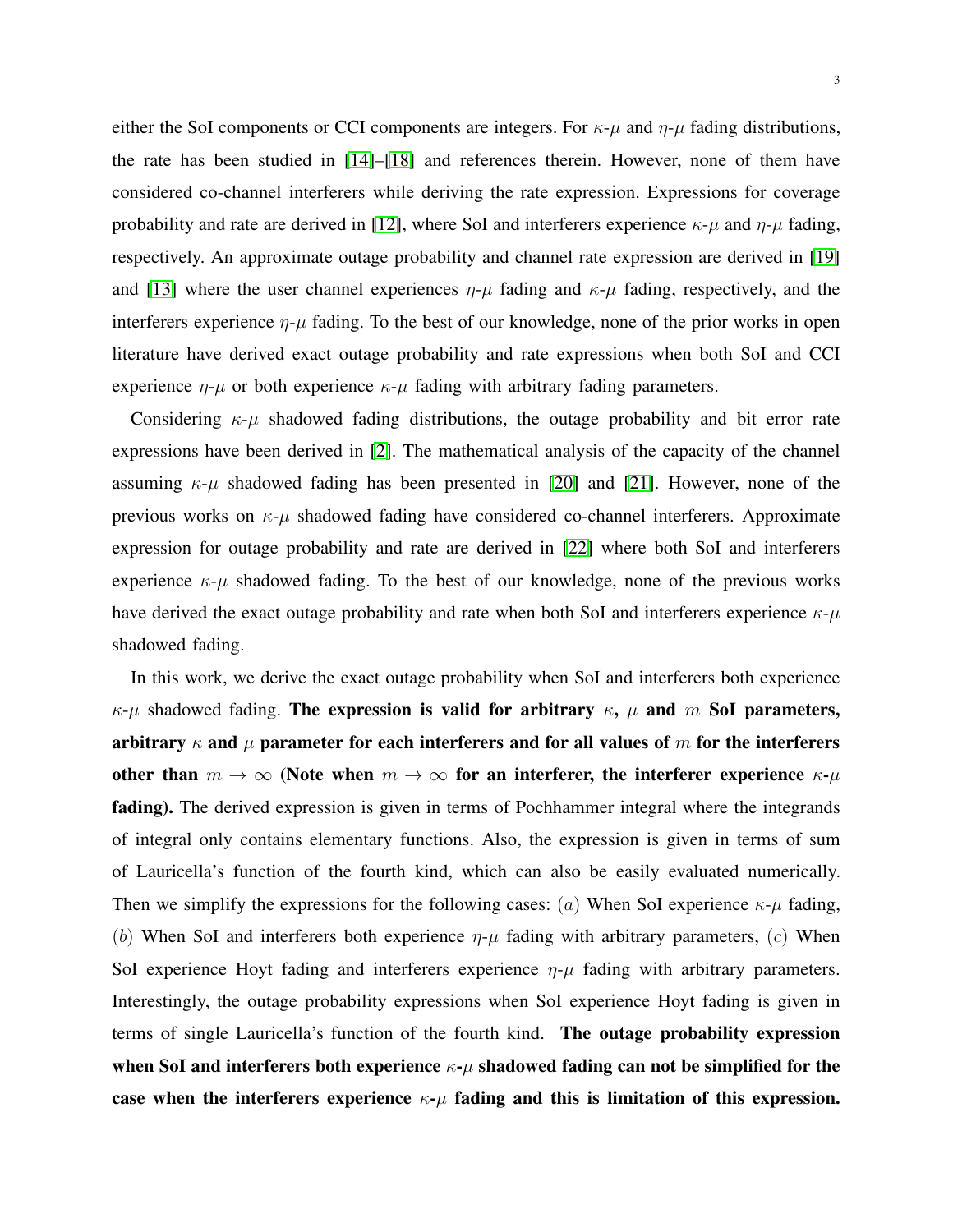either the SoI components or CCI components are integers. For $\kappa$-$\mu$ and $\eta$-$\mu$ fading distributions, the rate has been studied in [14]–[18] and references therein. However, none of them have considered co-channel interferers while deriving the rate expression. Expressions for coverage probability and rate are derived in [12], where SoI and interferers experience $\kappa$-$\mu$ and $\eta$-$\mu$ fading, respectively. An approximate outage probability and channel rate expression are derived in [19] and [13] where the user channel experiences $\eta$-$\mu$ fading and $\kappa$-$\mu$ fading, respectively, and the interferers experience $\eta$-$\mu$ fading. To the best of our knowledge, none of the prior works in open literature have derived exact outage probability and rate expressions when both SoI and CCI experience $\eta$-$\mu$ or both experience $\kappa$-$\mu$ fading with arbitrary fading parameters.

Considering $\kappa$-$\mu$ shadowed fading distributions, the outage probability and bit error rate expressions have been derived in [2]. The mathematical analysis of the capacity of the channel assuming $\kappa$-$\mu$ shadowed fading has been presented in [20] and [21]. However, none of the previous works on $\kappa$-$\mu$ shadowed fading have considered co-channel interferers. Approximate expression for outage probability and rate are derived in [22] where both SoI and interferers experience $\kappa$-$\mu$ shadowed fading. To the best of our knowledge, none of the previous works have derived the exact outage probability and rate when both SoI and interferers experience $\kappa$-$\mu$ shadowed fading.

In this work, we derive the exact outage probability when SoI and interferers both experience $\kappa$-$\mu$ shadowed fading. **The expression is valid for arbitrary $\kappa$, $\mu$ and $m$ SoI parameters, arbitrary $\kappa$ and $\mu$ parameter for each interferers and for all values of $m$ for the interferers other than $m \to \infty$ (Note when $m \to \infty$ for an interferer, the interferer experience $\kappa$-$\mu$ fading).** The derived expression is given in terms of Pochhammer integral where the integrands of integral only contains elementary functions. Also, the expression is given in terms of sum of Lauricella's function of the fourth kind, which can also be easily evaluated numerically. Then we simplify the expressions for the following cases: $(a)$ When SoI experience $\kappa$-$\mu$ fading, $(b)$ When SoI and interferers both experience $\eta$-$\mu$ fading with arbitrary parameters, $(c)$ When SoI experience Hoyt fading and interferers experience $\eta$-$\mu$ fading with arbitrary parameters. Interestingly, the outage probability expressions when SoI experience Hoyt fading is given in terms of single Lauricella's function of the fourth kind. **The outage probability expression when SoI and interferers both experience $\kappa$-$\mu$ shadowed fading can not be simplified for the case when the interferers experience $\kappa$-$\mu$ fading and this is limitation of this expression.**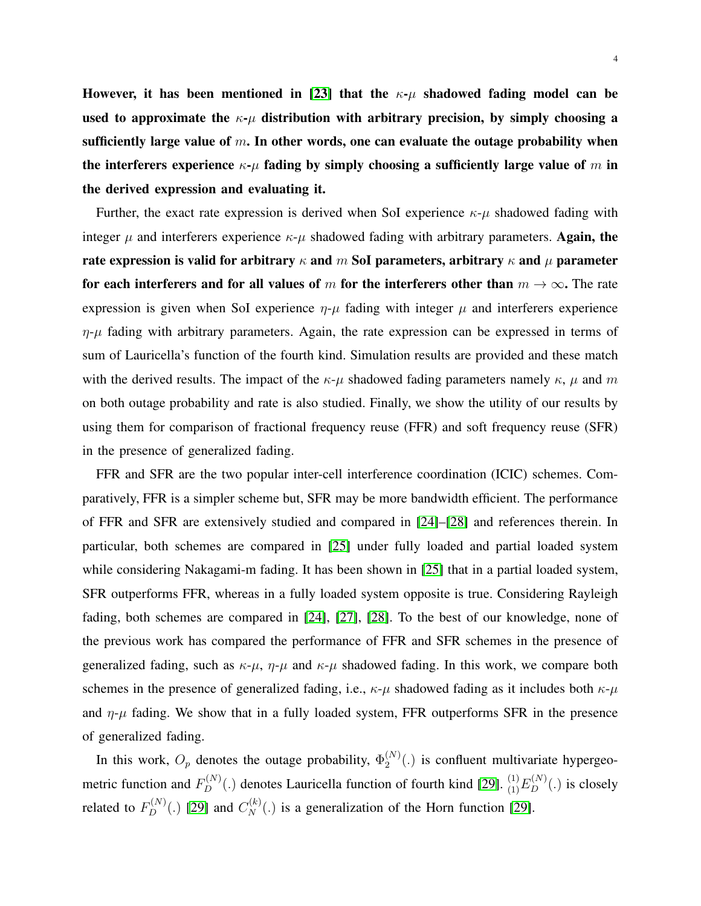**However, it has been mentioned in [23] that the $\kappa$-$\mu$ shadowed fading model can be used to approximate the $\kappa$-$\mu$ distribution with arbitrary precision, by simply choosing a sufficiently large value of $m$. In other words, one can evaluate the outage probability when the interferers experience $\kappa$-$\mu$ fading by simply choosing a sufficiently large value of $m$ in the derived expression and evaluating it.**

Further, the exact rate expression is derived when SoI experience $\kappa$-$\mu$ shadowed fading with integer $\mu$ and interferers experience $\kappa$-$\mu$ shadowed fading with arbitrary parameters. **Again, the rate expression is valid for arbitrary $\kappa$ and $m$ SoI parameters, arbitrary $\kappa$ and $\mu$ parameter for each interferers and for all values of $m$ for the interferers other than $m \to \infty$.** The rate expression is given when SoI experience $\eta$-$\mu$ fading with integer $\mu$ and interferers experience $\eta$-$\mu$ fading with arbitrary parameters. Again, the rate expression can be expressed in terms of sum of Lauricella's function of the fourth kind. Simulation results are provided and these match with the derived results. The impact of the $\kappa$-$\mu$ shadowed fading parameters namely $\kappa$, $\mu$ and $m$ on both outage probability and rate is also studied. Finally, we show the utility of our results by using them for comparison of fractional frequency reuse (FFR) and soft frequency reuse (SFR) in the presence of generalized fading.

FFR and SFR are the two popular inter-cell interference coordination (ICIC) schemes. Comparatively, FFR is a simpler scheme but, SFR may be more bandwidth efficient. The performance of FFR and SFR are extensively studied and compared in [24]–[28] and references therein. In particular, both schemes are compared in [25] under fully loaded and partial loaded system while considering Nakagami-m fading. It has been shown in [25] that in a partial loaded system, SFR outperforms FFR, whereas in a fully loaded system opposite is true. Considering Rayleigh fading, both schemes are compared in [24], [27], [28]. To the best of our knowledge, none of the previous work has compared the performance of FFR and SFR schemes in the presence of generalized fading, such as $\kappa$-$\mu$, $\eta$-$\mu$ and $\kappa$-$\mu$ shadowed fading. In this work, we compare both schemes in the presence of generalized fading, i.e., $\kappa$-$\mu$ shadowed fading as it includes both $\kappa$-$\mu$ and $\eta$-$\mu$ fading. We show that in a fully loaded system, FFR outperforms SFR in the presence of generalized fading.

In this work, $O_p$ denotes the outage probability, $\Phi_2^{(N)}(.)$ is confluent multivariate hypergeometric function and $F_D^{(N)}(.)$ denotes Lauricella function of fourth kind [29]. ${}^{(1)}_{(1)}E_D^{(N)}(.)$ is closely related to $F_D^{(N)}(.)$ [29] and $C_N^{(k)}(.)$ is a generalization of the Horn function [29].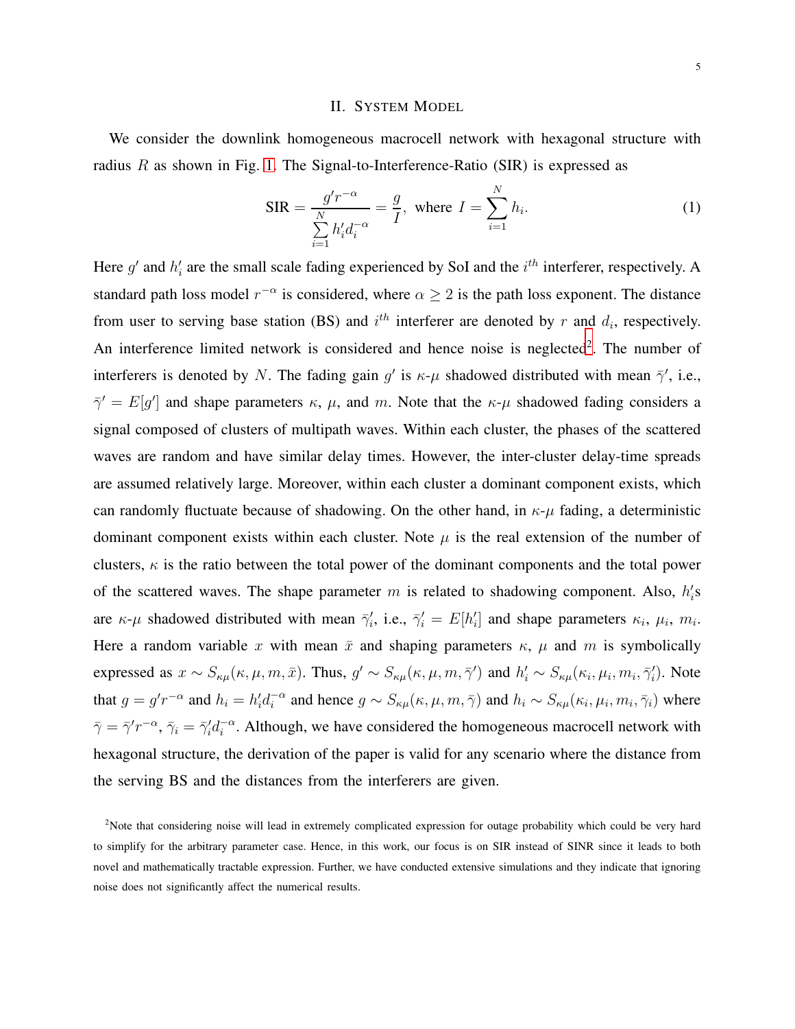## II. System Model

We consider the downlink homogeneous macrocell network with hexagonal structure with radius $R$ as shown in Fig. 1. The Signal-to-Interference-Ratio (SIR) is expressed as

$$\text{SIR} = \frac{g' r^{-\alpha}}{\sum\limits_{i=1}^{N} h_i' d_i^{-\alpha}} = \frac{g}{I}, \text{ where } I = \sum_{i=1}^{N} h_i. \tag{1}$$

Here $g'$ and $h_i'$ are the small scale fading experienced by SoI and the $i^{th}$ interferer, respectively. A standard path loss model $r^{-\alpha}$ is considered, where $\alpha \geq 2$ is the path loss exponent. The distance from user to serving base station (BS) and $i^{th}$ interferer are denoted by $r$ and $d_i$, respectively. An interference limited network is considered and hence noise is neglected[2]. The number of interferers is denoted by $N$. The fading gain $g'$ is $\kappa$-$\mu$ shadowed distributed with mean $\bar{\gamma}'$, i.e., $\bar{\gamma}' = E[g']$ and shape parameters $\kappa$, $\mu$, and $m$. Note that the $\kappa$-$\mu$ shadowed fading considers a signal composed of clusters of multipath waves. Within each cluster, the phases of the scattered waves are random and have similar delay times. However, the inter-cluster delay-time spreads are assumed relatively large. Moreover, within each cluster a dominant component exists, which can randomly fluctuate because of shadowing. On the other hand, in $\kappa$-$\mu$ fading, a deterministic dominant component exists within each cluster. Note $\mu$ is the real extension of the number of clusters, $\kappa$ is the ratio between the total power of the dominant components and the total power of the scattered waves. The shape parameter $m$ is related to shadowing component. Also, $h_i'$s are $\kappa$-$\mu$ shadowed distributed with mean $\bar{\gamma}_i'$, i.e., $\bar{\gamma}_i' = E[h_i']$ and shape parameters $\kappa_i$, $\mu_i$, $m_i$. Here a random variable $x$ with mean $\bar{x}$ and shaping parameters $\kappa$, $\mu$ and $m$ is symbolically expressed as $x \sim S_{\kappa\mu}(\kappa, \mu, m, \bar{x})$. Thus, $g' \sim S_{\kappa\mu}(\kappa, \mu, m, \bar{\gamma}')$ and $h_i' \sim S_{\kappa\mu}(\kappa_i, \mu_i, m_i, \bar{\gamma}_i')$. Note that $g = g' r^{-\alpha}$ and $h_i = h_i' d_i^{-\alpha}$ and hence $g \sim S_{\kappa\mu}(\kappa, \mu, m, \bar{\gamma})$ and $h_i \sim S_{\kappa\mu}(\kappa_i, \mu_i, m_i, \bar{\gamma}_i)$ where $\bar{\gamma} = \bar{\gamma}' r^{-\alpha}$, $\bar{\gamma}_i = \bar{\gamma}_i' d_i^{-\alpha}$. Although, we have considered the homogeneous macrocell network with hexagonal structure, the derivation of the paper is valid for any scenario where the distance from the serving BS and the distances from the interferers are given.

[2]Note that considering noise will lead in extremely complicated expression for outage probability which could be very hard to simplify for the arbitrary parameter case. Hence, in this work, our focus is on SIR instead of SINR since it leads to both novel and mathematically tractable expression. Further, we have conducted extensive simulations and they indicate that ignoring noise does not significantly affect the numerical results.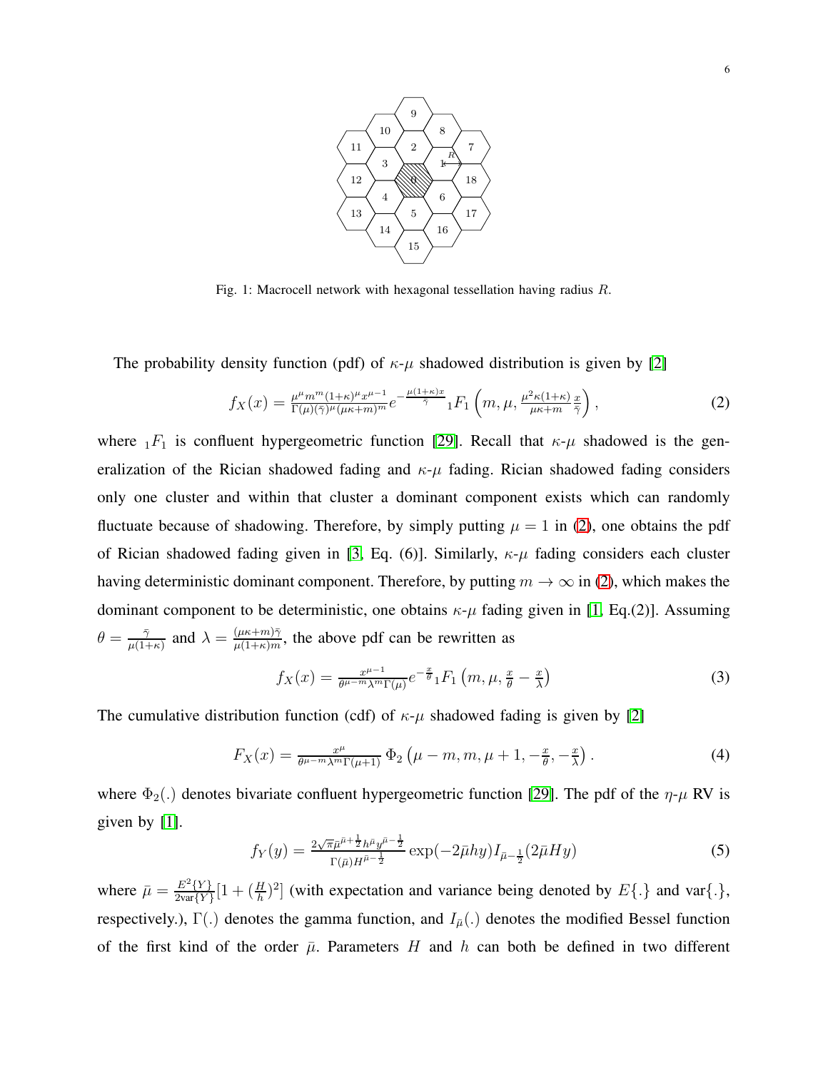Fig. 1: Macrocell network with hexagonal tessellation having radius $R$.

The probability density function (pdf) of $\kappa$-$\mu$ shadowed distribution is given by [2]

$$f_X(x) = \frac{\mu^\mu m^m (1+\kappa)^\mu x^{\mu-1}}{\Gamma(\mu)(\bar{\gamma})^\mu (\mu\kappa+m)^m} e^{-\frac{\mu(1+\kappa)x}{\bar{\gamma}}} {}_1F_1\left(m, \mu, \frac{\mu^2\kappa(1+\kappa)}{\mu\kappa+m}\frac{x}{\bar{\gamma}}\right), \tag{2}$$

where ${}_1F_1$ is confluent hypergeometric function [29]. Recall that $\kappa$-$\mu$ shadowed is the generalization of the Rician shadowed fading and $\kappa$-$\mu$ fading. Rician shadowed fading considers only one cluster and within that cluster a dominant component exists which can randomly fluctuate because of shadowing. Therefore, by simply putting $\mu = 1$ in (2), one obtains the pdf of Rician shadowed fading given in [3, Eq. (6)]. Similarly, $\kappa$-$\mu$ fading considers each cluster having deterministic dominant component. Therefore, by putting $m \to \infty$ in (2), which makes the dominant component to be deterministic, one obtains $\kappa$-$\mu$ fading given in [1, Eq.(2)]. Assuming $\theta = \frac{\bar{\gamma}}{\mu(1+\kappa)}$ and $\lambda = \frac{(\mu\kappa+m)\bar{\gamma}}{\mu(1+\kappa)m}$, the above pdf can be rewritten as

$$f_X(x) = \frac{x^{\mu-1}}{\theta^{\mu-m}\lambda^m\Gamma(\mu)} e^{-\frac{x}{\theta}} {}_1F_1\left(m, \mu, \frac{x}{\theta} - \frac{x}{\lambda}\right) \tag{3}$$

The cumulative distribution function (cdf) of $\kappa$-$\mu$ shadowed fading is given by [2]

$$F_X(x) = \frac{x^\mu}{\theta^{\mu-m}\lambda^m\Gamma(\mu+1)} \Phi_2\left(\mu-m, m, \mu+1, -\frac{x}{\theta}, -\frac{x}{\lambda}\right). \tag{4}$$

where $\Phi_2(.)$ denotes bivariate confluent hypergeometric function [29]. The pdf of the $\eta$-$\mu$ RV is given by [1].

$$f_Y(y) = \frac{2\sqrt{\pi}\bar{\mu}^{\bar{\mu}+\frac{1}{2}}h^{\bar{\mu}}y^{\bar{\mu}-\frac{1}{2}}}{\Gamma(\bar{\mu})H^{\bar{\mu}-\frac{1}{2}}} \exp(-2\bar{\mu}hy) I_{\bar{\mu}-\frac{1}{2}}(2\bar{\mu}Hy) \tag{5}$$

where $\bar{\mu} = \frac{E^2\{Y\}}{2\text{var}\{Y\}}[1 + (\frac{H}{h})^2]$ (with expectation and variance being denoted by $E\{.\}$ and $\text{var}\{.\}$, respectively.), $\Gamma(.)$ denotes the gamma function, and $I_{\bar{\mu}}(.)$ denotes the modified Bessel function of the first kind of the order $\bar{\mu}$. Parameters $H$ and $h$ can both be defined in two different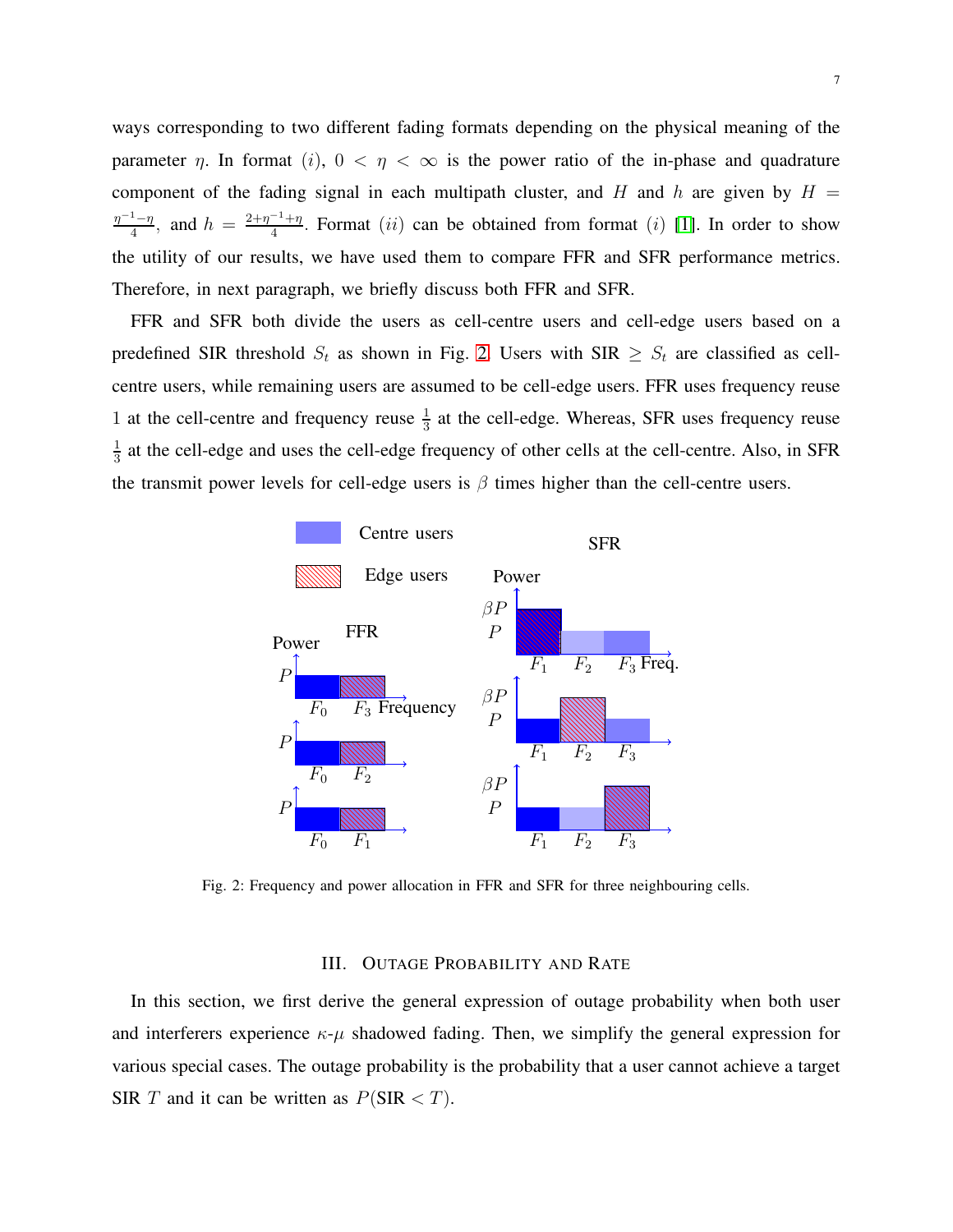ways corresponding to two different fading formats depending on the physical meaning of the parameter $\eta$. In format $(i)$, $0 < \eta < \infty$ is the power ratio of the in-phase and quadrature component of the fading signal in each multipath cluster, and $H$ and $h$ are given by $H = \frac{\eta^{-1}-\eta}{4}$, and $h = \frac{2+\eta^{-1}+\eta}{4}$. Format $(ii)$ can be obtained from format $(i)$ [1]. In order to show the utility of our results, we have used them to compare FFR and SFR performance metrics. Therefore, in next paragraph, we briefly discuss both FFR and SFR.

FFR and SFR both divide the users as cell-centre users and cell-edge users based on a predefined SIR threshold $S_t$ as shown in Fig. 2. Users with SIR $\geq S_t$ are classified as cell-centre users, while remaining users are assumed to be cell-edge users. FFR uses frequency reuse 1 at the cell-centre and frequency reuse $\frac{1}{3}$ at the cell-edge. Whereas, SFR uses frequency reuse $\frac{1}{3}$ at the cell-edge and uses the cell-edge frequency of other cells at the cell-centre. Also, in SFR the transmit power levels for cell-edge users is $\beta$ times higher than the cell-centre users.

Fig. 2: Frequency and power allocation in FFR and SFR for three neighbouring cells.

## III. Outage Probability and Rate

In this section, we first derive the general expression of outage probability when both user and interferers experience $\kappa$-$\mu$ shadowed fading. Then, we simplify the general expression for various special cases. The outage probability is the probability that a user cannot achieve a target SIR $T$ and it can be written as $P(\text{SIR} < T)$.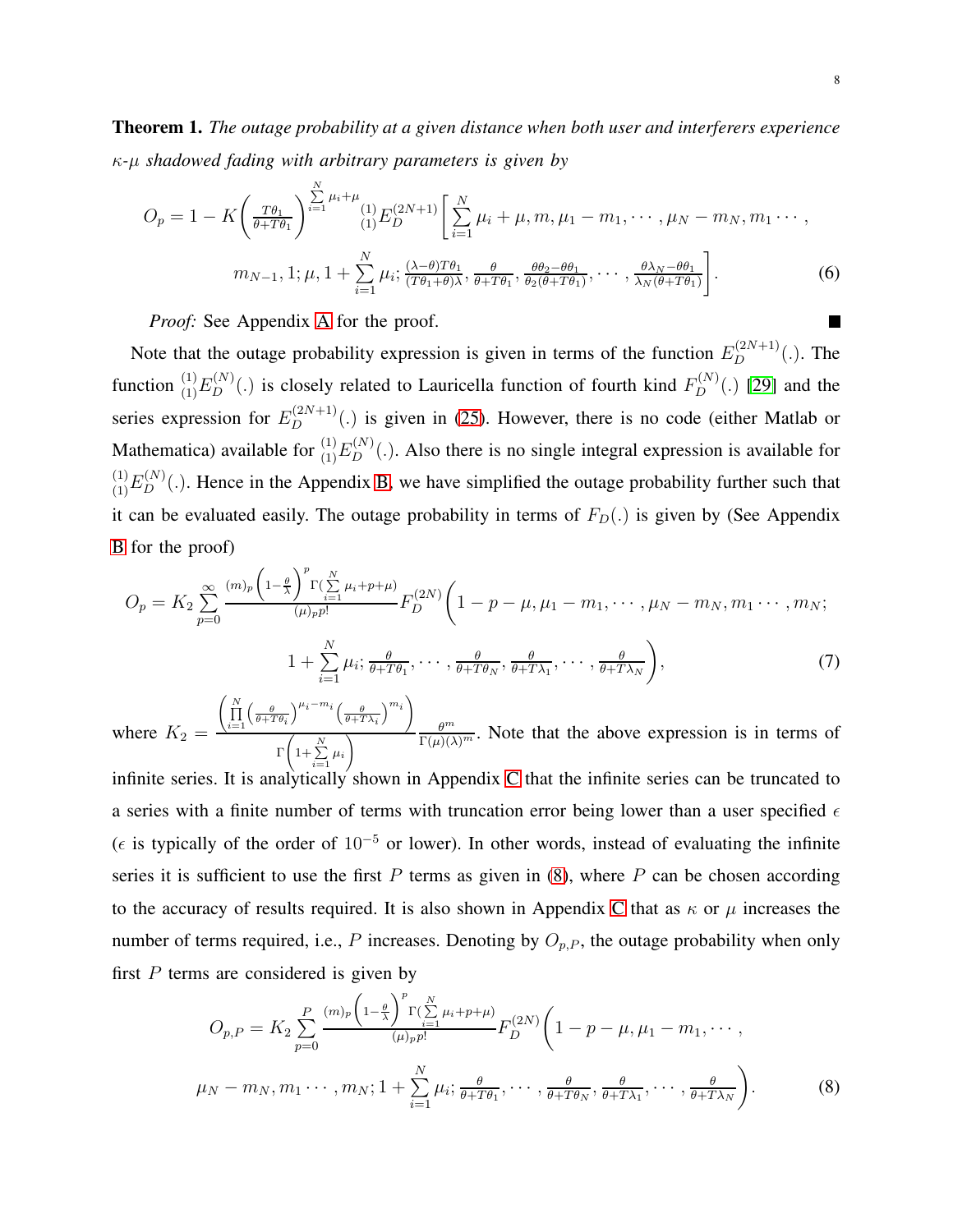**Theorem 1.** *The outage probability at a given distance when both user and interferers experience $\kappa$-$\mu$ shadowed fading with arbitrary parameters is given by*

$$O_p = 1 - K\left(\frac{T\theta_1}{\theta+T\theta_1}\right)^{\sum_{i=1}^{N}\mu_i+\mu} {}^{(1)}_{(1)}E_D^{(2N+1)}\left[\sum_{i=1}^{N}\mu_i+\mu, m, \mu_1-m_1, \cdots, \mu_N-m_N, m_1\cdots,\right.$$
$$\left. m_{N-1}, 1; \mu, 1+\sum_{i=1}^{N}\mu_i; \frac{(\lambda-\theta)T\theta_1}{(T\theta_1+\theta)\lambda}, \frac{\theta}{\theta+T\theta_1}, \frac{\theta\theta_2-\theta\theta_1}{\theta_2(\theta+T\theta_1)}, \cdots, \frac{\theta\lambda_N-\theta\theta_1}{\lambda_N(\theta+T\theta_1)}\right]. \tag{6}$$

*Proof:* See Appendix A for the proof. ■

Note that the outage probability expression is given in terms of the function $E_D^{(2N+1)}(.)$. The function ${}^{(1)}_{(1)}E_D^{(N)}(.)$ is closely related to Lauricella function of fourth kind $F_D^{(N)}(.)$ [29] and the series expression for $E_D^{(2N+1)}(.)$ is given in (25). However, there is no code (either Matlab or Mathematica) available for ${}^{(1)}_{(1)}E_D^{(N)}(.)$. Also there is no single integral expression is available for ${}^{(1)}_{(1)}E_D^{(N)}(.)$. Hence in the Appendix B, we have simplified the outage probability further such that it can be evaluated easily. The outage probability in terms of $F_D(.)$ is given by (See Appendix B for the proof)

$$O_p = K_2\sum_{p=0}^{\infty}\frac{(m)_p\left(1-\frac{\theta}{\lambda}\right)^p\Gamma(\sum_{i=1}^{N}\mu_i+p+\mu)}{(\mu)_p p!}F_D^{(2N)}\left(1-p-\mu, \mu_1-m_1, \cdots, \mu_N-m_N, m_1\cdots, m_N;\right.$$
$$\left. 1+\sum_{i=1}^{N}\mu_i; \frac{\theta}{\theta+T\theta_1}, \cdots, \frac{\theta}{\theta+T\theta_N}, \frac{\theta}{\theta+T\lambda_1}, \cdots, \frac{\theta}{\theta+T\lambda_N}\right), \tag{7}$$

where $K_2 = \frac{\left(\prod_{i=1}^{N}\left(\frac{\theta}{\theta+T\theta_i}\right)^{\mu_i-m_i}\left(\frac{\theta}{\theta+T\lambda_i}\right)^{m_i}\right)}{\Gamma\left(1+\sum_{i=1}^{N}\mu_i\right)}\frac{\theta^m}{\Gamma(\mu)(\lambda)^m}$. Note that the above expression is in terms of infinite series. It is analytically shown in Appendix C that the infinite series can be truncated to a series with a finite number of terms with truncation error being lower than a user specified $\epsilon$ ($\epsilon$ is typically of the order of $10^{-5}$ or lower). In other words, instead of evaluating the infinite series it is sufficient to use the first $P$ terms as given in (8), where $P$ can be chosen according to the accuracy of results required. It is also shown in Appendix C that as $\kappa$ or $\mu$ increases the number of terms required, i.e., $P$ increases. Denoting by $O_{p,P}$, the outage probability when only first $P$ terms are considered is given by

$$O_{p,P} = K_2\sum_{p=0}^{P}\frac{(m)_p\left(1-\frac{\theta}{\lambda}\right)^p\Gamma(\sum_{i=1}^{N}\mu_i+p+\mu)}{(\mu)_p p!}F_D^{(2N)}\left(1-p-\mu, \mu_1-m_1, \cdots,\right.$$
$$\left.\mu_N-m_N, m_1\cdots, m_N; 1+\sum_{i=1}^{N}\mu_i; \frac{\theta}{\theta+T\theta_1}, \cdots, \frac{\theta}{\theta+T\theta_N}, \frac{\theta}{\theta+T\lambda_1}, \cdots, \frac{\theta}{\theta+T\lambda_N}\right). \tag{8}$$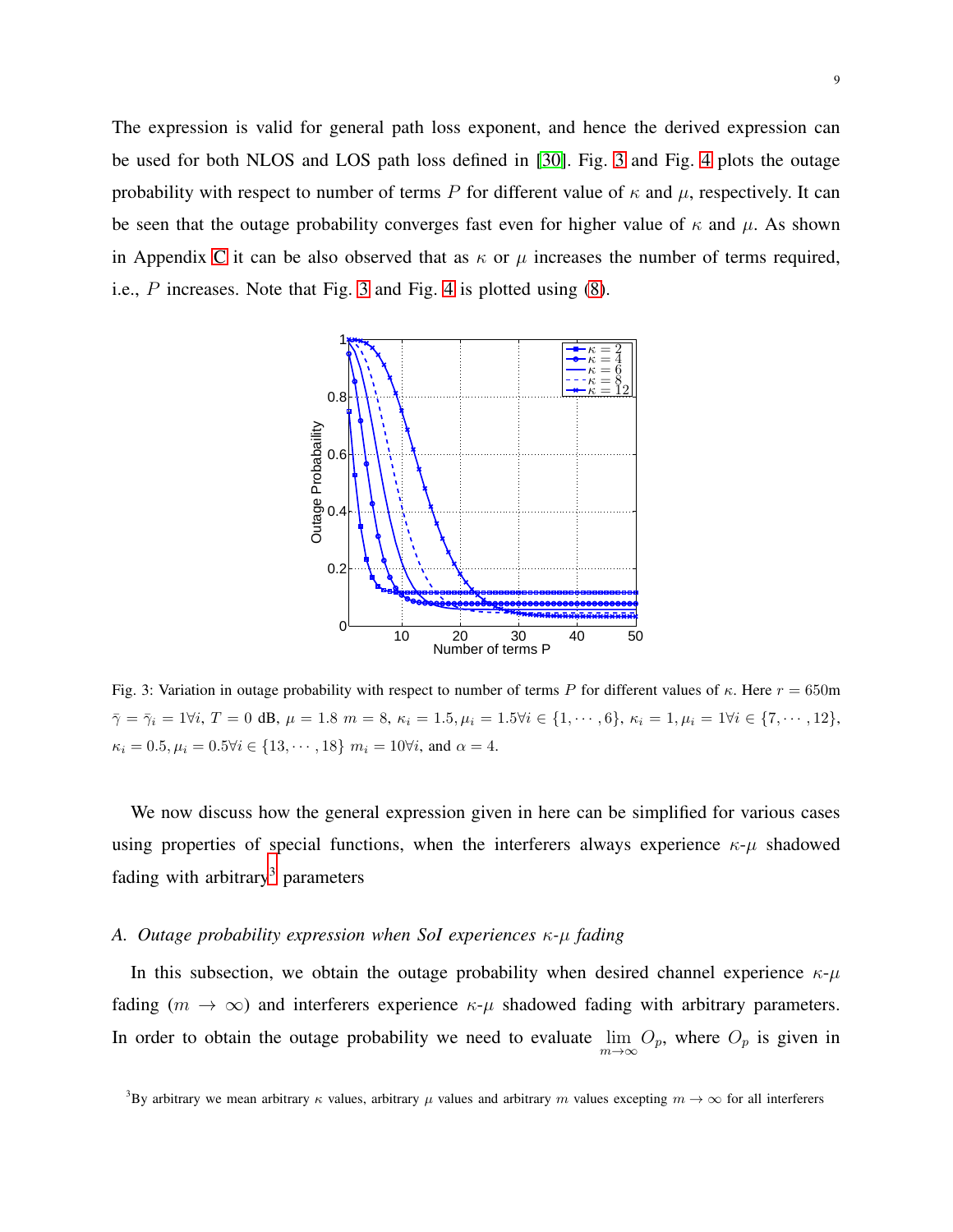The expression is valid for general path loss exponent, and hence the derived expression can be used for both NLOS and LOS path loss defined in [30]. Fig. 3 and Fig. 4 plots the outage probability with respect to number of terms $P$ for different value of $\kappa$ and $\mu$, respectively. It can be seen that the outage probability converges fast even for higher value of $\kappa$ and $\mu$. As shown in Appendix C it can be also observed that as $\kappa$ or $\mu$ increases the number of terms required, i.e., $P$ increases. Note that Fig. 3 and Fig. 4 is plotted using (8).

Fig. 3: Variation in outage probability with respect to number of terms $P$ for different values of $\kappa$. Here $r = 650$m $\bar{\gamma} = \bar{\gamma}_i = 1 \forall i$, $T = 0$ dB, $\mu = 1.8$ $m = 8$, $\kappa_i = 1.5, \mu_i = 1.5 \forall i \in \{1, \cdots, 6\}$, $\kappa_i = 1, \mu_i = 1 \forall i \in \{7, \cdots, 12\}$, $\kappa_i = 0.5, \mu_i = 0.5 \forall i \in \{13, \cdots, 18\}$ $m_i = 10 \forall i$, and $\alpha = 4$.

We now discuss how the general expression given in here can be simplified for various cases using properties of special functions, when the interferers always experience $\kappa$-$\mu$ shadowed fading with arbitrary[3] parameters

### A. Outage probability expression when SoI experiences $\kappa$-$\mu$ fading

In this subsection, we obtain the outage probability when desired channel experience $\kappa$-$\mu$ fading ($m \rightarrow \infty$) and interferers experience $\kappa$-$\mu$ shadowed fading with arbitrary parameters. In order to obtain the outage probability we need to evaluate $\lim_{m \rightarrow \infty} O_p$, where $O_p$ is given in

[3] By arbitrary we mean arbitrary $\kappa$ values, arbitrary $\mu$ values and arbitrary $m$ values excepting $m \rightarrow \infty$ for all interferers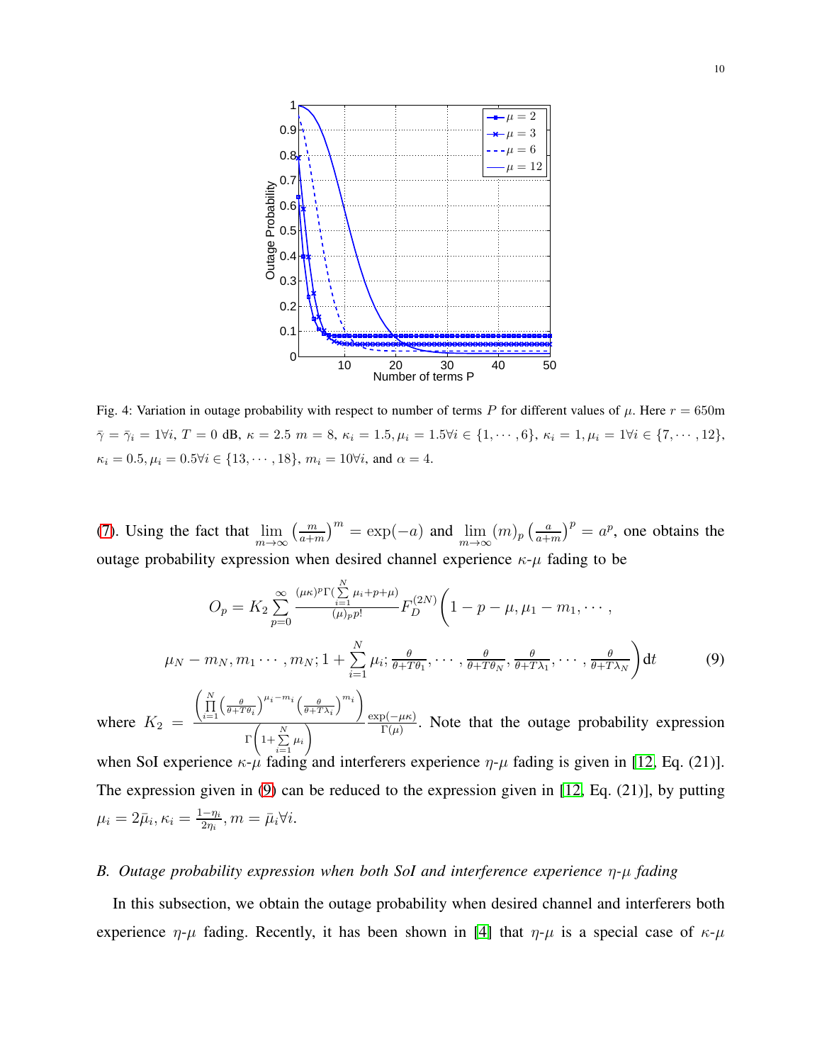Fig. 4: Variation in outage probability with respect to number of terms $P$ for different values of $\mu$. Here $r = 650$m $\bar{\gamma} = \bar{\gamma}_i = 1 \forall i$, $T = 0$ dB, $\kappa = 2.5$ $m = 8$, $\kappa_i = 1.5, \mu_i = 1.5 \forall i \in \{1, \cdots, 6\}$, $\kappa_i = 1, \mu_i = 1 \forall i \in \{7, \cdots, 12\}$, $\kappa_i = 0.5, \mu_i = 0.5 \forall i \in \{13, \cdots, 18\}$, $m_i = 10 \forall i$, and $\alpha = 4$.

(7). Using the fact that $\lim_{m\to\infty} \left(\frac{m}{a+m}\right)^m = \exp(-a)$ and $\lim_{m\to\infty} (m)_p \left(\frac{a}{a+m}\right)^p = a^p$, one obtains the outage probability expression when desired channel experience $\kappa$-$\mu$ fading to be

$$O_p = K_2 \sum_{p=0}^{\infty} \frac{(\mu\kappa)^p \Gamma(\sum_{i=1}^{N} \mu_i + p + \mu)}{(\mu)_p p!} F_D^{(2N)}\Bigg(1 - p - \mu, \mu_1 - m_1, \cdots,$$

$$\mu_N - m_N, m_1 \cdots, m_N; 1 + \sum_{i=1}^{N} \mu_i; \frac{\theta}{\theta + T\theta_1}, \cdots, \frac{\theta}{\theta + T\theta_N}, \frac{\theta}{\theta + T\lambda_1}, \cdots, \frac{\theta}{\theta + T\lambda_N}\Bigg) \mathrm{d}t \tag{9}$$

where $K_2 = \frac{\left(\prod_{i=1}^{N} \left(\frac{\theta}{\theta + T\theta_i}\right)^{\mu_i - m_i} \left(\frac{\theta}{\theta + T\lambda_i}\right)^{m_i}\right)}{\Gamma\left(1 + \sum_{i=1}^{N} \mu_i\right)} \frac{\exp(-\mu\kappa)}{\Gamma(\mu)}$. Note that the outage probability expression when SoI experience $\kappa$-$\mu$ fading and interferers experience $\eta$-$\mu$ fading is given in [12, Eq. (21)]. The expression given in (9) can be reduced to the expression given in [12, Eq. (21)], by putting $\mu_i = 2\bar{\mu}_i, \kappa_i = \frac{1-\eta_i}{2\eta_i}, m = \bar{\mu}_i \forall i$.

### *B. Outage probability expression when both SoI and interference experience $\eta$-$\mu$ fading*

In this subsection, we obtain the outage probability when desired channel and interferers both experience $\eta$-$\mu$ fading. Recently, it has been shown in [4] that $\eta$-$\mu$ is a special case of $\kappa$-$\mu$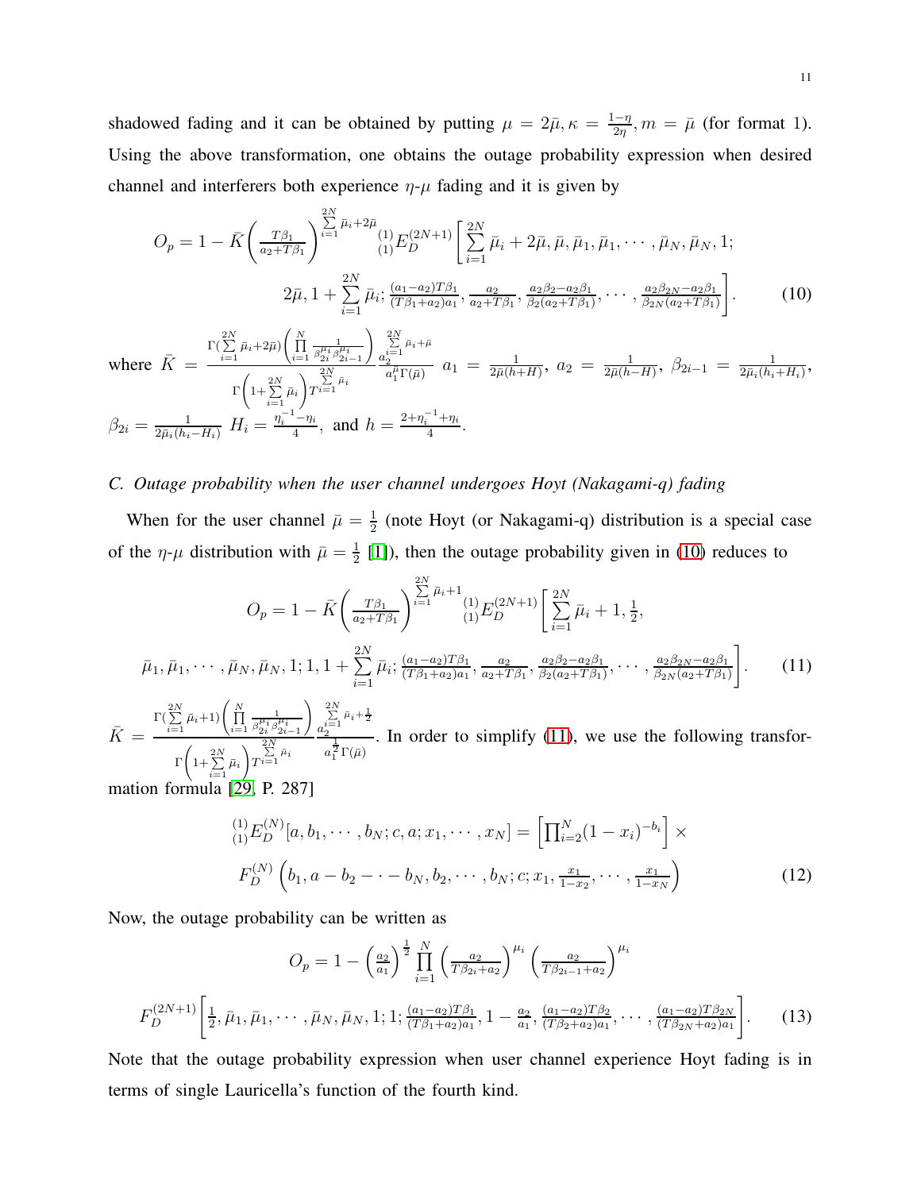shadowed fading and it can be obtained by putting $\mu = 2\bar{\mu}, \kappa = \frac{1-\eta}{2\eta}, m = \bar{\mu}$ (for format 1). Using the above transformation, one obtains the outage probability expression when desired channel and interferers both experience $\eta$-$\mu$ fading and it is given by

$$O_p = 1 - \bar{K}\left(\tfrac{T\beta_1}{a_2+T\beta_1}\right)^{\sum_{i=1}^{2N}\bar{\mu}_i+2\bar{\mu}} {}^{(1)}_{(1)}E_D^{(2N+1)}\Bigg[\sum_{i=1}^{2N}\bar{\mu}_i + 2\bar{\mu}, \bar{\mu}, \bar{\mu}_1, \bar{\mu}_1, \cdots, \bar{\mu}_N, \bar{\mu}_N, 1;$$
$$2\bar{\mu}, 1 + \sum_{i=1}^{2N}\bar{\mu}_i; \tfrac{(a_1-a_2)T\beta_1}{(T\beta_1+a_2)a_1}, \tfrac{a_2}{a_2+T\beta_1}, \tfrac{a_2\beta_2 - a_2\beta_1}{\beta_2(a_2+T\beta_1)}, \cdots, \tfrac{a_2\beta_{2N}-a_2\beta_1}{\beta_{2N}(a_2+T\beta_1)}\Bigg]. \tag{10}$$

where $\bar{K} = \frac{\Gamma(\sum_{i=1}^{2N}\bar{\mu}_i+2\bar{\mu})\left(\prod_{i=1}^{N}\frac{1}{\beta_{2i}^{\mu_i}\beta_{2i-1}^{\mu_i}}\right)}{\Gamma\left(1+\sum_{i=1}^{2N}\bar{\mu}_i\right)T^{\sum_{i=1}^{2N}\bar{\mu}_i}}\frac{a_2^{\sum_{i=1}^{2N}\bar{\mu}_i+\bar{\mu}}}{a_1^{\mu}\Gamma(\bar{\mu})}$ $a_1 = \frac{1}{2\bar{\mu}(h+H)}$, $a_2 = \frac{1}{2\bar{\mu}(h-H)}$, $\beta_{2i-1} = \frac{1}{2\bar{\mu}_i(h_i+H_i)}$, $\beta_{2i} = \frac{1}{2\bar{\mu}_i(h_i-H_i)}$ $H_i = \frac{\eta_i^{-1}-\eta_i}{4}$, and $h = \frac{2+\eta_i^{-1}+\eta_i}{4}$.

### C. Outage probability when the user channel undergoes Hoyt (Nakagami-q) fading

When for the user channel $\bar{\mu} = \frac{1}{2}$ (note Hoyt (or Nakagami-q) distribution is a special case of the $\eta$-$\mu$ distribution with $\bar{\mu} = \frac{1}{2}$ [1]), then the outage probability given in (10) reduces to

$$O_p = 1 - \bar{K}\left(\tfrac{T\beta_1}{a_2+T\beta_1}\right)^{\sum_{i=1}^{2N}\bar{\mu}_i+1} {}^{(1)}_{(1)}E_D^{(2N+1)}\Bigg[\sum_{i=1}^{2N}\bar{\mu}_i + 1, \tfrac{1}{2},$$
$$\bar{\mu}_1, \bar{\mu}_1, \cdots, \bar{\mu}_N, \bar{\mu}_N, 1; 1, 1 + \sum_{i=1}^{2N}\bar{\mu}_i; \tfrac{(a_1-a_2)T\beta_1}{(T\beta_1+a_2)a_1}, \tfrac{a_2}{a_2+T\beta_1}, \tfrac{a_2\beta_2-a_2\beta_1}{\beta_2(a_2+T\beta_1)}, \cdots, \tfrac{a_2\beta_{2N}-a_2\beta_1}{\beta_{2N}(a_2+T\beta_1)}\Bigg]. \tag{11}$$

$\bar{K} = \frac{\Gamma(\sum_{i=1}^{2N}\bar{\mu}_i+1)\left(\prod_{i=1}^{N}\frac{1}{\beta_{2i}^{\mu_i}\beta_{2i-1}^{\mu_i}}\right)}{\Gamma\left(1+\sum_{i=1}^{2N}\bar{\mu}_i\right)T^{\sum_{i=1}^{2N}\bar{\mu}_i}}\frac{a_2^{\sum_{i=1}^{2N}\bar{\mu}_i+\frac{1}{2}}}{a_1^{\frac{1}{2}}\Gamma(\bar{\mu})}$. In order to simplify (11), we use the following transformation formula [29, P. 287]

$$ {}^{(1)}_{(1)}E_D^{(N)}[a, b_1, \cdots, b_N; c, a; x_1, \cdots, x_N] = \left[\prod_{i=2}^{N}(1-x_i)^{-b_i}\right] \times$$
$$F_D^{(N)}\left(b_1, a - b_2 - \cdot - b_N, b_2, \cdots, b_N; c; x_1, \tfrac{x_1}{1-x_2}, \cdots, \tfrac{x_1}{1-x_N}\right) \tag{12}$$

Now, the outage probability can be written as

$$O_p = 1 - \left(\tfrac{a_2}{a_1}\right)^{\frac{1}{2}} \prod_{i=1}^{N}\left(\tfrac{a_2}{T\beta_{2i}+a_2}\right)^{\mu_i}\left(\tfrac{a_2}{T\beta_{2i-1}+a_2}\right)^{\mu_i}$$
$$F_D^{(2N+1)}\left[\tfrac{1}{2}, \bar{\mu}_1, \bar{\mu}_1, \cdots, \bar{\mu}_N, \bar{\mu}_N, 1; 1; \tfrac{(a_1-a_2)T\beta_1}{(T\beta_1+a_2)a_1}, 1 - \tfrac{a_2}{a_1}, \tfrac{(a_1-a_2)T\beta_2}{(T\beta_2+a_2)a_1}, \cdots, \tfrac{(a_1-a_2)T\beta_{2N}}{(T\beta_{2N}+a_2)a_1}\right]. \tag{13}$$

Note that the outage probability expression when user channel experience Hoyt fading is in terms of single Lauricella's function of the fourth kind.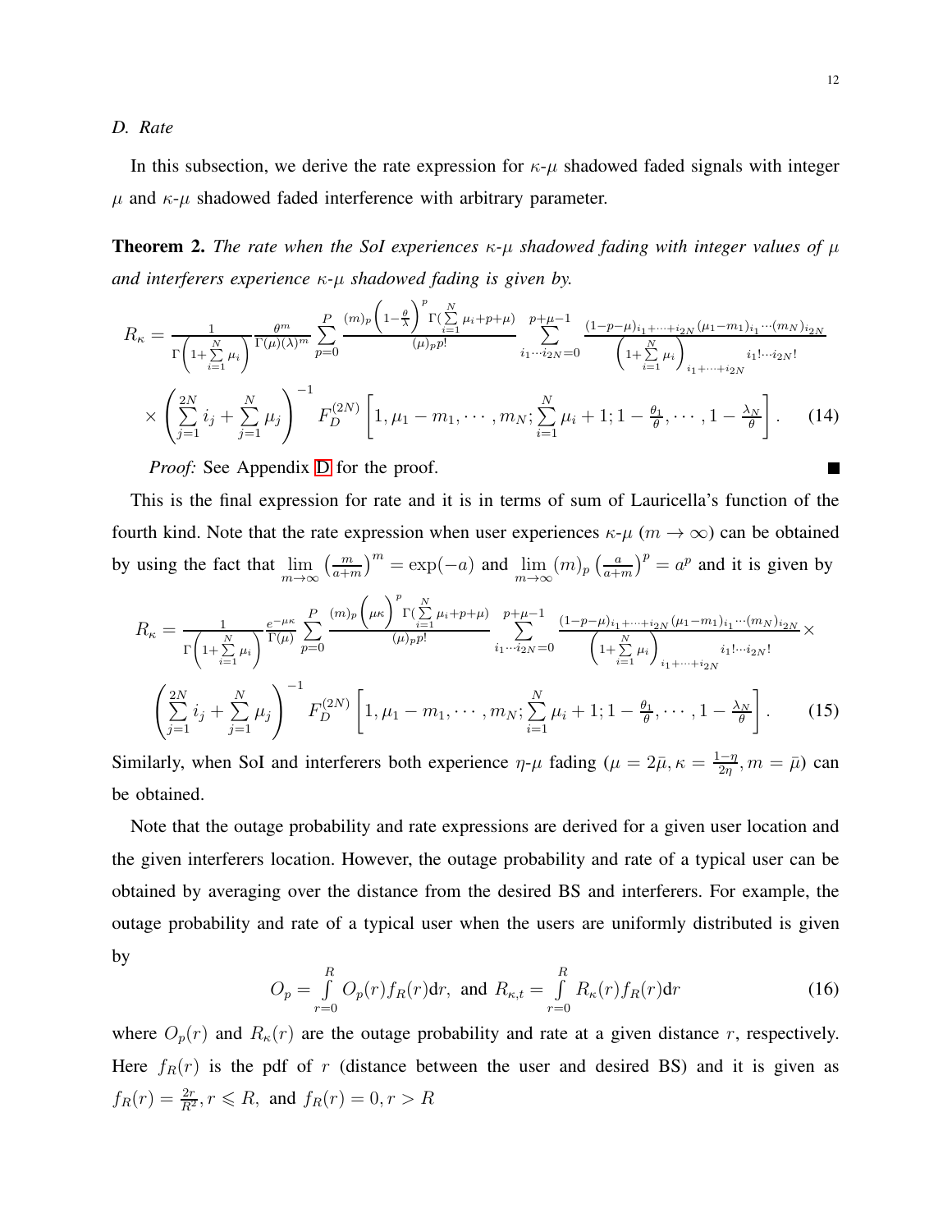### D. Rate

In this subsection, we derive the rate expression for $\kappa$-$\mu$ shadowed faded signals with integer $\mu$ and $\kappa$-$\mu$ shadowed faded interference with arbitrary parameter.

**Theorem 2.** *The rate when the SoI experiences $\kappa$-$\mu$ shadowed fading with integer values of $\mu$ and interferers experience $\kappa$-$\mu$ shadowed fading is given by.*

$$R_\kappa = \frac{1}{\Gamma\left(1+\sum\limits_{i=1}^{N}\mu_i\right)} \frac{\theta^m}{\Gamma(\mu)(\lambda)^m} \sum_{p=0}^{P} \frac{(m)_p\left(1-\frac{\theta}{\lambda}\right)^p \Gamma\left(\sum\limits_{i=1}^{N}\mu_i+p+\mu\right)}{(\mu)_p p!} \sum_{i_1\cdots i_{2N}=0}^{p+\mu-1} \frac{(1-p-\mu)_{i_1+\cdots+i_{2N}}(\mu_1-m_1)_{i_1}\cdots(m_N)_{i_{2N}}}{\left(1+\sum\limits_{i=1}^{N}\mu_i\right)_{i_1+\cdots+i_{2N}} i_1!\cdots i_{2N}!}$$

$$\times\left(\sum_{j=1}^{2N} i_j + \sum_{j=1}^{N}\mu_j\right)^{-1} F_D^{(2N)}\left[1, \mu_1-m_1, \cdots, m_N; \sum_{i=1}^{N}\mu_i+1; 1-\frac{\theta_1}{\theta}, \cdots, 1-\frac{\lambda_N}{\theta}\right]. \quad (14)$$

*Proof:* See Appendix D for the proof. ■

This is the final expression for rate and it is in terms of sum of Lauricella's function of the fourth kind. Note that the rate expression when user experiences $\kappa$-$\mu$ ($m \to \infty$) can be obtained by using the fact that $\lim\limits_{m\to\infty}\left(\frac{m}{a+m}\right)^m = \exp(-a)$ and $\lim\limits_{m\to\infty}(m)_p\left(\frac{a}{a+m}\right)^p = a^p$ and it is given by

$$R_\kappa = \frac{1}{\Gamma\left(1+\sum\limits_{i=1}^{N}\mu_i\right)} \frac{e^{-\mu\kappa}}{\Gamma(\mu)} \sum_{p=0}^{P} \frac{(m)_p\left(\mu\kappa\right)^p \Gamma\left(\sum\limits_{i=1}^{N}\mu_i+p+\mu\right)}{(\mu)_p p!} \sum_{i_1\cdots i_{2N}=0}^{p+\mu-1} \frac{(1-p-\mu)_{i_1+\cdots+i_{2N}}(\mu_1-m_1)_{i_1}\cdots(m_N)_{i_{2N}}}{\left(1+\sum\limits_{i=1}^{N}\mu_i\right)_{i_1+\cdots+i_{2N}} i_1!\cdots i_{2N}!}\times$$

$$\left(\sum_{j=1}^{2N} i_j + \sum_{j=1}^{N}\mu_j\right)^{-1} F_D^{(2N)}\left[1, \mu_1-m_1, \cdots, m_N; \sum_{i=1}^{N}\mu_i+1; 1-\frac{\theta_1}{\theta}, \cdots, 1-\frac{\lambda_N}{\theta}\right]. \quad (15)$$

Similarly, when SoI and interferers both experience $\eta$-$\mu$ fading ($\mu = 2\bar{\mu}, \kappa = \frac{1-\eta}{2\eta}, m = \bar{\mu}$) can be obtained.

Note that the outage probability and rate expressions are derived for a given user location and the given interferers location. However, the outage probability and rate of a typical user can be obtained by averaging over the distance from the desired BS and interferers. For example, the outage probability and rate of a typical user when the users are uniformly distributed is given by

$$O_p = \int_{r=0}^{R} O_p(r) f_R(r)\mathrm{d}r, \text{ and } R_{\kappa,t} = \int_{r=0}^{R} R_\kappa(r) f_R(r)\mathrm{d}r \quad (16)$$

where $O_p(r)$ and $R_\kappa(r)$ are the outage probability and rate at a given distance $r$, respectively. Here $f_R(r)$ is the pdf of $r$ (distance between the user and desired BS) and it is given as $f_R(r) = \frac{2r}{R^2}, r \leqslant R,$ and $f_R(r) = 0, r > R$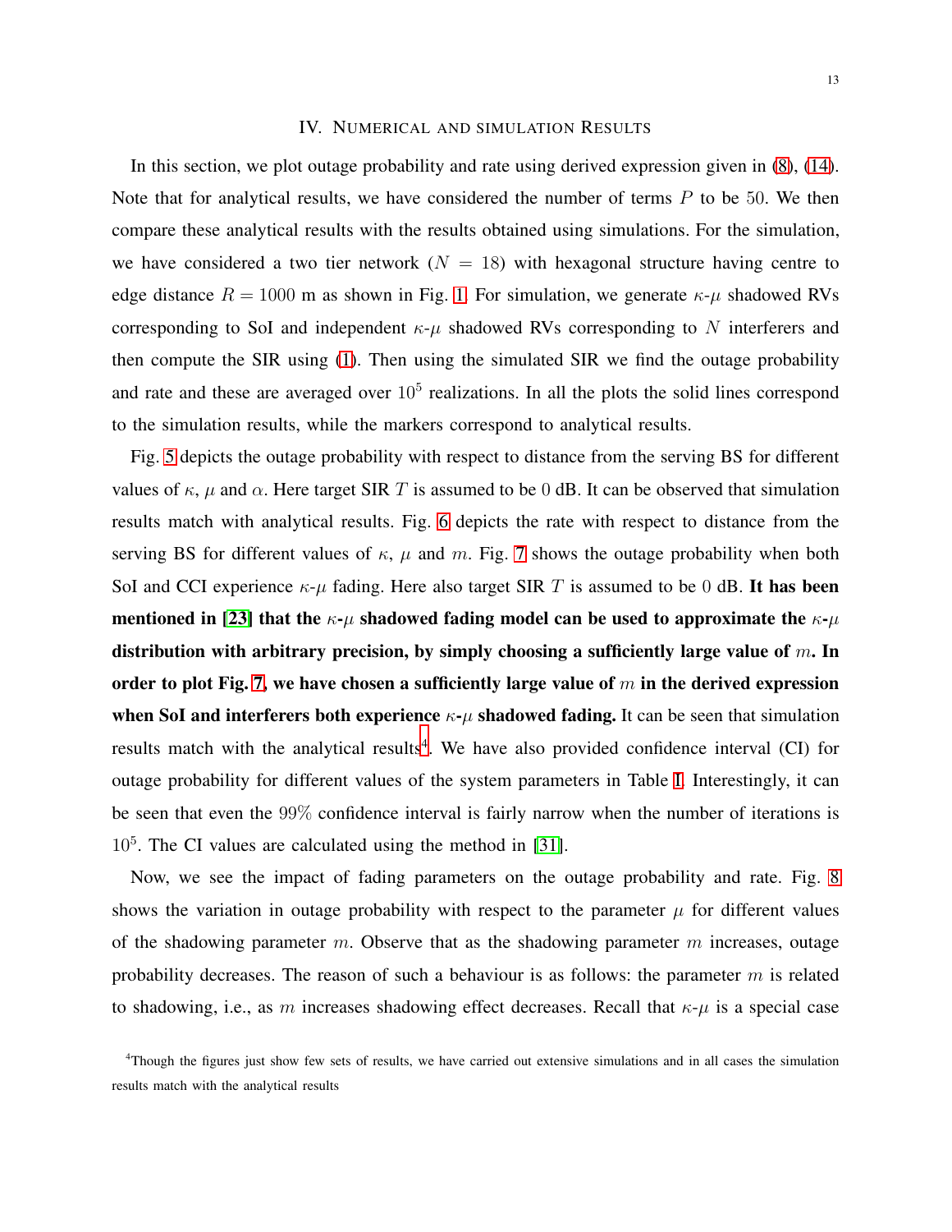## IV. Numerical and simulation Results

In this section, we plot outage probability and rate using derived expression given in (8), (14). Note that for analytical results, we have considered the number of terms $P$ to be 50. We then compare these analytical results with the results obtained using simulations. For the simulation, we have considered a two tier network ($N = 18$) with hexagonal structure having centre to edge distance $R = 1000$ m as shown in Fig. 1. For simulation, we generate $\kappa$-$\mu$ shadowed RVs corresponding to SoI and independent $\kappa$-$\mu$ shadowed RVs corresponding to $N$ interferers and then compute the SIR using (1). Then using the simulated SIR we find the outage probability and rate and these are averaged over $10^5$ realizations. In all the plots the solid lines correspond to the simulation results, while the markers correspond to analytical results.

Fig. 5 depicts the outage probability with respect to distance from the serving BS for different values of $\kappa$, $\mu$ and $\alpha$. Here target SIR $T$ is assumed to be 0 dB. It can be observed that simulation results match with analytical results. Fig. 6 depicts the rate with respect to distance from the serving BS for different values of $\kappa$, $\mu$ and $m$. Fig. 7 shows the outage probability when both SoI and CCI experience $\kappa$-$\mu$ fading. Here also target SIR $T$ is assumed to be 0 dB. **It has been mentioned in [23] that the $\kappa$-$\mu$ shadowed fading model can be used to approximate the $\kappa$-$\mu$ distribution with arbitrary precision, by simply choosing a sufficiently large value of $m$. In order to plot Fig. 7, we have chosen a sufficiently large value of $m$ in the derived expression when SoI and interferers both experience $\kappa$-$\mu$ shadowed fading.** It can be seen that simulation results match with the analytical results[4]. We have also provided confidence interval (CI) for outage probability for different values of the system parameters in Table I. Interestingly, it can be seen that even the 99% confidence interval is fairly narrow when the number of iterations is $10^5$. The CI values are calculated using the method in [31].

Now, we see the impact of fading parameters on the outage probability and rate. Fig. 8 shows the variation in outage probability with respect to the parameter $\mu$ for different values of the shadowing parameter $m$. Observe that as the shadowing parameter $m$ increases, outage probability decreases. The reason of such a behaviour is as follows: the parameter $m$ is related to shadowing, i.e., as $m$ increases shadowing effect decreases. Recall that $\kappa$-$\mu$ is a special case

[4]Though the figures just show few sets of results, we have carried out extensive simulations and in all cases the simulation results match with the analytical results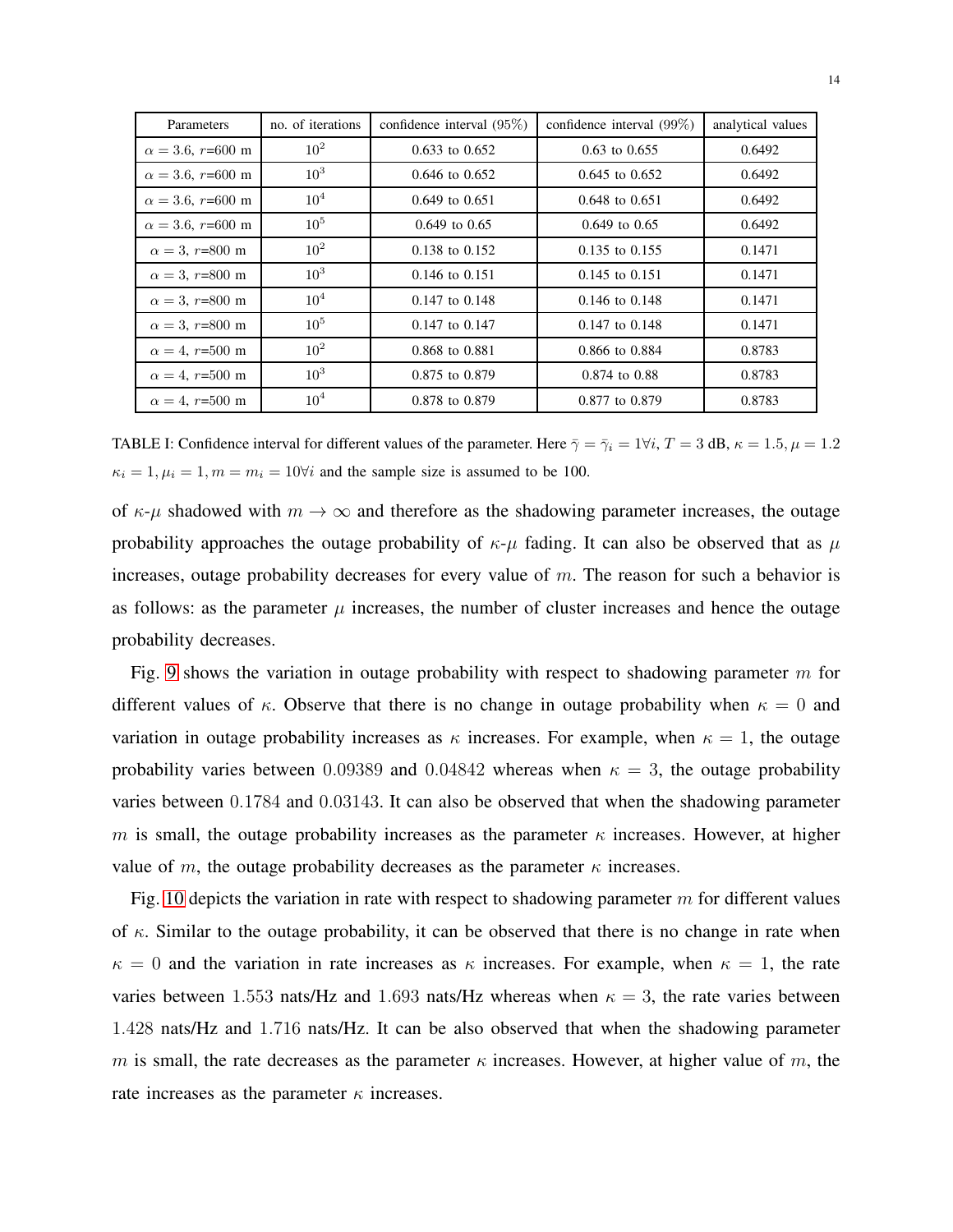| Parameters | no. of iterations | confidence interval (95%) | confidence interval (99%) | analytical values |
| --- | --- | --- | --- | --- |
| $\alpha = 3.6$, $r$=600 m | $10^2$ | 0.633 to 0.652 | 0.63 to 0.655 | 0.6492 |
| $\alpha = 3.6$, $r$=600 m | $10^3$ | 0.646 to 0.652 | 0.645 to 0.652 | 0.6492 |
| $\alpha = 3.6$, $r$=600 m | $10^4$ | 0.649 to 0.651 | 0.648 to 0.651 | 0.6492 |
| $\alpha = 3.6$, $r$=600 m | $10^5$ | 0.649 to 0.65 | 0.649 to 0.65 | 0.6492 |
| $\alpha = 3$, $r$=800 m | $10^2$ | 0.138 to 0.152 | 0.135 to 0.155 | 0.1471 |
| $\alpha = 3$, $r$=800 m | $10^3$ | 0.146 to 0.151 | 0.145 to 0.151 | 0.1471 |
| $\alpha = 3$, $r$=800 m | $10^4$ | 0.147 to 0.148 | 0.146 to 0.148 | 0.1471 |
| $\alpha = 3$, $r$=800 m | $10^5$ | 0.147 to 0.147 | 0.147 to 0.148 | 0.1471 |
| $\alpha = 4$, $r$=500 m | $10^2$ | 0.868 to 0.881 | 0.866 to 0.884 | 0.8783 |
| $\alpha = 4$, $r$=500 m | $10^3$ | 0.875 to 0.879 | 0.874 to 0.88 | 0.8783 |
| $\alpha = 4$, $r$=500 m | $10^4$ | 0.878 to 0.879 | 0.877 to 0.879 | 0.8783 |

TABLE I: Confidence interval for different values of the parameter. Here $\bar{\gamma} = \bar{\gamma}_i = 1 \forall i$, $T = 3$ dB, $\kappa = 1.5, \mu = 1.2$ $\kappa_i = 1, \mu_i = 1, m = m_i = 10 \forall i$ and the sample size is assumed to be 100.

of $\kappa$-$\mu$ shadowed with $m \to \infty$ and therefore as the shadowing parameter increases, the outage probability approaches the outage probability of $\kappa$-$\mu$ fading. It can also be observed that as $\mu$ increases, outage probability decreases for every value of $m$. The reason for such a behavior is as follows: as the parameter $\mu$ increases, the number of cluster increases and hence the outage probability decreases.

Fig. 9 shows the variation in outage probability with respect to shadowing parameter $m$ for different values of $\kappa$. Observe that there is no change in outage probability when $\kappa = 0$ and variation in outage probability increases as $\kappa$ increases. For example, when $\kappa = 1$, the outage probability varies between $0.09389$ and $0.04842$ whereas when $\kappa = 3$, the outage probability varies between $0.1784$ and $0.03143$. It can also be observed that when the shadowing parameter $m$ is small, the outage probability increases as the parameter $\kappa$ increases. However, at higher value of $m$, the outage probability decreases as the parameter $\kappa$ increases.

Fig. 10 depicts the variation in rate with respect to shadowing parameter $m$ for different values of $\kappa$. Similar to the outage probability, it can be observed that there is no change in rate when $\kappa = 0$ and the variation in rate increases as $\kappa$ increases. For example, when $\kappa = 1$, the rate varies between $1.553$ nats/Hz and $1.693$ nats/Hz whereas when $\kappa = 3$, the rate varies between $1.428$ nats/Hz and $1.716$ nats/Hz. It can be also observed that when the shadowing parameter $m$ is small, the rate decreases as the parameter $\kappa$ increases. However, at higher value of $m$, the rate increases as the parameter $\kappa$ increases.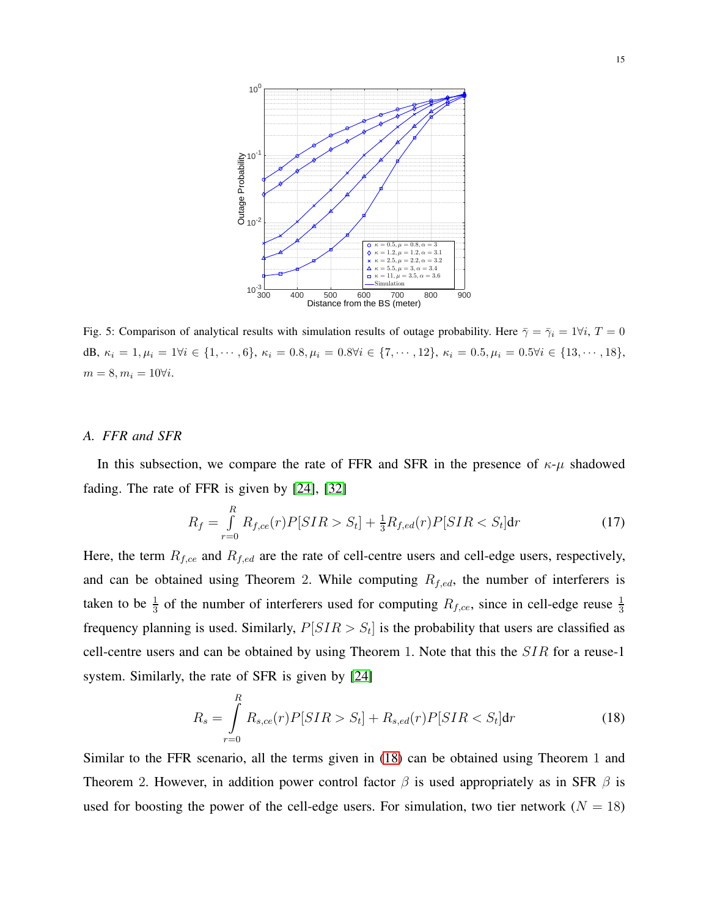Fig. 5: Comparison of analytical results with simulation results of outage probability. Here $\bar{\gamma} = \bar{\gamma}_i = 1 \forall i$, $T = 0$ dB, $\kappa_i = 1, \mu_i = 1 \forall i \in \{1, \cdots, 6\}$, $\kappa_i = 0.8, \mu_i = 0.8 \forall i \in \{7, \cdots, 12\}$, $\kappa_i = 0.5, \mu_i = 0.5 \forall i \in \{13, \cdots, 18\}$, $m = 8, m_i = 10 \forall i$.

### A. FFR and SFR

In this subsection, we compare the rate of FFR and SFR in the presence of $\kappa$-$\mu$ shadowed fading. The rate of FFR is given by [24], [32]

$$R_f = \int_{r=0}^{R} R_{f,ce}(r) P[SIR > S_t] + \tfrac{1}{3} R_{f,ed}(r) P[SIR < S_t] \mathrm{d}r \tag{17}$$

Here, the term $R_{f,ce}$ and $R_{f,ed}$ are the rate of cell-centre users and cell-edge users, respectively, and can be obtained using Theorem 2. While computing $R_{f,ed}$, the number of interferers is taken to be $\frac{1}{3}$ of the number of interferers used for computing $R_{f,ce}$, since in cell-edge reuse $\frac{1}{3}$ frequency planning is used. Similarly, $P[SIR > S_t]$ is the probability that users are classified as cell-centre users and can be obtained by using Theorem 1. Note that this the $SIR$ for a reuse-1 system. Similarly, the rate of SFR is given by [24]

$$R_s = \int_{r=0}^{R} R_{s,ce}(r) P[SIR > S_t] + R_{s,ed}(r) P[SIR < S_t] \mathrm{d}r \tag{18}$$

Similar to the FFR scenario, all the terms given in (18) can be obtained using Theorem 1 and Theorem 2. However, in addition power control factor $\beta$ is used appropriately as in SFR $\beta$ is used for boosting the power of the cell-edge users. For simulation, two tier network ($N = 18$)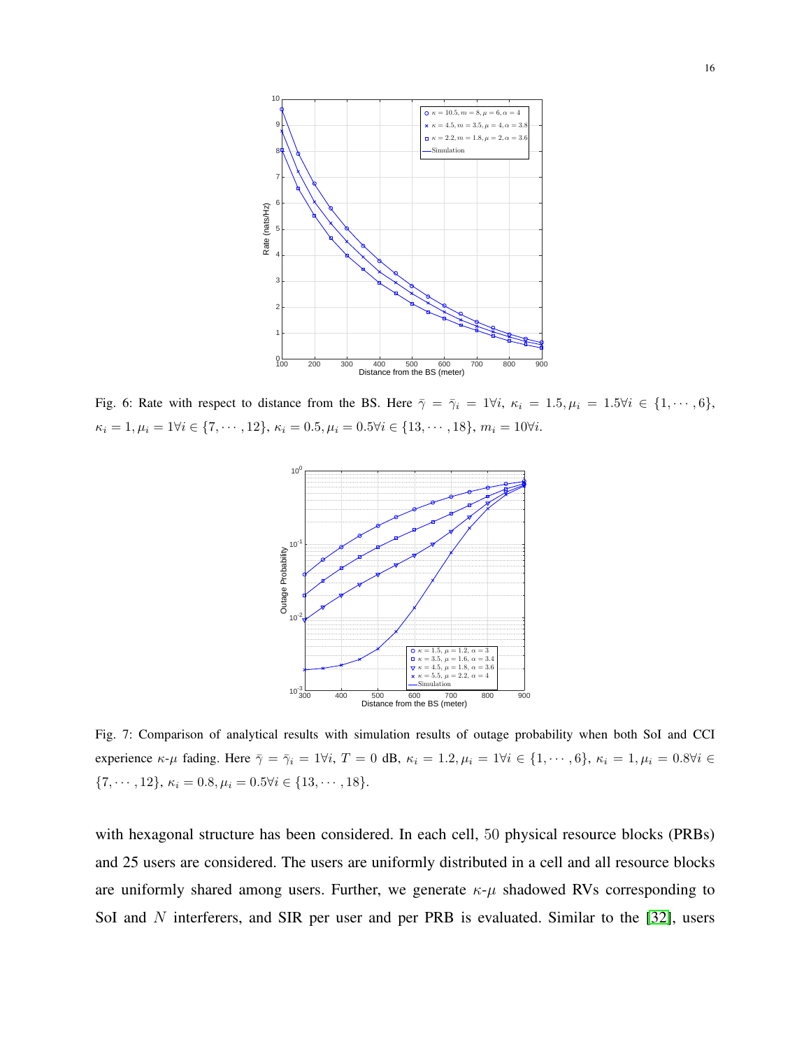Fig. 6: Rate with respect to distance from the BS. Here $\bar{\gamma} = \bar{\gamma}_i = 1 \forall i$, $\kappa_i = 1.5, \mu_i = 1.5 \forall i \in \{1, \cdots, 6\}$, $\kappa_i = 1, \mu_i = 1 \forall i \in \{7, \cdots, 12\}$, $\kappa_i = 0.5, \mu_i = 0.5 \forall i \in \{13, \cdots, 18\}$, $m_i = 10 \forall i$.

Fig. 7: Comparison of analytical results with simulation results of outage probability when both SoI and CCI experience $\kappa$-$\mu$ fading. Here $\bar{\gamma} = \bar{\gamma}_i = 1 \forall i$, $T = 0$ dB, $\kappa_i = 1.2, \mu_i = 1 \forall i \in \{1, \cdots, 6\}$, $\kappa_i = 1, \mu_i = 0.8 \forall i \in \{7, \cdots, 12\}$, $\kappa_i = 0.8, \mu_i = 0.5 \forall i \in \{13, \cdots, 18\}$.

with hexagonal structure has been considered. In each cell, 50 physical resource blocks (PRBs) and 25 users are considered. The users are uniformly distributed in a cell and all resource blocks are uniformly shared among users. Further, we generate $\kappa$-$\mu$ shadowed RVs corresponding to SoI and $N$ interferers, and SIR per user and per PRB is evaluated. Similar to the [32], users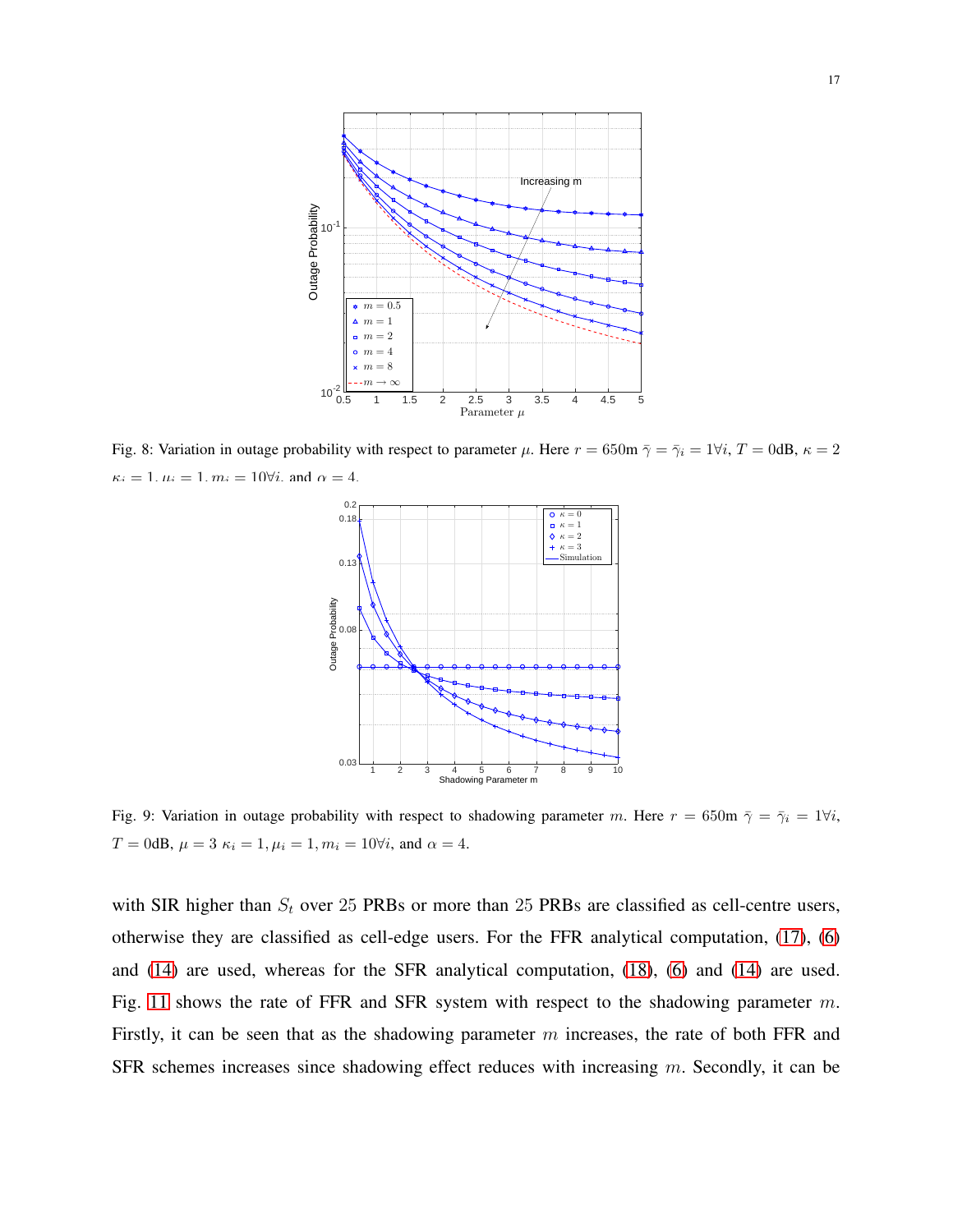Fig. 8: Variation in outage probability with respect to parameter $\mu$. Here $r = 650$m $\bar{\gamma} = \bar{\gamma}_i = 1 \forall i$, $T = 0$dB, $\kappa = 2$ $\kappa_i = 1, \mu_i = 1, m_i = 10 \forall i$, and $\alpha = 4$.

Fig. 9: Variation in outage probability with respect to shadowing parameter $m$. Here $r = 650$m $\bar{\gamma} = \bar{\gamma}_i = 1 \forall i$, $T = 0$dB, $\mu = 3$ $\kappa_i = 1, \mu_i = 1, m_i = 10 \forall i$, and $\alpha = 4$.

with SIR higher than $S_t$ over 25 PRBs or more than 25 PRBs are classified as cell-centre users, otherwise they are classified as cell-edge users. For the FFR analytical computation, (17), (6) and (14) are used, whereas for the SFR analytical computation, (18), (6) and (14) are used. Fig. 11 shows the rate of FFR and SFR system with respect to the shadowing parameter $m$. Firstly, it can be seen that as the shadowing parameter $m$ increases, the rate of both FFR and SFR schemes increases since shadowing effect reduces with increasing $m$. Secondly, it can be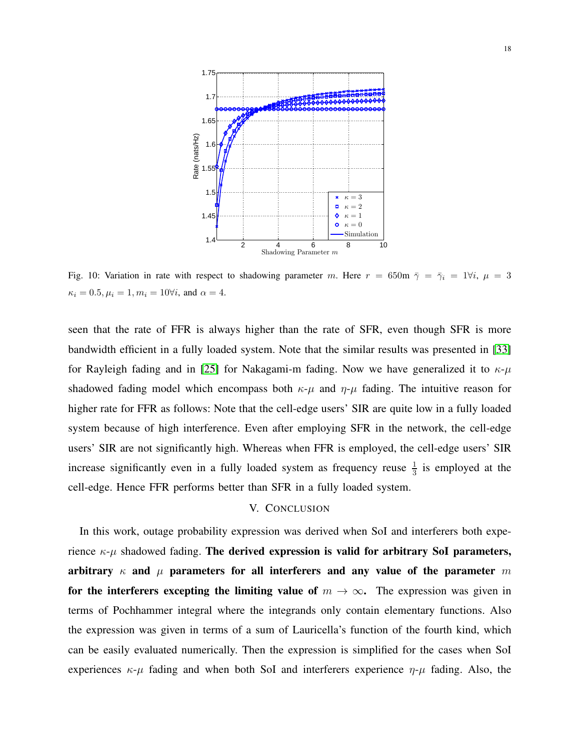Fig. 10: Variation in rate with respect to shadowing parameter $m$. Here $r = 650$m $\bar{\gamma} = \bar{\gamma}_i = 1 \forall i$, $\mu = 3$ $\kappa_i = 0.5, \mu_i = 1, m_i = 10 \forall i$, and $\alpha = 4$.

seen that the rate of FFR is always higher than the rate of SFR, even though SFR is more bandwidth efficient in a fully loaded system. Note that the similar results was presented in [33] for Rayleigh fading and in [25] for Nakagami-m fading. Now we have generalized it to $\kappa$-$\mu$ shadowed fading model which encompass both $\kappa$-$\mu$ and $\eta$-$\mu$ fading. The intuitive reason for higher rate for FFR as follows: Note that the cell-edge users' SIR are quite low in a fully loaded system because of high interference. Even after employing SFR in the network, the cell-edge users' SIR are not significantly high. Whereas when FFR is employed, the cell-edge users' SIR increase significantly even in a fully loaded system as frequency reuse $\frac{1}{3}$ is employed at the cell-edge. Hence FFR performs better than SFR in a fully loaded system.

## V. Conclusion

In this work, outage probability expression was derived when SoI and interferers both experience $\kappa$-$\mu$ shadowed fading. **The derived expression is valid for arbitrary SoI parameters, arbitrary $\kappa$ and $\mu$ parameters for all interferers and any value of the parameter $m$ for the interferers excepting the limiting value of $m \to \infty$.** The expression was given in terms of Pochhammer integral where the integrands only contain elementary functions. Also the expression was given in terms of a sum of Lauricella's function of the fourth kind, which can be easily evaluated numerically. Then the expression is simplified for the cases when SoI experiences $\kappa$-$\mu$ fading and when both SoI and interferers experience $\eta$-$\mu$ fading. Also, the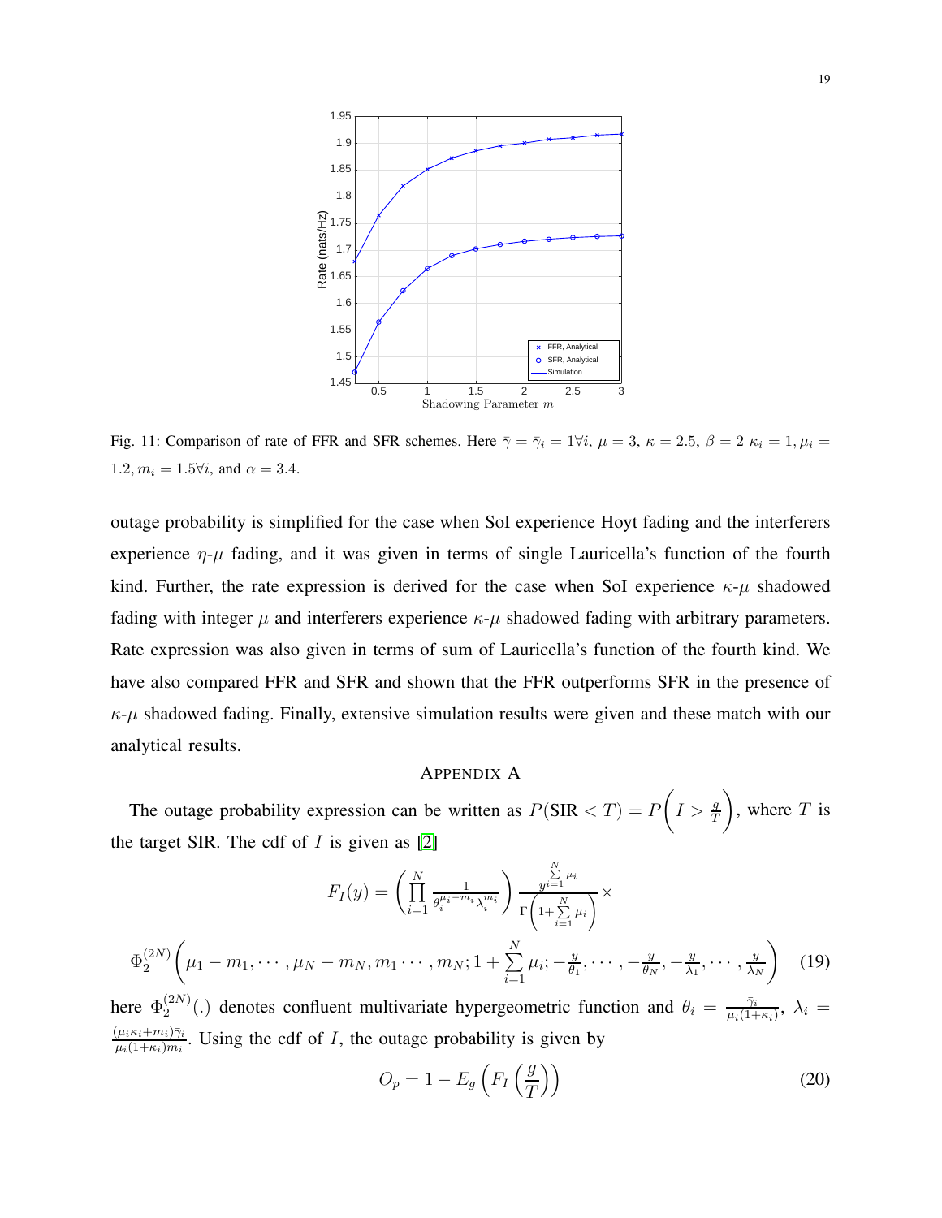Fig. 11: Comparison of rate of FFR and SFR schemes. Here $\bar{\gamma} = \bar{\gamma}_i = 1 \forall i$, $\mu = 3$, $\kappa = 2.5$, $\beta = 2$ $\kappa_i = 1, \mu_i = 1.2, m_i = 1.5 \forall i$, and $\alpha = 3.4$.

outage probability is simplified for the case when SoI experience Hoyt fading and the interferers experience $\eta$-$\mu$ fading, and it was given in terms of single Lauricella's function of the fourth kind. Further, the rate expression is derived for the case when SoI experience $\kappa$-$\mu$ shadowed fading with integer $\mu$ and interferers experience $\kappa$-$\mu$ shadowed fading with arbitrary parameters. Rate expression was also given in terms of sum of Lauricella's function of the fourth kind. We have also compared FFR and SFR and shown that the FFR outperforms SFR in the presence of $\kappa$-$\mu$ shadowed fading. Finally, extensive simulation results were given and these match with our analytical results.

## Appendix A

The outage probability expression can be written as $P(\text{SIR} < T) = P\left(I > \frac{g}{T}\right)$, where $T$ is the target SIR. The cdf of $I$ is given as [2]

$$F_I(y) = \left(\prod_{i=1}^{N} \frac{1}{\theta_i^{\mu_i - m_i} \lambda_i^{m_i}}\right) \frac{y^{\sum_{i=1}^{N} \mu_i}}{\Gamma\left(1 + \sum_{i=1}^{N} \mu_i\right)} \times$$

$$\Phi_2^{(2N)}\left(\mu_1 - m_1, \cdots, \mu_N - m_N, m_1 \cdots, m_N; 1 + \sum_{i=1}^{N} \mu_i; -\frac{y}{\theta_1}, \cdots, -\frac{y}{\theta_N}, -\frac{y}{\lambda_1}, \cdots, \frac{y}{\lambda_N}\right) \quad (19)$$

here $\Phi_2^{(2N)}(.)$ denotes confluent multivariate hypergeometric function and $\theta_i = \frac{\bar{\gamma}_i}{\mu_i(1+\kappa_i)}$, $\lambda_i = \frac{(\mu_i \kappa_i + m_i)\bar{\gamma}_i}{\mu_i(1+\kappa_i)m_i}$. Using the cdf of $I$, the outage probability is given by

$$O_p = 1 - E_g\left(F_I\left(\frac{g}{T}\right)\right) \quad (20)$$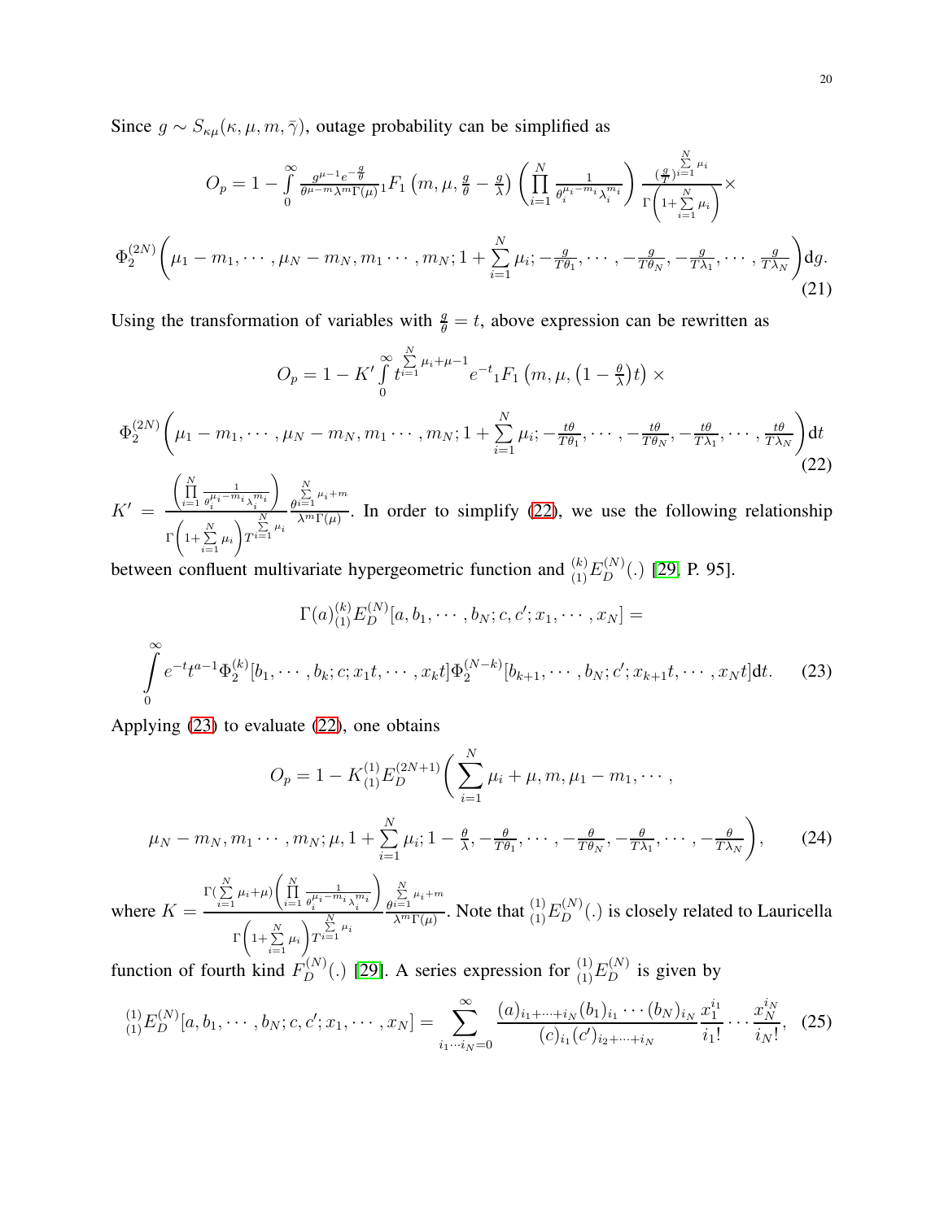Since $g \sim S_{\kappa\mu}(\kappa, \mu, m, \bar{\gamma})$, outage probability can be simplified as

$$O_p = 1 - \int_0^\infty \frac{g^{\mu-1} e^{-\frac{g}{\theta}}}{\theta^{\mu-m} \lambda^m \Gamma(\mu)} {}_1F_1\left(m, \mu, \tfrac{g}{\theta} - \tfrac{g}{\lambda}\right) \left( \prod_{i=1}^{N} \frac{1}{\theta_i^{\mu_i - m_i} \lambda_i^{m_i}} \right) \frac{\left(\frac{g}{T}\right)^{\sum_{i=1}^{N} \mu_i}}{\Gamma\left(1 + \sum_{i=1}^{N} \mu_i\right)} \times$$

$$\Phi_2^{(2N)}\left( \mu_1 - m_1, \cdots, \mu_N - m_N, m_1 \cdots, m_N; 1 + \sum_{i=1}^{N} \mu_i; -\tfrac{g}{T\theta_1}, \cdots, -\tfrac{g}{T\theta_N}, -\tfrac{g}{T\lambda_1}, \cdots, \tfrac{g}{T\lambda_N} \right) \mathrm{d}g. \tag{21}$$

Using the transformation of variables with $\frac{g}{\theta} = t$, above expression can be rewritten as

$$O_p = 1 - K' \int_0^\infty t^{\sum_{i=1}^{N} \mu_i + \mu - 1} e^{-t} {}_1F_1\left(m, \mu, \left(1 - \tfrac{\theta}{\lambda}\right) t\right) \times$$

$$\Phi_2^{(2N)}\left( \mu_1 - m_1, \cdots, \mu_N - m_N, m_1 \cdots, m_N; 1 + \sum_{i=1}^{N} \mu_i; -\tfrac{t\theta}{T\theta_1}, \cdots, -\tfrac{t\theta}{T\theta_N}, -\tfrac{t\theta}{T\lambda_1}, \cdots, \tfrac{t\theta}{T\lambda_N} \right) \mathrm{d}t \tag{22}$$

$K' = \dfrac{\left( \prod_{i=1}^{N} \frac{1}{\theta_i^{\mu_i - m_i} \lambda_i^{m_i}} \right)}{\Gamma\left(1 + \sum_{i=1}^{N} \mu_i\right) T^{\sum_{i=1}^{N} \mu_i}} \dfrac{\theta^{\sum_{i=1}^{N} \mu_i + m}}{\lambda^m \Gamma(\mu)}$. In order to simplify (22), we use the following relationship between confluent multivariate hypergeometric function and ${}^{(k)}_{(1)}E_D^{(N)}(.)$ [29, P. 95].

$$\Gamma(a) {}^{(k)}_{(1)}E_D^{(N)}[a, b_1, \cdots, b_N; c, c'; x_1, \cdots, x_N] =$$

$$\int_0^\infty e^{-t} t^{a-1} \Phi_2^{(k)}[b_1, \cdots, b_k; c; x_1 t, \cdots, x_k t] \Phi_2^{(N-k)}[b_{k+1}, \cdots, b_N; c'; x_{k+1} t, \cdots, x_N t] \mathrm{d}t. \tag{23}$$

Applying (23) to evaluate (22), one obtains

$$O_p = 1 - K {}^{(1)}_{(1)}E_D^{(2N+1)}\left( \sum_{i=1}^{N} \mu_i + \mu, m, \mu_1 - m_1, \cdots, \right.$$

$$\left. \mu_N - m_N, m_1 \cdots, m_N; \mu, 1 + \sum_{i=1}^{N} \mu_i; 1 - \tfrac{\theta}{\lambda}, -\tfrac{\theta}{T\theta_1}, \cdots, -\tfrac{\theta}{T\theta_N}, -\tfrac{\theta}{T\lambda_1}, \cdots, -\tfrac{\theta}{T\lambda_N} \right), \tag{24}$$

where $K = \dfrac{\Gamma\left(\sum_{i=1}^{N} \mu_i + \mu\right) \left( \prod_{i=1}^{N} \frac{1}{\theta_i^{\mu_i - m_i} \lambda_i^{m_i}} \right)}{\Gamma\left(1 + \sum_{i=1}^{N} \mu_i\right) T^{\sum_{i=1}^{N} \mu_i}} \dfrac{\theta^{\sum_{i=1}^{N} \mu_i + m}}{\lambda^m \Gamma(\mu)}$. Note that ${}^{(1)}_{(1)}E_D^{(N)}(.)$ is closely related to Lauricella function of fourth kind $F_D^{(N)}(.)$ [29]. A series expression for ${}^{(1)}_{(1)}E_D^{(N)}$ is given by

$${}^{(1)}_{(1)}E_D^{(N)}[a, b_1, \cdots, b_N; c, c'; x_1, \cdots, x_N] = \sum_{i_1 \cdots i_N = 0}^{\infty} \frac{(a)_{i_1 + \cdots + i_N} (b_1)_{i_1} \cdots (b_N)_{i_N}}{(c)_{i_1} (c')_{i_2 + \cdots + i_N}} \frac{x_1^{i_1}}{i_1!} \cdots \frac{x_N^{i_N}}{i_N!}, \tag{25}$$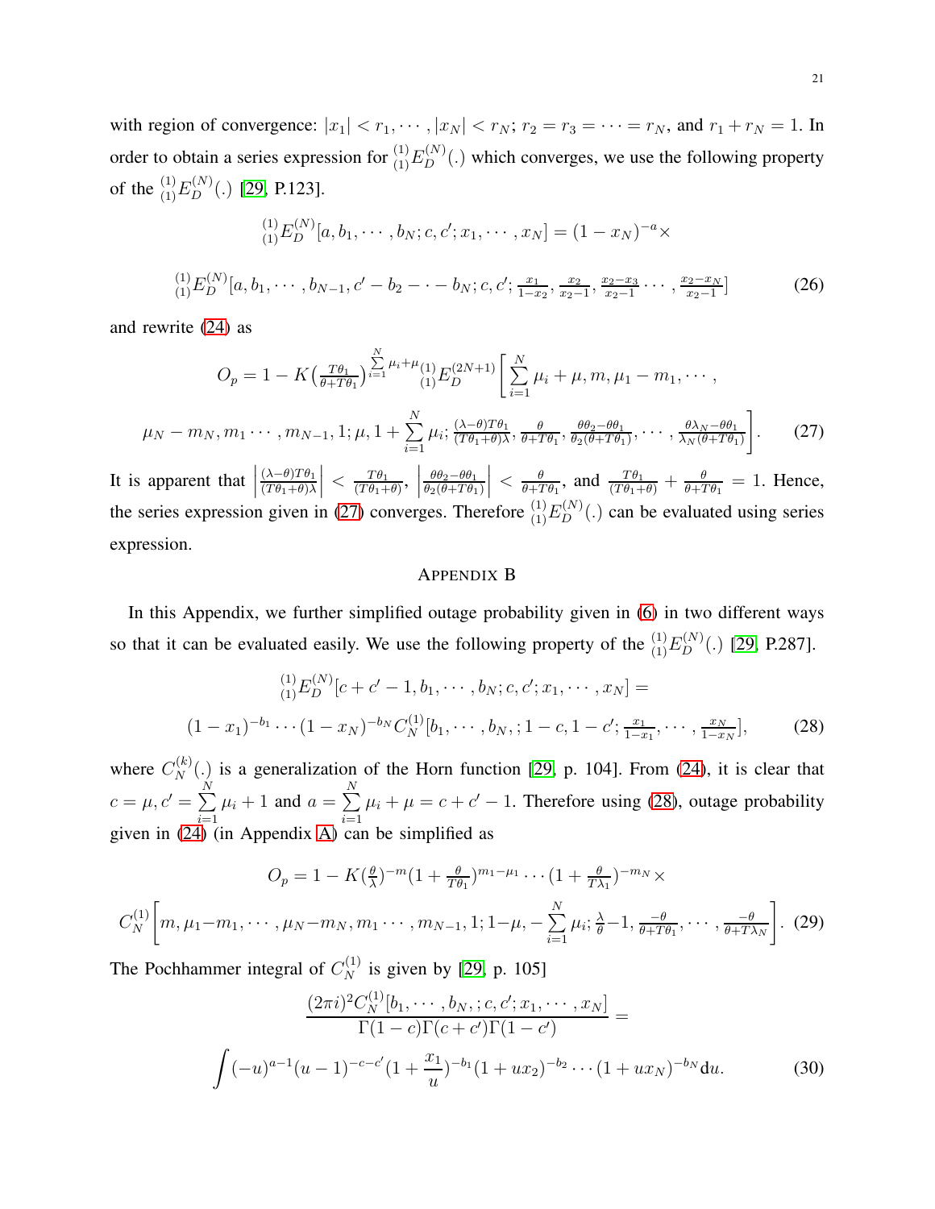with region of convergence: $|x_1| < r_1, \cdots, |x_N| < r_N$; $r_2 = r_3 = \cdots = r_N$, and $r_1 + r_N = 1$. In order to obtain a series expression for ${}^{(1)}_{(1)}E_D^{(N)}(.)$ which converges, we use the following property of the ${}^{(1)}_{(1)}E_D^{(N)}(.)$ [29, P.123].

$$
{}^{(1)}_{(1)}E_D^{(N)}[a, b_1, \cdots, b_N; c, c'; x_1, \cdots, x_N] = (1-x_N)^{-a} \times
$$

$$
{}^{(1)}_{(1)}E_D^{(N)}[a, b_1, \cdots, b_{N-1}, c' - b_2 - \cdot - b_N; c, c'; \tfrac{x_1}{1-x_2}, \tfrac{x_2}{x_2-1}, \tfrac{x_2-x_3}{x_2-1} \cdots, \tfrac{x_2-x_N}{x_2-1}] \tag{26}
$$

and rewrite (24) as

$$
O_p = 1 - K\left(\tfrac{T\theta_1}{\theta+T\theta_1}\right)^{\sum_{i=1}^{N}\mu_i+\mu} {}^{(1)}_{(1)}E_D^{(2N+1)}\Bigg[\sum_{i=1}^{N}\mu_i+\mu, m, \mu_1-m_1, \cdots,
$$

$$
\mu_N - m_N, m_1 \cdots, m_{N-1}, 1; \mu, 1+\sum_{i=1}^{N}\mu_i; \tfrac{(\lambda-\theta)T\theta_1}{(T\theta_1+\theta)\lambda}, \tfrac{\theta}{\theta+T\theta_1}, \tfrac{\theta\theta_2-\theta\theta_1}{\theta_2(\theta+T\theta_1)}, \cdots, \tfrac{\theta\lambda_N-\theta\theta_1}{\lambda_N(\theta+T\theta_1)}\Bigg]. \tag{27}
$$

It is apparent that $\left|\frac{(\lambda-\theta)T\theta_1}{(T\theta_1+\theta)\lambda}\right| < \frac{T\theta_1}{(T\theta_1+\theta)}$, $\left|\frac{\theta\theta_2-\theta\theta_1}{\theta_2(\theta+T\theta_1)}\right| < \frac{\theta}{\theta+T\theta_1}$, and $\frac{T\theta_1}{(T\theta_1+\theta)} + \frac{\theta}{\theta+T\theta_1} = 1$. Hence, the series expression given in (27) converges. Therefore ${}^{(1)}_{(1)}E_D^{(N)}(.)$ can be evaluated using series expression.

## Appendix B

In this Appendix, we further simplified outage probability given in (6) in two different ways so that it can be evaluated easily. We use the following property of the ${}^{(1)}_{(1)}E_D^{(N)}(.)$ [29, P.287].

$$
{}^{(1)}_{(1)}E_D^{(N)}[c+c'-1, b_1, \cdots, b_N; c, c'; x_1, \cdots, x_N] =
$$

$$
(1-x_1)^{-b_1} \cdots (1-x_N)^{-b_N} C_N^{(1)}[b_1, \cdots, b_N, ; 1-c, 1-c'; \tfrac{x_1}{1-x_1}, \cdots, \tfrac{x_N}{1-x_N}], \tag{28}
$$

where $C_N^{(k)}(.)$ is a generalization of the Horn function [29, p. 104]. From (24), it is clear that $c = \mu, c' = \sum_{i=1}^{N}\mu_i + 1$ and $a = \sum_{i=1}^{N}\mu_i + \mu = c + c' - 1$. Therefore using (28), outage probability given in (24) (in Appendix A) can be simplified as

$$
O_p = 1 - K(\tfrac{\theta}{\lambda})^{-m}(1+\tfrac{\theta}{T\theta_1})^{m_1-\mu_1} \cdots (1+\tfrac{\theta}{T\lambda_1})^{-m_N} \times
$$

$$
C_N^{(1)}\Bigg[m, \mu_1 - m_1, \cdots, \mu_N - m_N, m_1 \cdots, m_{N-1}, 1; 1-\mu, -\sum_{i=1}^{N}\mu_i; \tfrac{\lambda}{\theta}-1, \tfrac{-\theta}{\theta+T\theta_1}, \cdots, \tfrac{-\theta}{\theta+T\lambda_N}\Bigg]. \tag{29}
$$

The Pochhammer integral of $C_N^{(1)}$ is given by [29, p. 105]

$$
\frac{(2\pi i)^2 C_N^{(1)}[b_1, \cdots, b_N, ; c, c'; x_1, \cdots, x_N]}{\Gamma(1-c)\Gamma(c+c')\Gamma(1-c')} =
$$

$$
\int (-u)^{a-1}(u-1)^{-c-c'}(1+\frac{x_1}{u})^{-b_1}(1+ux_2)^{-b_2} \cdots (1+ux_N)^{-b_N} \mathrm{d}u. \tag{30}
$$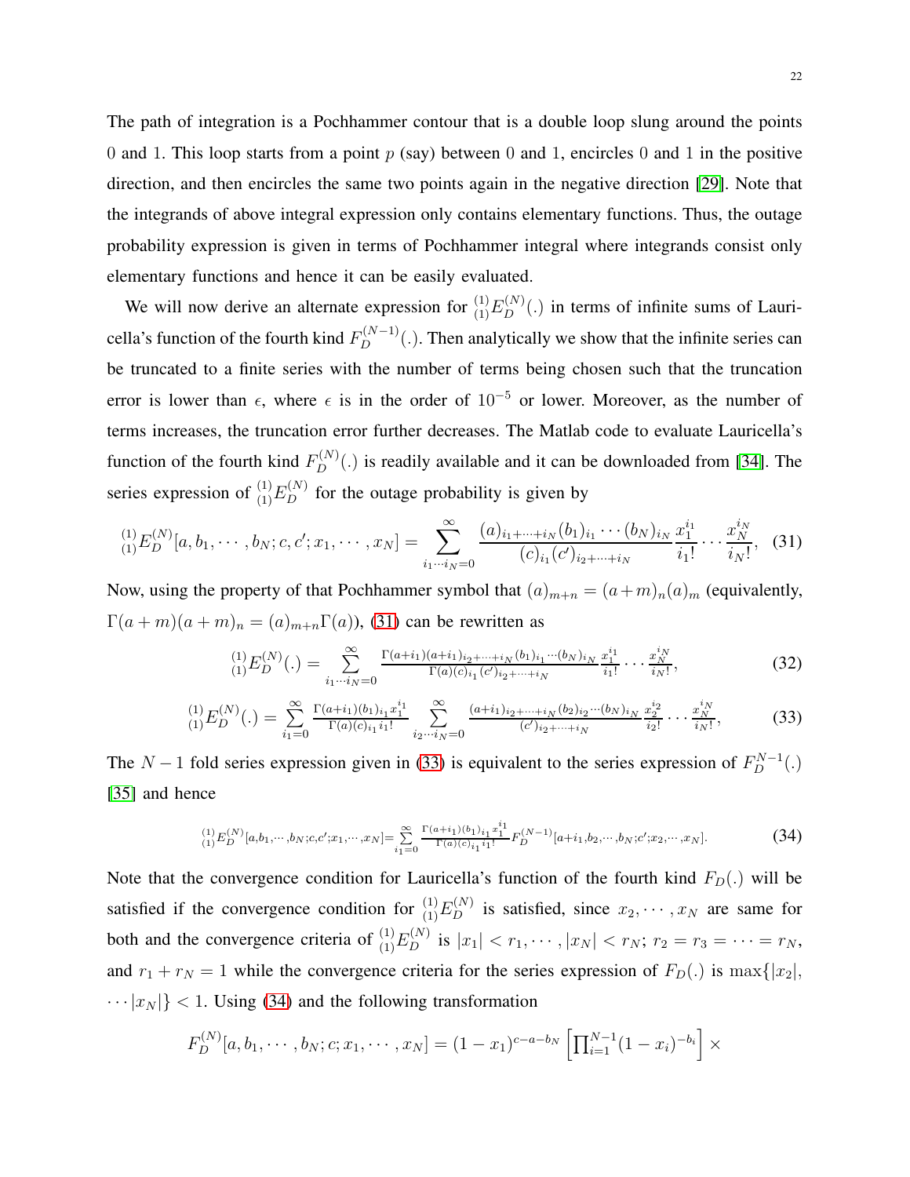The path of integration is a Pochhammer contour that is a double loop slung around the points 0 and 1. This loop starts from a point $p$ (say) between 0 and 1, encircles 0 and 1 in the positive direction, and then encircles the same two points again in the negative direction [29]. Note that the integrands of above integral expression only contains elementary functions. Thus, the outage probability expression is given in terms of Pochhammer integral where integrands consist only elementary functions and hence it can be easily evaluated.

We will now derive an alternate expression for ${}^{(1)}_{(1)}E_D^{(N)}(.)$ in terms of infinite sums of Lauricella's function of the fourth kind $F_D^{(N-1)}(.)$. Then analytically we show that the infinite series can be truncated to a finite series with the number of terms being chosen such that the truncation error is lower than $\epsilon$, where $\epsilon$ is in the order of $10^{-5}$ or lower. Moreover, as the number of terms increases, the truncation error further decreases. The Matlab code to evaluate Lauricella's function of the fourth kind $F_D^{(N)}(.)$ is readily available and it can be downloaded from [34]. The series expression of ${}^{(1)}_{(1)}E_D^{(N)}$ for the outage probability is given by

$$
{}^{(1)}_{(1)}E_D^{(N)}[a, b_1, \cdots, b_N; c, c'; x_1, \cdots, x_N] = \sum_{i_1 \cdots i_N = 0}^{\infty} \frac{(a)_{i_1+\cdots+i_N}(b_1)_{i_1}\cdots(b_N)_{i_N}}{(c)_{i_1}(c')_{i_2+\cdots+i_N}} \frac{x_1^{i_1}}{i_1!}\cdots\frac{x_N^{i_N}}{i_N!}, \quad (31)
$$

Now, using the property of that Pochhammer symbol that $(a)_{m+n} = (a+m)_n (a)_m$ (equivalently, $\Gamma(a+m)(a+m)_n = (a)_{m+n}\Gamma(a)$), (31) can be rewritten as

$$
{}^{(1)}_{(1)}E_D^{(N)}(.) = \sum_{i_1 \cdots i_N = 0}^{\infty} \frac{\Gamma(a+i_1)(a+i_1)_{i_2+\cdots+i_N}(b_1)_{i_1}\cdots(b_N)_{i_N}}{\Gamma(a)(c)_{i_1}(c')_{i_2+\cdots+i_N}} \frac{x_1^{i_1}}{i_1!}\cdots\frac{x_N^{i_N}}{i_N!}, \quad (32)
$$

$$
{}^{(1)}_{(1)}E_D^{(N)}(.) = \sum_{i_1=0}^{\infty} \frac{\Gamma(a+i_1)(b_1)_{i_1}x_1^{i_1}}{\Gamma(a)(c)_{i_1}i_1!} \sum_{i_2 \cdots i_N = 0}^{\infty} \frac{(a+i_1)_{i_2+\cdots+i_N}(b_2)_{i_2}\cdots(b_N)_{i_N}}{(c')_{i_2+\cdots+i_N}} \frac{x_2^{i_2}}{i_2!}\cdots\frac{x_N^{i_N}}{i_N!}, \quad (33)
$$

The $N-1$ fold series expression given in (33) is equivalent to the series expression of $F_D^{N-1}(.)$ [35] and hence

$$
{}^{(1)}_{(1)}E_D^{(N)}[a, b_1, \cdots, b_N; c, c'; x_1, \cdots, x_N] = \sum_{i_1=0}^{\infty} \frac{\Gamma(a+i_1)(b_1)_{i_1}x_1^{i_1}}{\Gamma(a)(c)_{i_1}i_1!} F_D^{(N-1)}[a+i_1, b_2, \cdots, b_N; c'; x_2, \cdots, x_N]. \quad (34)
$$

Note that the convergence condition for Lauricella's function of the fourth kind $F_D(.)$ will be satisfied if the convergence condition for ${}^{(1)}_{(1)}E_D^{(N)}$ is satisfied, since $x_2, \cdots, x_N$ are same for both and the convergence criteria of ${}^{(1)}_{(1)}E_D^{(N)}$ is $|x_1| < r_1, \cdots, |x_N| < r_N$; $r_2 = r_3 = \cdots = r_N$, and $r_1 + r_N = 1$ while the convergence criteria for the series expression of $F_D(.)$ is $\max\{|x_2|, \cdots |x_N|\} < 1$. Using (34) and the following transformation

$$
F_D^{(N)}[a, b_1, \cdots, b_N; c; x_1, \cdots, x_N] = (1-x_1)^{c-a-b_N} \left[\prod_{i=1}^{N-1}(1-x_i)^{-b_i}\right] \times
$$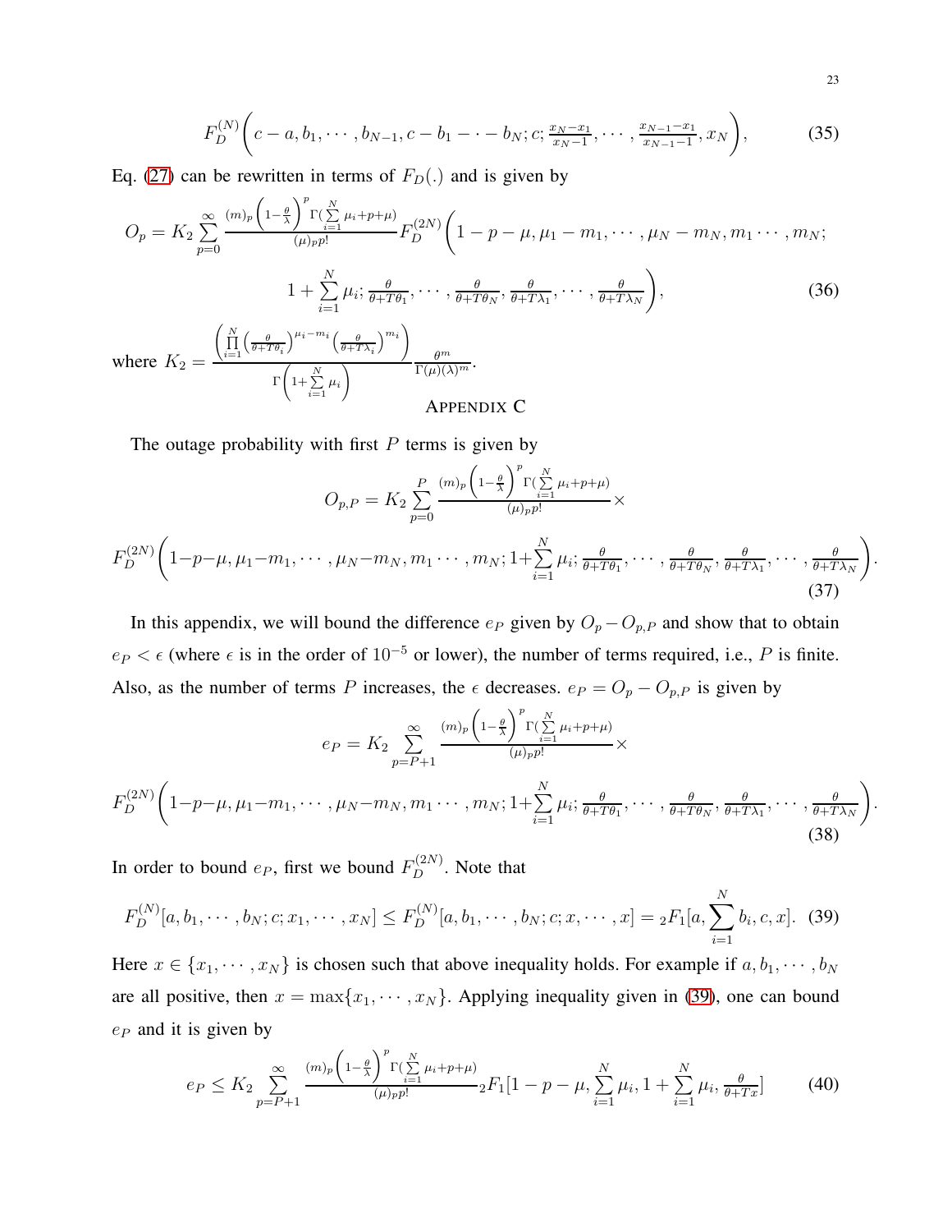$$F_D^{(N)}\bigg(c-a, b_1, \cdots, b_{N-1}, c-b_1-\cdot-b_N; c; \tfrac{x_N - x_1}{x_N - 1}, \cdots, \tfrac{x_{N-1}-x_1}{x_{N-1}-1}, x_N\bigg), \tag{35}$$

Eq. (27) can be rewritten in terms of $F_D(.)$ and is given by

$$O_p = K_2 \sum_{p=0}^{\infty} \frac{(m)_p \left(1-\frac{\theta}{\lambda}\right)^p \Gamma(\sum_{i=1}^{N} \mu_i + p + \mu)}{(\mu)_p p!} F_D^{(2N)}\bigg(1-p-\mu, \mu_1 - m_1, \cdots, \mu_N - m_N, m_1 \cdots, m_N;$$
$$1 + \sum_{i=1}^{N} \mu_i; \tfrac{\theta}{\theta + T\theta_1}, \cdots, \tfrac{\theta}{\theta + T\theta_N}, \tfrac{\theta}{\theta + T\lambda_1}, \cdots, \tfrac{\theta}{\theta + T\lambda_N}\bigg), \tag{36}$$

where $K_2 = \frac{\left(\prod_{i=1}^{N} \left(\frac{\theta}{\theta + T\theta_i}\right)^{\mu_i - m_i} \left(\frac{\theta}{\theta + T\lambda_i}\right)^{m_i}\right)}{\Gamma\left(1 + \sum_{i=1}^{N} \mu_i\right)} \frac{\theta^m}{\Gamma(\mu)(\lambda)^m}$.

## Appendix C

The outage probability with first $P$ terms is given by

$$O_{p,P} = K_2 \sum_{p=0}^{P} \frac{(m)_p \left(1-\frac{\theta}{\lambda}\right)^p \Gamma(\sum_{i=1}^{N} \mu_i + p + \mu)}{(\mu)_p p!} \times$$
$$F_D^{(2N)}\bigg(1-p-\mu, \mu_1 - m_1, \cdots, \mu_N - m_N, m_1 \cdots, m_N; 1 + \sum_{i=1}^{N} \mu_i; \tfrac{\theta}{\theta + T\theta_1}, \cdots, \tfrac{\theta}{\theta + T\theta_N}, \tfrac{\theta}{\theta + T\lambda_1}, \cdots, \tfrac{\theta}{\theta + T\lambda_N}\bigg). \tag{37}$$

In this appendix, we will bound the difference $e_P$ given by $O_p - O_{p,P}$ and show that to obtain $e_P < \epsilon$ (where $\epsilon$ is in the order of $10^{-5}$ or lower), the number of terms required, i.e., $P$ is finite. Also, as the number of terms $P$ increases, the $\epsilon$ decreases. $e_P = O_p - O_{p,P}$ is given by

$$e_P = K_2 \sum_{p=P+1}^{\infty} \frac{(m)_p \left(1-\frac{\theta}{\lambda}\right)^p \Gamma(\sum_{i=1}^{N} \mu_i + p + \mu)}{(\mu)_p p!} \times$$
$$F_D^{(2N)}\bigg(1-p-\mu, \mu_1 - m_1, \cdots, \mu_N - m_N, m_1 \cdots, m_N; 1 + \sum_{i=1}^{N} \mu_i; \tfrac{\theta}{\theta + T\theta_1}, \cdots, \tfrac{\theta}{\theta + T\theta_N}, \tfrac{\theta}{\theta + T\lambda_1}, \cdots, \tfrac{\theta}{\theta + T\lambda_N}\bigg). \tag{38}$$

In order to bound $e_P$, first we bound $F_D^{(2N)}$. Note that

$$F_D^{(N)}[a, b_1, \cdots, b_N; c; x_1, \cdots, x_N] \leq F_D^{(N)}[a, b_1, \cdots, b_N; c; x, \cdots, x] = {}_2F_1[a, \sum_{i=1}^{N} b_i, c, x]. \tag{39}$$

Here $x \in \{x_1, \cdots, x_N\}$ is chosen such that above inequality holds. For example if $a, b_1, \cdots, b_N$ are all positive, then $x = \max\{x_1, \cdots, x_N\}$. Applying inequality given in (39), one can bound $e_P$ and it is given by

$$e_P \leq K_2 \sum_{p=P+1}^{\infty} \frac{(m)_p \left(1-\frac{\theta}{\lambda}\right)^p \Gamma(\sum_{i=1}^{N} \mu_i + p + \mu)}{(\mu)_p p!} {}_2F_1[1-p-\mu, \sum_{i=1}^{N} \mu_i, 1 + \sum_{i=1}^{N} \mu_i, \tfrac{\theta}{\theta + Tx}] \tag{40}$$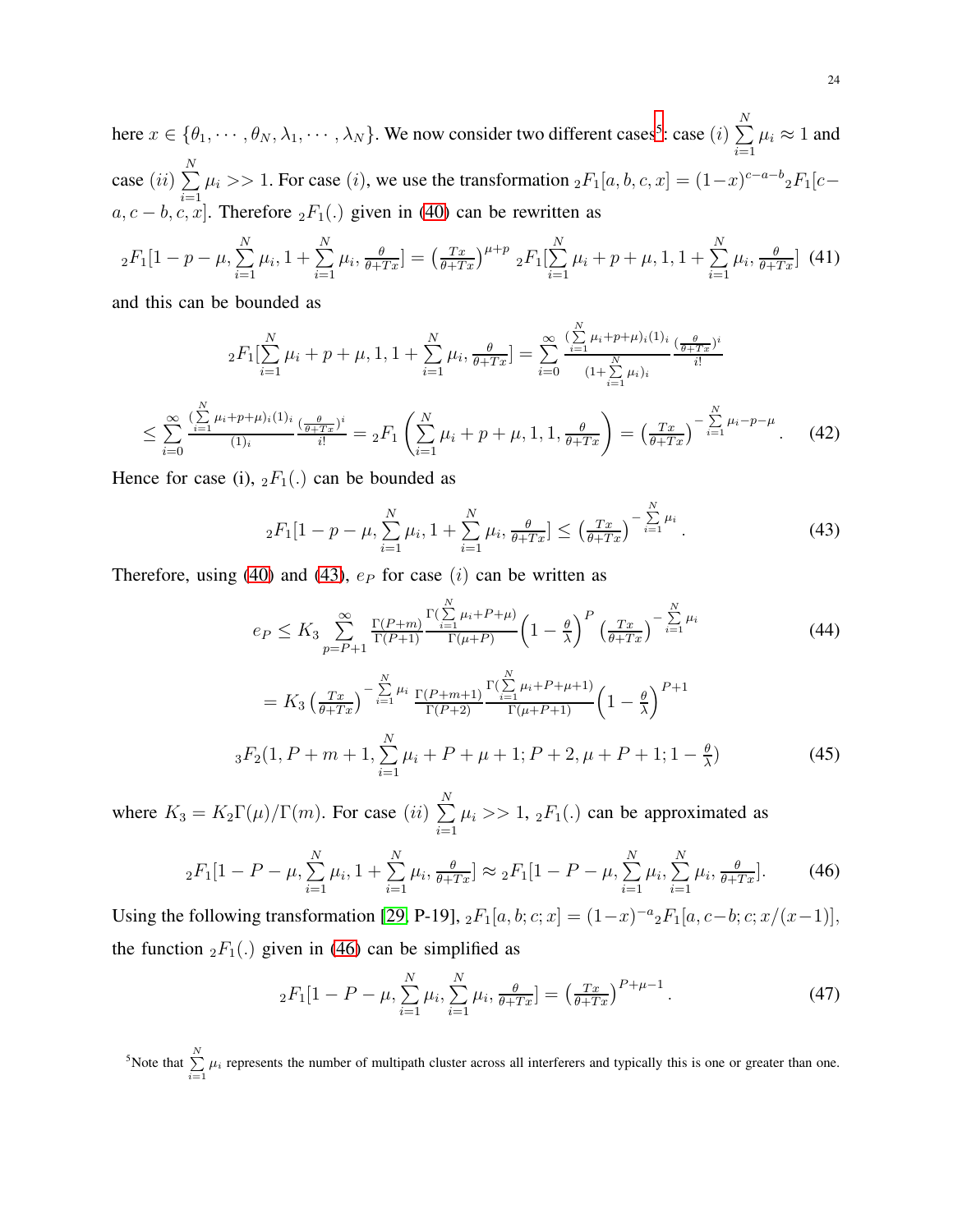here $x \in \{\theta_1, \cdots, \theta_N, \lambda_1, \cdots, \lambda_N\}$. We now consider two different cases[5]: case $(i)$ $\sum_{i=1}^{N} \mu_i \approx 1$ and case $(ii)$ $\sum_{i=1}^{N} \mu_i >> 1$. For case $(i)$, we use the transformation ${}_2F_1[a, b, c, x] = (1-x)^{c-a-b} {}_2F_1[c-a, c-b, c, x]$. Therefore ${}_2F_1(.)$ given in (40) can be rewritten as

$$
{}_2F_1[1-p-\mu, \sum_{i=1}^{N}\mu_i, 1+\sum_{i=1}^{N}\mu_i, \tfrac{\theta}{\theta+Tx}] = \left(\tfrac{Tx}{\theta+Tx}\right)^{\mu+p} {}_2F_1[\sum_{i=1}^{N}\mu_i+p+\mu, 1, 1+\sum_{i=1}^{N}\mu_i, \tfrac{\theta}{\theta+Tx}] \quad (41)
$$

and this can be bounded as

$$
{}_2F_1[\sum_{i=1}^{N}\mu_i+p+\mu, 1, 1+\sum_{i=1}^{N}\mu_i, \tfrac{\theta}{\theta+Tx}] = \sum_{i=0}^{\infty} \frac{(\sum_{i=1}^{N}\mu_i+p+\mu)_i (1)_i}{(1+\sum_{i=1}^{N}\mu_i)_i} \frac{(\frac{\theta}{\theta+Tx})^i}{i!}
$$

$$
\leq \sum_{i=0}^{\infty} \frac{(\sum_{i=1}^{N}\mu_i+p+\mu)_i (1)_i}{(1)_i} \frac{(\frac{\theta}{\theta+Tx})^i}{i!} = {}_2F_1\left(\sum_{i=1}^{N}\mu_i+p+\mu, 1, 1, \tfrac{\theta}{\theta+Tx}\right) = \left(\tfrac{Tx}{\theta+Tx}\right)^{-\sum_{i=1}^{N}\mu_i-p-\mu}. \quad (42)
$$

Hence for case (i), ${}_2F_1(.)$ can be bounded as

$$
{}_2F_1[1-p-\mu, \sum_{i=1}^{N}\mu_i, 1+\sum_{i=1}^{N}\mu_i, \tfrac{\theta}{\theta+Tx}] \leq \left(\tfrac{Tx}{\theta+Tx}\right)^{-\sum_{i=1}^{N}\mu_i}. \quad (43)
$$

Therefore, using (40) and (43), $e_P$ for case $(i)$ can be written as

$$
e_P \leq K_3 \sum_{p=P+1}^{\infty} \frac{\Gamma(P+m)}{\Gamma(P+1)} \frac{\Gamma(\sum_{i=1}^{N}\mu_i+P+\mu)}{\Gamma(\mu+P)} \left(1-\frac{\theta}{\lambda}\right)^{P} \left(\tfrac{Tx}{\theta+Tx}\right)^{-\sum_{i=1}^{N}\mu_i} \quad (44)
$$

$$
= K_3 \left(\tfrac{Tx}{\theta+Tx}\right)^{-\sum_{i=1}^{N}\mu_i} \frac{\Gamma(P+m+1)}{\Gamma(P+2)} \frac{\Gamma(\sum_{i=1}^{N}\mu_i+P+\mu+1)}{\Gamma(\mu+P+1)} \left(1-\frac{\theta}{\lambda}\right)^{P+1}
$$

$$
{}_3F_2(1, P+m+1, \sum_{i=1}^{N}\mu_i+P+\mu+1; P+2, \mu+P+1; 1-\tfrac{\theta}{\lambda}) \quad (45)
$$

where $K_3 = K_2\Gamma(\mu)/\Gamma(m)$. For case $(ii)$ $\sum_{i=1}^{N}\mu_i >> 1$, ${}_2F_1(.)$ can be approximated as

$$
{}_2F_1[1-P-\mu, \sum_{i=1}^{N}\mu_i, 1+\sum_{i=1}^{N}\mu_i, \tfrac{\theta}{\theta+Tx}] \approx {}_2F_1[1-P-\mu, \sum_{i=1}^{N}\mu_i, \sum_{i=1}^{N}\mu_i, \tfrac{\theta}{\theta+Tx}]. \quad (46)
$$

Using the following transformation [29, P-19], ${}_2F_1[a, b; c; x] = (1-x)^{-a} {}_2F_1[a, c-b; c; x/(x-1)]$, the function ${}_2F_1(.)$ given in (46) can be simplified as

$$
{}_2F_1[1-P-\mu, \sum_{i=1}^{N}\mu_i, \sum_{i=1}^{N}\mu_i, \tfrac{\theta}{\theta+Tx}] = \left(\tfrac{Tx}{\theta+Tx}\right)^{P+\mu-1}. \quad (47)
$$

[5]Note that $\sum_{i=1}^{N}\mu_i$ represents the number of multipath cluster across all interferers and typically this is one or greater than one.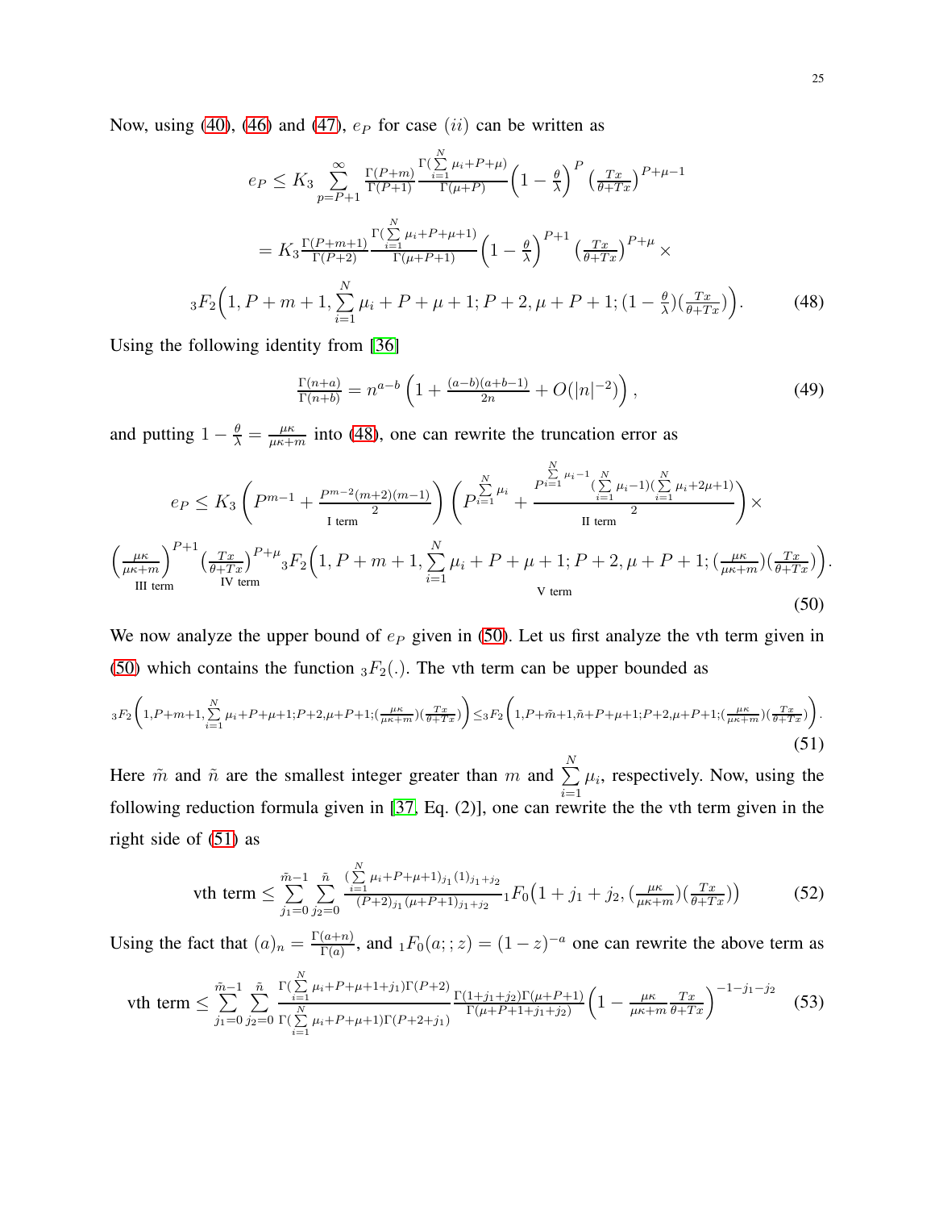Now, using (40), (46) and (47), $e_P$ for case $(ii)$ can be written as

$$e_P \leq K_3 \sum_{p=P+1}^{\infty} \frac{\Gamma(P+m)}{\Gamma(P+1)} \frac{\Gamma(\sum_{i=1}^{N}\mu_i+P+\mu)}{\Gamma(\mu+P)} \left(1-\tfrac{\theta}{\lambda}\right)^{P} \left(\tfrac{Tx}{\theta+Tx}\right)^{P+\mu-1}$$

$$= K_3 \frac{\Gamma(P+m+1)}{\Gamma(P+2)} \frac{\Gamma(\sum_{i=1}^{N}\mu_i+P+\mu+1)}{\Gamma(\mu+P+1)} \left(1-\tfrac{\theta}{\lambda}\right)^{P+1} \left(\tfrac{Tx}{\theta+Tx}\right)^{P+\mu} \times$$

$${}_3F_2\Big(1, P+m+1, \sum_{i=1}^{N}\mu_i+P+\mu+1; P+2, \mu+P+1; (1-\tfrac{\theta}{\lambda})(\tfrac{Tx}{\theta+Tx})\Big). \tag{48}$$

Using the following identity from [36]

$$\tfrac{\Gamma(n+a)}{\Gamma(n+b)} = n^{a-b}\left(1+\tfrac{(a-b)(a+b-1)}{2n}+O(|n|^{-2})\right), \tag{49}$$

and putting $1-\frac{\theta}{\lambda}=\frac{\mu\kappa}{\mu\kappa+m}$ into (48), one can rewrite the truncation error as

$$e_P \leq K_3 \underbrace{\left(P^{m-1}+\tfrac{P^{m-2}(m+2)(m-1)}{2}\right)}_{\text{I term}} \underbrace{\left(P^{\sum_{i=1}^{N}\mu_i}+\frac{P^{\sum_{i=1}^{N}\mu_i-1}(\sum_{i=1}^{N}\mu_i-1)(\sum_{i=1}^{N}\mu_i+2\mu+1)}{2}\right)}_{\text{II term}} \times$$

$$\underbrace{\left(\tfrac{\mu\kappa}{\mu\kappa+m}\right)^{P+1}}_{\text{III term}} \underbrace{\left(\tfrac{Tx}{\theta+Tx}\right)^{P+\mu}}_{\text{IV term}} \underbrace{{}_3F_2\Big(1, P+m+1, \sum_{i=1}^{N}\mu_i+P+\mu+1; P+2, \mu+P+1; (\tfrac{\mu\kappa}{\mu\kappa+m})(\tfrac{Tx}{\theta+Tx})\Big)}_{\text{V term}}. \tag{50}$$

We now analyze the upper bound of $e_P$ given in (50). Let us first analyze the vth term given in (50) which contains the function ${}_3F_2(.)$. The vth term can be upper bounded as

$${}_3F_2\Big(1,P+m+1,\sum_{i=1}^{N}\mu_i+P+\mu+1;P+2,\mu+P+1;(\tfrac{\mu\kappa}{\mu\kappa+m})(\tfrac{Tx}{\theta+Tx})\Big) \leq {}_3F_2\Big(1,P+\tilde{m}+1,\tilde{n}+P+\mu+1;P+2,\mu+P+1;(\tfrac{\mu\kappa}{\mu\kappa+m})(\tfrac{Tx}{\theta+Tx})\Big). \tag{51}$$

Here $\tilde{m}$ and $\tilde{n}$ are the smallest integer greater than $m$ and $\sum_{i=1}^{N}\mu_i$, respectively. Now, using the following reduction formula given in [37, Eq. (2)], one can rewrite the the vth term given in the right side of (51) as

$$\text{vth term} \leq \sum_{j_1=0}^{\tilde{m}-1}\sum_{j_2=0}^{\tilde{n}} \frac{(\sum_{i=1}^{N}\mu_i+P+\mu+1)_{j_1}(1)_{j_1+j_2}}{(P+2)_{j_1}(\mu+P+1)_{j_1+j_2}} {}_1F_0\big(1+j_1+j_2, (\tfrac{\mu\kappa}{\mu\kappa+m})(\tfrac{Tx}{\theta+Tx})\big) \tag{52}$$

Using the fact that $(a)_n=\frac{\Gamma(a+n)}{\Gamma(a)}$, and ${}_1F_0(a;;z)=(1-z)^{-a}$ one can rewrite the above term as

$$\text{vth term} \leq \sum_{j_1=0}^{\tilde{m}-1}\sum_{j_2=0}^{\tilde{n}} \frac{\Gamma(\sum_{i=1}^{N}\mu_i+P+\mu+1+j_1)\Gamma(P+2)}{\Gamma(\sum_{i=1}^{N}\mu_i+P+\mu+1)\Gamma(P+2+j_1)} \frac{\Gamma(1+j_1+j_2)\Gamma(\mu+P+1)}{\Gamma(\mu+P+1+j_1+j_2)} \left(1-\tfrac{\mu\kappa}{\mu\kappa+m}\tfrac{Tx}{\theta+Tx}\right)^{-1-j_1-j_2} \tag{53}$$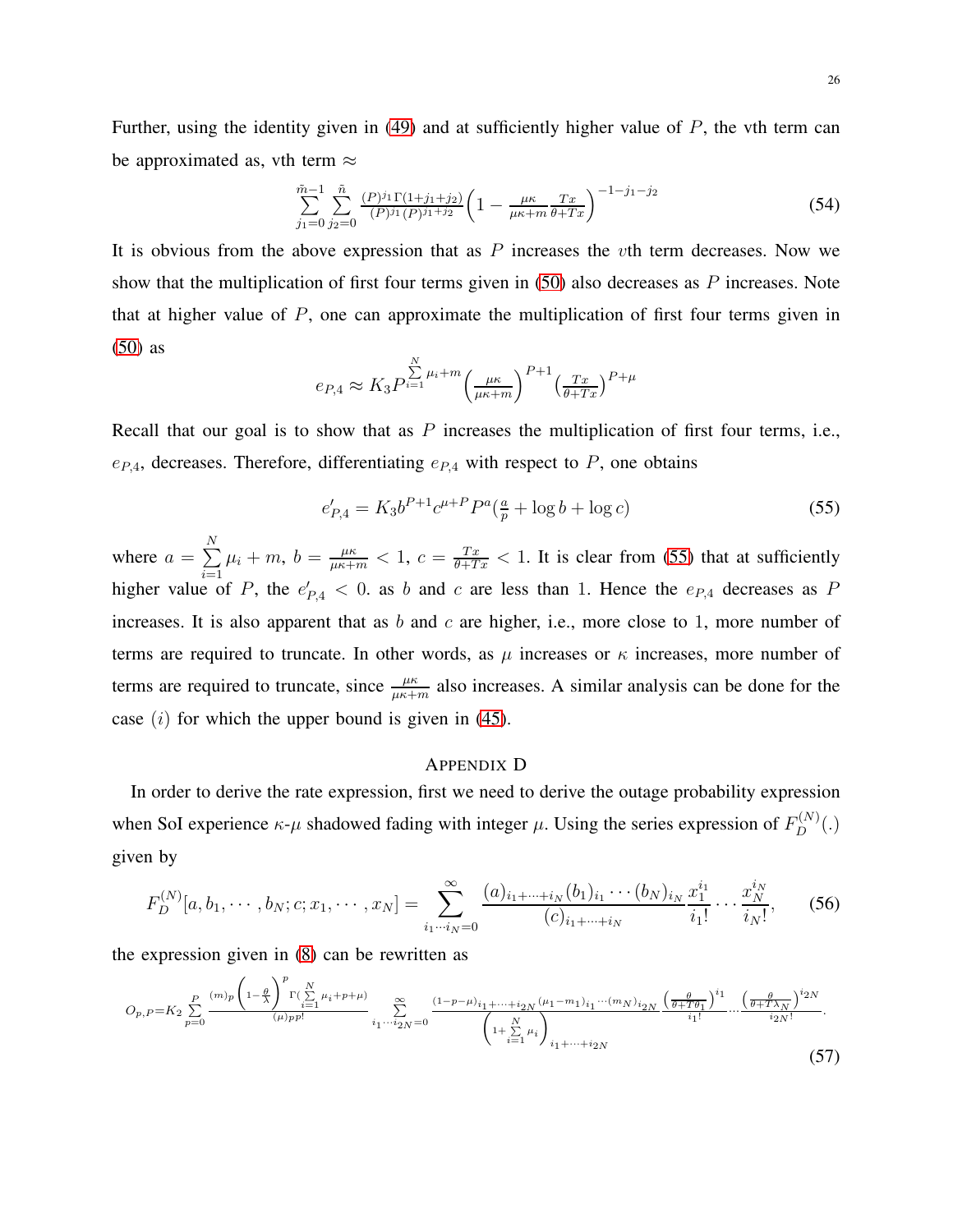Further, using the identity given in (49) and at sufficiently higher value of $P$, the vth term can be approximated as, vth term $\approx$

$$\sum_{j_1=0}^{\tilde{m}-1}\sum_{j_2=0}^{\tilde{n}} \frac{(P)^{j_1}\Gamma(1+j_1+j_2)}{(P)^{j_1}(P)^{j_1+j_2}}\left(1-\frac{\mu\kappa}{\mu\kappa+m}\frac{Tx}{\theta+Tx}\right)^{-1-j_1-j_2} \tag{54}$$

It is obvious from the above expression that as $P$ increases the $v$th term decreases. Now we show that the multiplication of first four terms given in (50) also decreases as $P$ increases. Note that at higher value of $P$, one can approximate the multiplication of first four terms given in (50) as

$$e_{P,4} \approx K_3 P^{\sum_{i=1}^{N}\mu_i+m}\left(\frac{\mu\kappa}{\mu\kappa+m}\right)^{P+1}\left(\frac{Tx}{\theta+Tx}\right)^{P+\mu}$$

Recall that our goal is to show that as $P$ increases the multiplication of first four terms, i.e., $e_{P,4}$, decreases. Therefore, differentiating $e_{P,4}$ with respect to $P$, one obtains

$$e'_{P,4} = K_3 b^{P+1} c^{\mu+P} P^a\left(\frac{a}{p}+\log b+\log c\right) \tag{55}$$

where $a=\sum_{i=1}^{N}\mu_i+m$, $b=\frac{\mu\kappa}{\mu\kappa+m}<1$, $c=\frac{Tx}{\theta+Tx}<1$. It is clear from (55) that at sufficiently higher value of $P$, the $e'_{P,4}<0$. as $b$ and $c$ are less than 1. Hence the $e_{P,4}$ decreases as $P$ increases. It is also apparent that as $b$ and $c$ are higher, i.e., more close to 1, more number of terms are required to truncate. In other words, as $\mu$ increases or $\kappa$ increases, more number of terms are required to truncate, since $\frac{\mu\kappa}{\mu\kappa+m}$ also increases. A similar analysis can be done for the case $(i)$ for which the upper bound is given in (45).

## Appendix D

In order to derive the rate expression, first we need to derive the outage probability expression when SoI experience $\kappa$-$\mu$ shadowed fading with integer $\mu$. Using the series expression of $F_D^{(N)}(.)$ given by

$$F_D^{(N)}[a,b_1,\cdots,b_N;c;x_1,\cdots,x_N] = \sum_{i_1\cdots i_N=0}^{\infty}\frac{(a)_{i_1+\cdots+i_N}(b_1)_{i_1}\cdots(b_N)_{i_N}}{(c)_{i_1+\cdots+i_N}}\frac{x_1^{i_1}}{i_1!}\cdots\frac{x_N^{i_N}}{i_N!}, \tag{56}$$

the expression given in (8) can be rewritten as

$$O_{p,P}=K_2\sum_{p=0}^{P}\frac{(m)_p\left(1-\frac{\theta}{\lambda}\right)^p\Gamma(\sum_{i=1}^{N}\mu_i+p+\mu)}{(\mu)_p p!}\sum_{i_1\cdots i_{2N}=0}^{\infty}\frac{(1-p-\mu)_{i_1+\cdots+i_{2N}}(\mu_1-m_1)_{i_1}\cdots(m_N)_{i_{2N}}}{\left(1+\sum_{i=1}^{N}\mu_i\right)_{i_1+\cdots+i_{2N}}}\frac{\left(\frac{\theta}{\theta+T\theta_1}\right)^{i_1}}{i_1!}\cdots\frac{\left(\frac{\theta}{\theta+T\lambda_N}\right)^{i_{2N}}}{i_{2N}!}. \tag{57}$$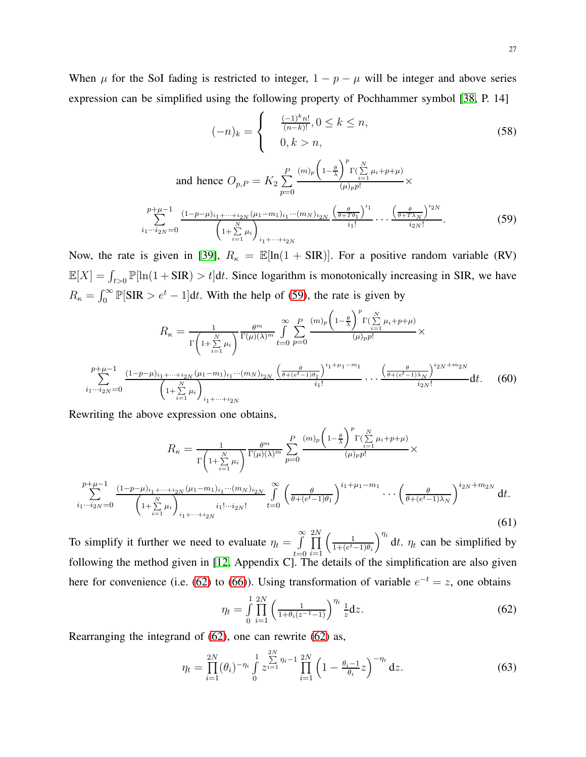When $\mu$ for the SoI fading is restricted to integer, $1-p-\mu$ will be integer and above series expression can be simplified using the following property of Pochhammer symbol [38, P. 14]

$$(-n)_k = \begin{cases} \frac{(-1)^k n!}{(n-k)!}, 0 \leq k \leq n, \\ 0, k > n, \end{cases} \tag{58}$$

and hence $O_{p,P} = K_2 \sum_{p=0}^{P} \frac{(m)_p \left(1-\frac{\theta}{\lambda}\right)^p \Gamma(\sum_{i=1}^{N} \mu_i + p + \mu)}{(\mu)_p p!} \times$

$$\sum_{i_1 \cdots i_{2N}=0}^{p+\mu-1} \frac{(1-p-\mu)_{i_1+\cdots+i_{2N}} (\mu_1 - m_1)_{i_1} \cdots (m_N)_{i_{2N}}}{\left(1+\sum_{i=1}^{N} \mu_i\right)_{i_1+\cdots+i_{2N}}} \frac{\left(\frac{\theta}{\theta+T\theta_1}\right)^{i_1}}{i_1!} \cdots \frac{\left(\frac{\theta}{\theta+T\lambda_N}\right)^{i_{2N}}}{i_{2N}!}. \tag{59}$$

Now, the rate is given in [39], $R_\kappa = \mathbb{E}[\ln(1+\text{SIR})]$. For a positive random variable (RV) $\mathbb{E}[X] = \int_{t>0} \mathbb{P}[\ln(1+\text{SIR}) > t] \mathrm{d}t$. Since logarithm is monotonically increasing in SIR, we have $R_\kappa = \int_0^\infty \mathbb{P}[\text{SIR} > e^t - 1] \mathrm{d}t$. With the help of (59), the rate is given by

$$R_\kappa = \frac{1}{\Gamma\left(1+\sum_{i=1}^{N} \mu_i\right)} \frac{\theta^m}{\Gamma(\mu)(\lambda)^m} \int_{t=0}^{\infty} \sum_{p=0}^{P} \frac{(m)_p \left(1-\frac{\theta}{\lambda}\right)^p \Gamma(\sum_{i=1}^{N} \mu_i + p + \mu)}{(\mu)_p p!} \times$$

$$\sum_{i_1 \cdots i_{2N}=0}^{p+\mu-1} \frac{(1-p-\mu)_{i_1+\cdots+i_{2N}} (\mu_1 - m_1)_{i_1} \cdots (m_N)_{i_{2N}}}{\left(1+\sum_{i=1}^{N} \mu_i\right)_{i_1+\cdots+i_{2N}}} \frac{\left(\frac{\theta}{\theta+(e^t-1)\theta_1}\right)^{i_1+\mu_1-m_1}}{i_1!} \cdots \frac{\left(\frac{\theta}{\theta+(e^t-1)\lambda_N}\right)^{i_{2N}+m_{2N}}}{i_{2N}!} \mathrm{d}t. \tag{60}$$

Rewriting the above expression one obtains,

$$R_\kappa = \frac{1}{\Gamma\left(1+\sum_{i=1}^{N} \mu_i\right)} \frac{\theta^m}{\Gamma(\mu)(\lambda)^m} \sum_{p=0}^{P} \frac{(m)_p \left(1-\frac{\theta}{\lambda}\right)^p \Gamma(\sum_{i=1}^{N} \mu_i + p + \mu)}{(\mu)_p p!} \times$$

$$\sum_{i_1 \cdots i_{2N}=0}^{p+\mu-1} \frac{(1-p-\mu)_{i_1+\cdots+i_{2N}} (\mu_1 - m_1)_{i_1} \cdots (m_N)_{i_{2N}}}{\left(1+\sum_{i=1}^{N} \mu_i\right)_{i_1+\cdots+i_{2N}} i_1! \cdots i_{2N}!} \int_{t=0}^{\infty} \left(\frac{\theta}{\theta+(e^t-1)\theta_1}\right)^{i_1+\mu_1-m_1} \cdots \left(\frac{\theta}{\theta+(e^t-1)\lambda_N}\right)^{i_{2N}+m_{2N}} \mathrm{d}t. \tag{61}$$

To simplify it further we need to evaluate $\eta_t = \int_{t=0}^{\infty} \prod_{i=1}^{2N} \left(\frac{1}{1+(e^t-1)\theta_i}\right)^{\eta_i} \mathrm{d}t$. $\eta_t$ can be simplified by following the method given in [12, Appendix C]. The details of the simplification are also given here for convenience (i.e. (62) to (66)). Using transformation of variable $e^{-t} = z$, one obtains

$$\eta_t = \int_0^1 \prod_{i=1}^{2N} \left(\frac{1}{1+\theta_i(z^{-1}-1)}\right)^{\eta_i} \frac{1}{z} \mathrm{d}z. \tag{62}$$

Rearranging the integrand of (62), one can rewrite (62) as,

$$\eta_t = \prod_{i=1}^{2N} (\theta_i)^{-\eta_i} \int_0^1 z^{\sum_{i=1}^{2N} \eta_i - 1} \prod_{i=1}^{2N} \left(1 - \frac{\theta_i - 1}{\theta_i} z\right)^{-\eta_i} \mathrm{d}z. \tag{63}$$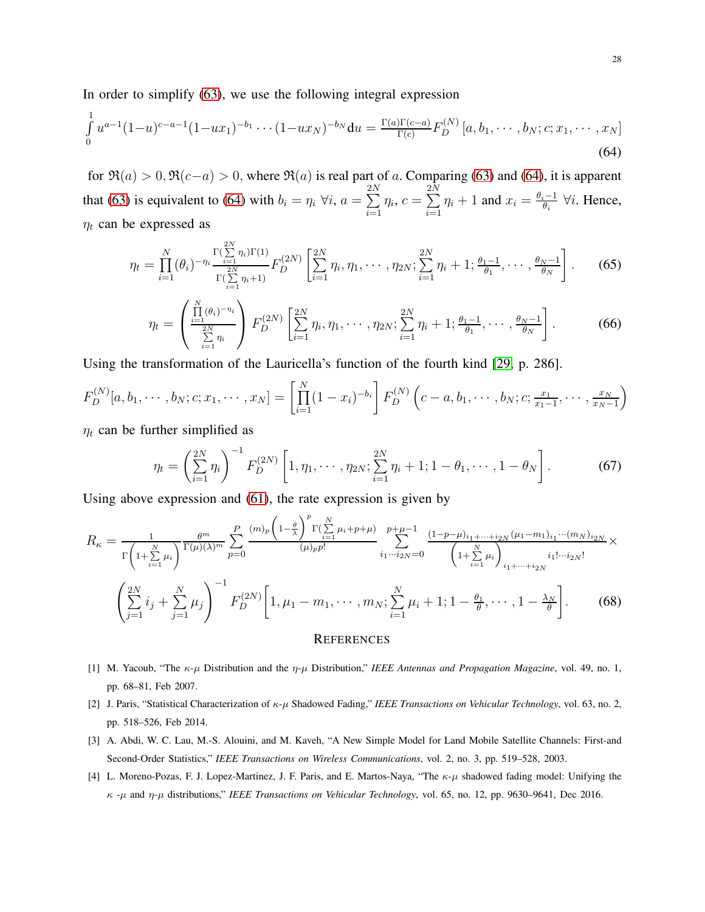In order to simplify (63), we use the following integral expression

$$\int_0^1 u^{a-1}(1-u)^{c-a-1}(1-ux_1)^{-b_1}\cdots(1-ux_N)^{-b_N}\mathrm{d}u = \frac{\Gamma(a)\Gamma(c-a)}{\Gamma(c)}F_D^{(N)}\left[a, b_1, \cdots, b_N; c; x_1, \cdots, x_N\right] \tag{64}$$

for $\Re(a) > 0, \Re(c-a) > 0$, where $\Re(a)$ is real part of $a$. Comparing (63) and (64), it is apparent that (63) is equivalent to (64) with $b_i = \eta_i \ \forall i$, $a = \sum_{i=1}^{2N}\eta_i$, $c = \sum_{i=1}^{2N}\eta_i + 1$ and $x_i = \frac{\theta_i - 1}{\theta_i} \ \forall i$. Hence, $\eta_t$ can be expressed as

$$\eta_t = \prod_{i=1}^{N}(\theta_i)^{-\eta_i}\frac{\Gamma(\sum_{i=1}^{2N}\eta_i)\Gamma(1)}{\Gamma(\sum_{i=1}^{2N}\eta_i + 1)}F_D^{(2N)}\left[\sum_{i=1}^{2N}\eta_i, \eta_1, \cdots, \eta_{2N}; \sum_{i=1}^{2N}\eta_i + 1; \frac{\theta_1 - 1}{\theta_1}, \cdots, \frac{\theta_N - 1}{\theta_N}\right]. \tag{65}$$

$$\eta_t = \left(\frac{\prod_{i=1}^{N}(\theta_i)^{-\eta_i}}{\sum_{i=1}^{2N}\eta_i}\right)F_D^{(2N)}\left[\sum_{i=1}^{2N}\eta_i, \eta_1, \cdots, \eta_{2N}; \sum_{i=1}^{2N}\eta_i + 1; \frac{\theta_1 - 1}{\theta_1}, \cdots, \frac{\theta_N - 1}{\theta_N}\right]. \tag{66}$$

Using the transformation of the Lauricella's function of the fourth kind [29, p. 286].

$$F_D^{(N)}[a, b_1, \cdots, b_N; c; x_1, \cdots, x_N] = \left[\prod_{i=1}^{N}(1 - x_i)^{-b_i}\right]F_D^{(N)}\left(c - a, b_1, \cdots, b_N; c; \frac{x_1}{x_1 - 1}, \cdots, \frac{x_N}{x_N - 1}\right)$$

$\eta_t$ can be further simplified as

$$\eta_t = \left(\sum_{i=1}^{2N}\eta_i\right)^{-1}F_D^{(2N)}\left[1, \eta_1, \cdots, \eta_{2N}; \sum_{i=1}^{2N}\eta_i + 1; 1 - \theta_1, \cdots, 1 - \theta_N\right]. \tag{67}$$

Using above expression and (61), the rate expression is given by

$$R_\kappa = \frac{1}{\Gamma\left(1 + \sum_{i=1}^{N}\mu_i\right)}\frac{\theta^m}{\Gamma(\mu)(\lambda)^m}\sum_{p=0}^{P}\frac{(m)_p\left(1 - \frac{\theta}{\lambda}\right)^p\Gamma(\sum_{i=1}^{N}\mu_i + p + \mu)}{(\mu)_p p!}\sum_{i_1\cdots i_{2N}=0}^{p+\mu-1}\frac{(1-p-\mu)_{i_1+\cdots+i_{2N}}(\mu_1 - m_1)_{i_1}\cdots(m_N)_{i_{2N}}}{\left(1 + \sum_{i=1}^{N}\mu_i\right)_{i_1+\cdots+i_{2N}} i_1!\cdots i_{2N}!}\times$$
$$\left(\sum_{j=1}^{2N}i_j + \sum_{j=1}^{N}\mu_j\right)^{-1}F_D^{(2N)}\left[1, \mu_1 - m_1, \cdots, m_N; \sum_{i=1}^{N}\mu_i + 1; 1 - \frac{\theta_1}{\theta}, \cdots, 1 - \frac{\lambda_N}{\theta}\right]. \tag{68}$$

## References

[1] M. Yacoub, "The $\kappa$-$\mu$ Distribution and the $\eta$-$\mu$ Distribution," *IEEE Antennas and Propagation Magazine*, vol. 49, no. 1, pp. 68–81, Feb 2007.

[2] J. Paris, "Statistical Characterization of $\kappa$-$\mu$ Shadowed Fading," *IEEE Transactions on Vehicular Technology*, vol. 63, no. 2, pp. 518–526, Feb 2014.

[3] A. Abdi, W. C. Lau, M.-S. Alouini, and M. Kaveh, "A New Simple Model for Land Mobile Satellite Channels: First-and Second-Order Statistics," *IEEE Transactions on Wireless Communications*, vol. 2, no. 3, pp. 519–528, 2003.

[4] L. Moreno-Pozas, F. J. Lopez-Martinez, J. F. Paris, and E. Martos-Naya, "The $\kappa$-$\mu$ shadowed fading model: Unifying the $\kappa$ -$\mu$ and $\eta$-$\mu$ distributions," *IEEE Transactions on Vehicular Technology*, vol. 65, no. 12, pp. 9630–9641, Dec 2016.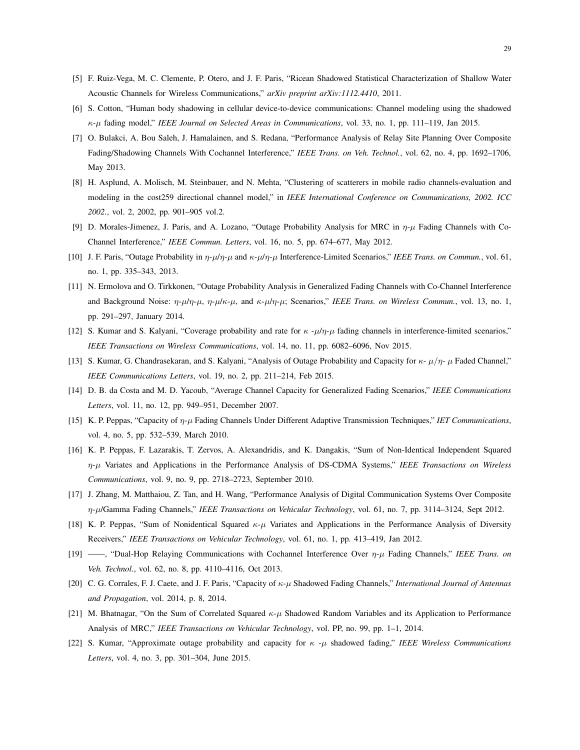[5] F. Ruiz-Vega, M. C. Clemente, P. Otero, and J. F. Paris, "Ricean Shadowed Statistical Characterization of Shallow Water Acoustic Channels for Wireless Communications," *arXiv preprint arXiv:1112.4410*, 2011.

[6] S. Cotton, "Human body shadowing in cellular device-to-device communications: Channel modeling using the shadowed $\kappa$-$\mu$ fading model," *IEEE Journal on Selected Areas in Communications*, vol. 33, no. 1, pp. 111–119, Jan 2015.

[7] O. Bulakci, A. Bou Saleh, J. Hamalainen, and S. Redana, "Performance Analysis of Relay Site Planning Over Composite Fading/Shadowing Channels With Cochannel Interference," *IEEE Trans. on Veh. Technol.*, vol. 62, no. 4, pp. 1692–1706, May 2013.

[8] H. Asplund, A. Molisch, M. Steinbauer, and N. Mehta, "Clustering of scatterers in mobile radio channels-evaluation and modeling in the cost259 directional channel model," in *IEEE International Conference on Communications, 2002. ICC 2002.*, vol. 2, 2002, pp. 901–905 vol.2.

[9] D. Morales-Jimenez, J. Paris, and A. Lozano, "Outage Probability Analysis for MRC in $\eta$-$\mu$ Fading Channels with Co-Channel Interference," *IEEE Commun. Letters*, vol. 16, no. 5, pp. 674–677, May 2012.

[10] J. F. Paris, "Outage Probability in $\eta$-$\mu$/$\eta$-$\mu$ and $\kappa$-$\mu$/$\eta$-$\mu$ Interference-Limited Scenarios," *IEEE Trans. on Commun.*, vol. 61, no. 1, pp. 335–343, 2013.

[11] N. Ermolova and O. Tirkkonen, "Outage Probability Analysis in Generalized Fading Channels with Co-Channel Interference and Background Noise: $\eta$-$\mu$/$\eta$-$\mu$, $\eta$-$\mu$/$\kappa$-$\mu$, and $\kappa$-$\mu$/$\eta$-$\mu$; Scenarios," *IEEE Trans. on Wireless Commun.*, vol. 13, no. 1, pp. 291–297, January 2014.

[12] S. Kumar and S. Kalyani, "Coverage probability and rate for $\kappa$ -$\mu$/$\eta$-$\mu$ fading channels in interference-limited scenarios," *IEEE Transactions on Wireless Communications*, vol. 14, no. 11, pp. 6082–6096, Nov 2015.

[13] S. Kumar, G. Chandrasekaran, and S. Kalyani, "Analysis of Outage Probability and Capacity for $\kappa$- $\mu/\eta$- $\mu$ Faded Channel," *IEEE Communications Letters*, vol. 19, no. 2, pp. 211–214, Feb 2015.

[14] D. B. da Costa and M. D. Yacoub, "Average Channel Capacity for Generalized Fading Scenarios," *IEEE Communications Letters*, vol. 11, no. 12, pp. 949–951, December 2007.

[15] K. P. Peppas, "Capacity of $\eta$-$\mu$ Fading Channels Under Different Adaptive Transmission Techniques," *IET Communications*, vol. 4, no. 5, pp. 532–539, March 2010.

[16] K. P. Peppas, F. Lazarakis, T. Zervos, A. Alexandridis, and K. Dangakis, "Sum of Non-Identical Independent Squared $\eta$-$\mu$ Variates and Applications in the Performance Analysis of DS-CDMA Systems," *IEEE Transactions on Wireless Communications*, vol. 9, no. 9, pp. 2718–2723, September 2010.

[17] J. Zhang, M. Matthaiou, Z. Tan, and H. Wang, "Performance Analysis of Digital Communication Systems Over Composite $\eta$-$\mu$/Gamma Fading Channels," *IEEE Transactions on Vehicular Technology*, vol. 61, no. 7, pp. 3114–3124, Sept 2012.

[18] K. P. Peppas, "Sum of Nonidentical Squared $\kappa$-$\mu$ Variates and Applications in the Performance Analysis of Diversity Receivers," *IEEE Transactions on Vehicular Technology*, vol. 61, no. 1, pp. 413–419, Jan 2012.

[19] ——, "Dual-Hop Relaying Communications with Cochannel Interference Over $\eta$-$\mu$ Fading Channels," *IEEE Trans. on Veh. Technol.*, vol. 62, no. 8, pp. 4110–4116, Oct 2013.

[20] C. G. Corrales, F. J. Caete, and J. F. Paris, "Capacity of $\kappa$-$\mu$ Shadowed Fading Channels," *International Journal of Antennas and Propagation*, vol. 2014, p. 8, 2014.

[21] M. Bhatnagar, "On the Sum of Correlated Squared $\kappa$-$\mu$ Shadowed Random Variables and its Application to Performance Analysis of MRC," *IEEE Transactions on Vehicular Technology*, vol. PP, no. 99, pp. 1–1, 2014.

[22] S. Kumar, "Approximate outage probability and capacity for $\kappa$ -$\mu$ shadowed fading," *IEEE Wireless Communications Letters*, vol. 4, no. 3, pp. 301–304, June 2015.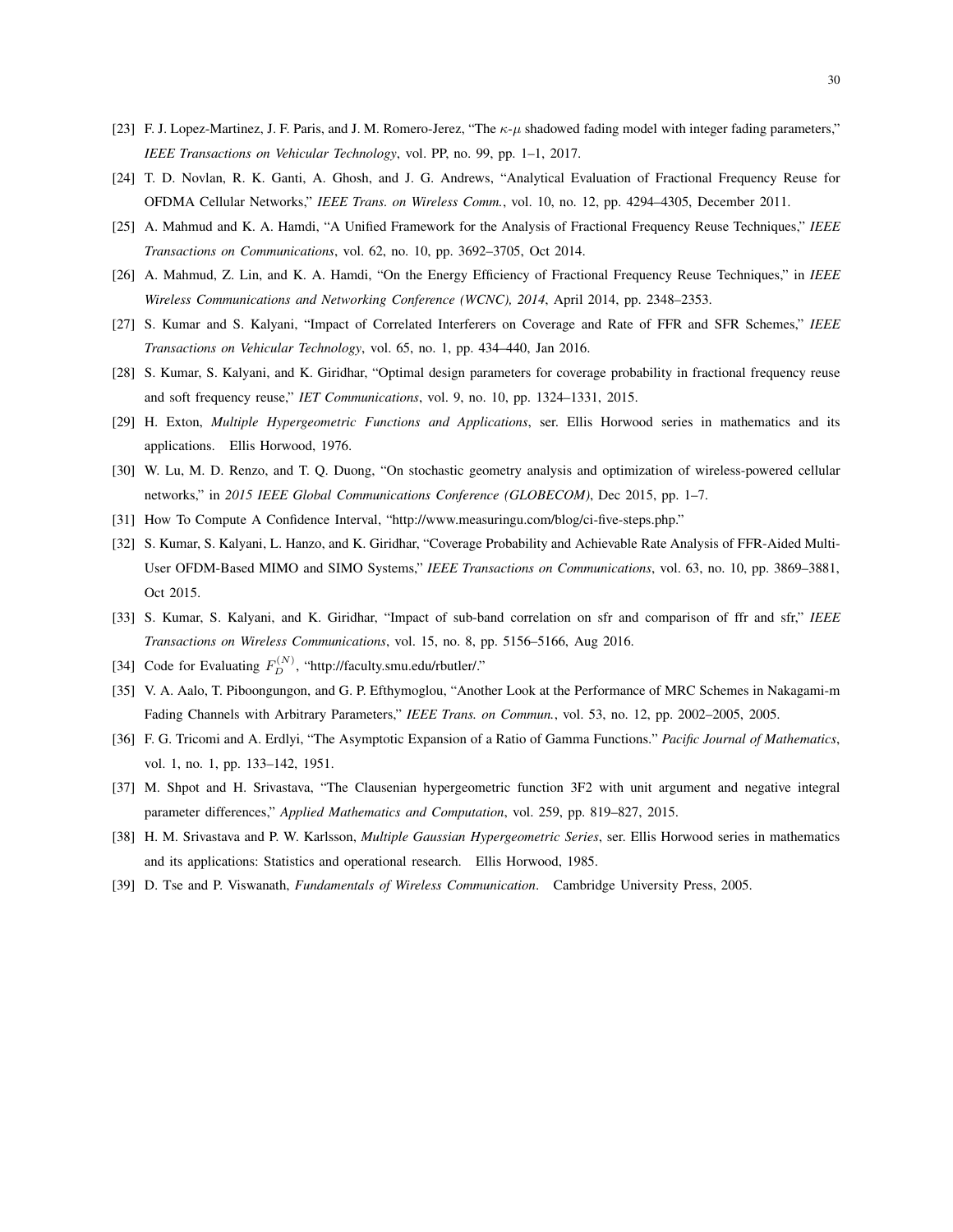[23] F. J. Lopez-Martinez, J. F. Paris, and J. M. Romero-Jerez, "The $\kappa$-$\mu$ shadowed fading model with integer fading parameters," *IEEE Transactions on Vehicular Technology*, vol. PP, no. 99, pp. 1–1, 2017.

[24] T. D. Novlan, R. K. Ganti, A. Ghosh, and J. G. Andrews, "Analytical Evaluation of Fractional Frequency Reuse for OFDMA Cellular Networks," *IEEE Trans. on Wireless Comm.*, vol. 10, no. 12, pp. 4294–4305, December 2011.

[25] A. Mahmud and K. A. Hamdi, "A Unified Framework for the Analysis of Fractional Frequency Reuse Techniques," *IEEE Transactions on Communications*, vol. 62, no. 10, pp. 3692–3705, Oct 2014.

[26] A. Mahmud, Z. Lin, and K. A. Hamdi, "On the Energy Efficiency of Fractional Frequency Reuse Techniques," in *IEEE Wireless Communications and Networking Conference (WCNC), 2014*, April 2014, pp. 2348–2353.

[27] S. Kumar and S. Kalyani, "Impact of Correlated Interferers on Coverage and Rate of FFR and SFR Schemes," *IEEE Transactions on Vehicular Technology*, vol. 65, no. 1, pp. 434–440, Jan 2016.

[28] S. Kumar, S. Kalyani, and K. Giridhar, "Optimal design parameters for coverage probability in fractional frequency reuse and soft frequency reuse," *IET Communications*, vol. 9, no. 10, pp. 1324–1331, 2015.

[29] H. Exton, *Multiple Hypergeometric Functions and Applications*, ser. Ellis Horwood series in mathematics and its applications. Ellis Horwood, 1976.

[30] W. Lu, M. D. Renzo, and T. Q. Duong, "On stochastic geometry analysis and optimization of wireless-powered cellular networks," in *2015 IEEE Global Communications Conference (GLOBECOM)*, Dec 2015, pp. 1–7.

[31] How To Compute A Confidence Interval, "http://www.measuringu.com/blog/ci-five-steps.php."

[32] S. Kumar, S. Kalyani, L. Hanzo, and K. Giridhar, "Coverage Probability and Achievable Rate Analysis of FFR-Aided Multi-User OFDM-Based MIMO and SIMO Systems," *IEEE Transactions on Communications*, vol. 63, no. 10, pp. 3869–3881, Oct 2015.

[33] S. Kumar, S. Kalyani, and K. Giridhar, "Impact of sub-band correlation on sfr and comparison of ffr and sfr," *IEEE Transactions on Wireless Communications*, vol. 15, no. 8, pp. 5156–5166, Aug 2016.

[34] Code for Evaluating $F_D^{(N)}$, "http://faculty.smu.edu/rbutler/."

[35] V. A. Aalo, T. Piboongungon, and G. P. Efthymoglou, "Another Look at the Performance of MRC Schemes in Nakagami-m Fading Channels with Arbitrary Parameters," *IEEE Trans. on Commun.*, vol. 53, no. 12, pp. 2002–2005, 2005.

[36] F. G. Tricomi and A. Erdlyi, "The Asymptotic Expansion of a Ratio of Gamma Functions." *Pacific Journal of Mathematics*, vol. 1, no. 1, pp. 133–142, 1951.

[37] M. Shpot and H. Srivastava, "The Clausenian hypergeometric function 3F2 with unit argument and negative integral parameter differences," *Applied Mathematics and Computation*, vol. 259, pp. 819–827, 2015.

[38] H. M. Srivastava and P. W. Karlsson, *Multiple Gaussian Hypergeometric Series*, ser. Ellis Horwood series in mathematics and its applications: Statistics and operational research. Ellis Horwood, 1985.

[39] D. Tse and P. Viswanath, *Fundamentals of Wireless Communication*. Cambridge University Press, 2005.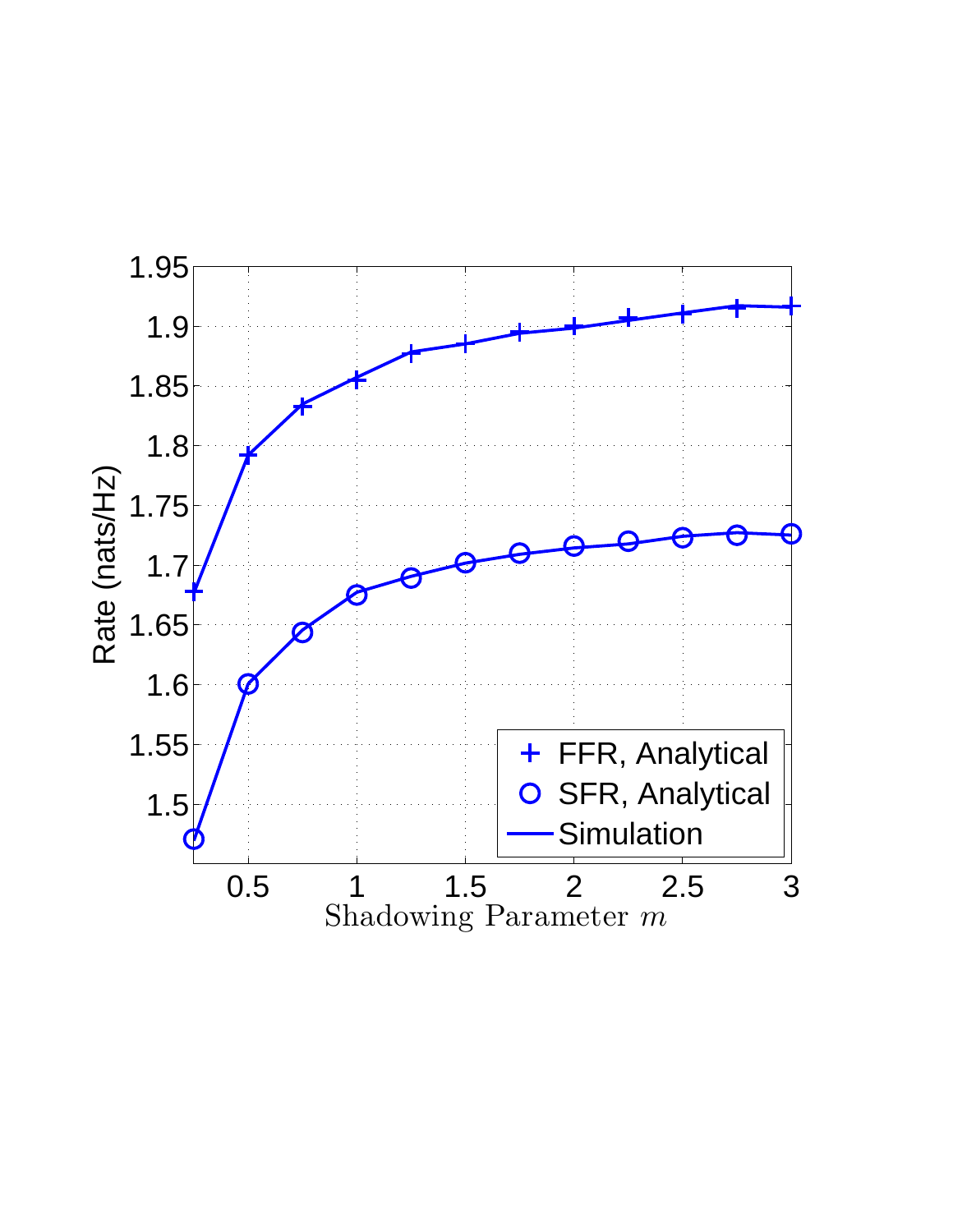Rate (nats/Hz)

Shadowing Parameter $m$

+ FFR, Analytical

○ SFR, Analytical

— Simulation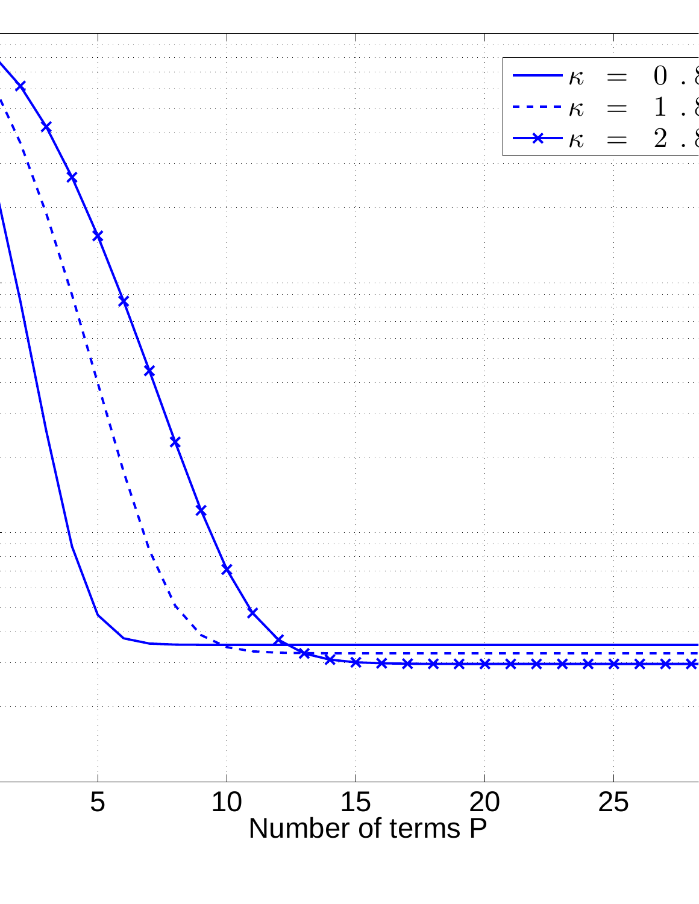$\kappa = 0.8$

$\kappa = 1.8$

$\kappa = 2.8$

5 10 15 20 25

Number of terms P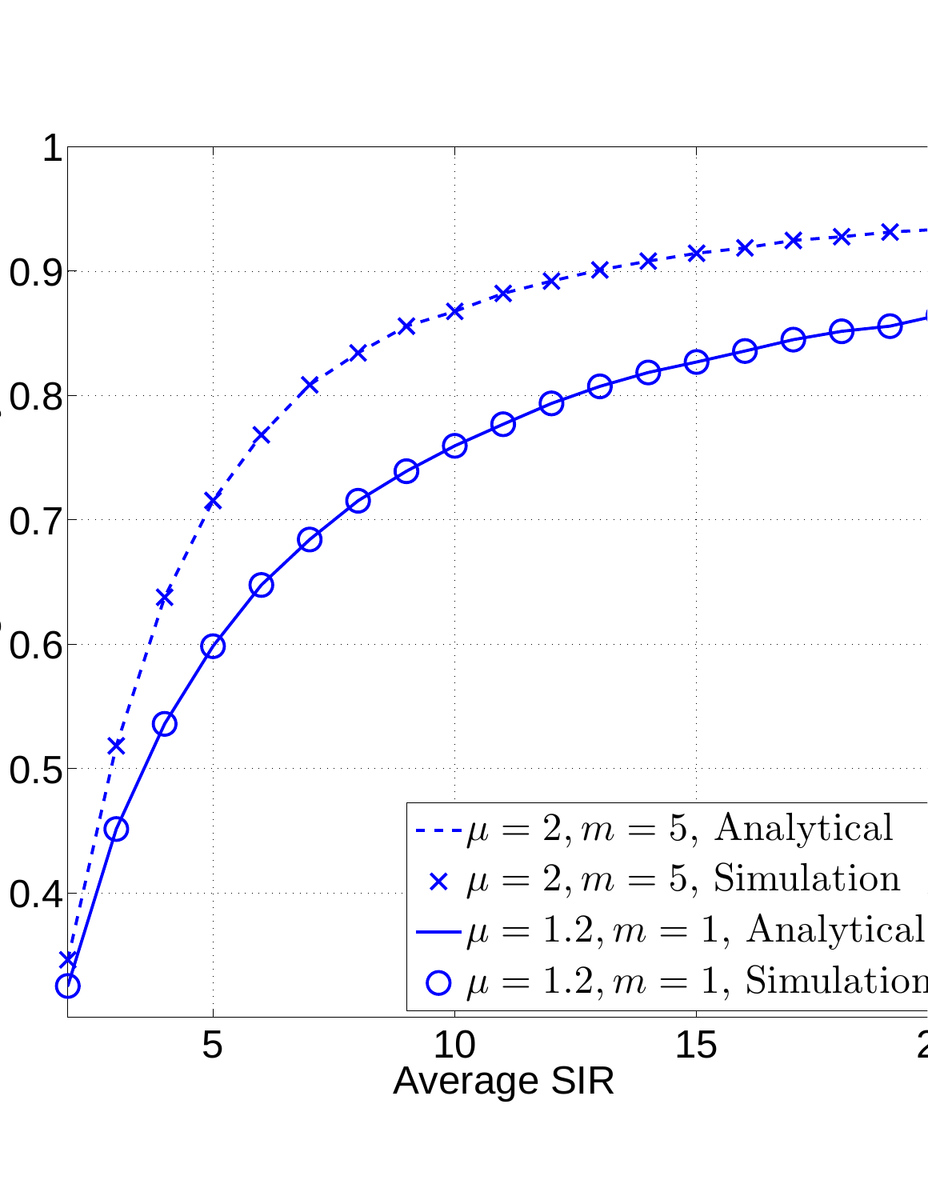Average SIR

$\mu = 2, m = 5,$ Analytical

$\mu = 2, m = 5,$ Simulation

$\mu = 1.2, m = 1,$ Analytical

$\mu = 1.2, m = 1,$ Simulation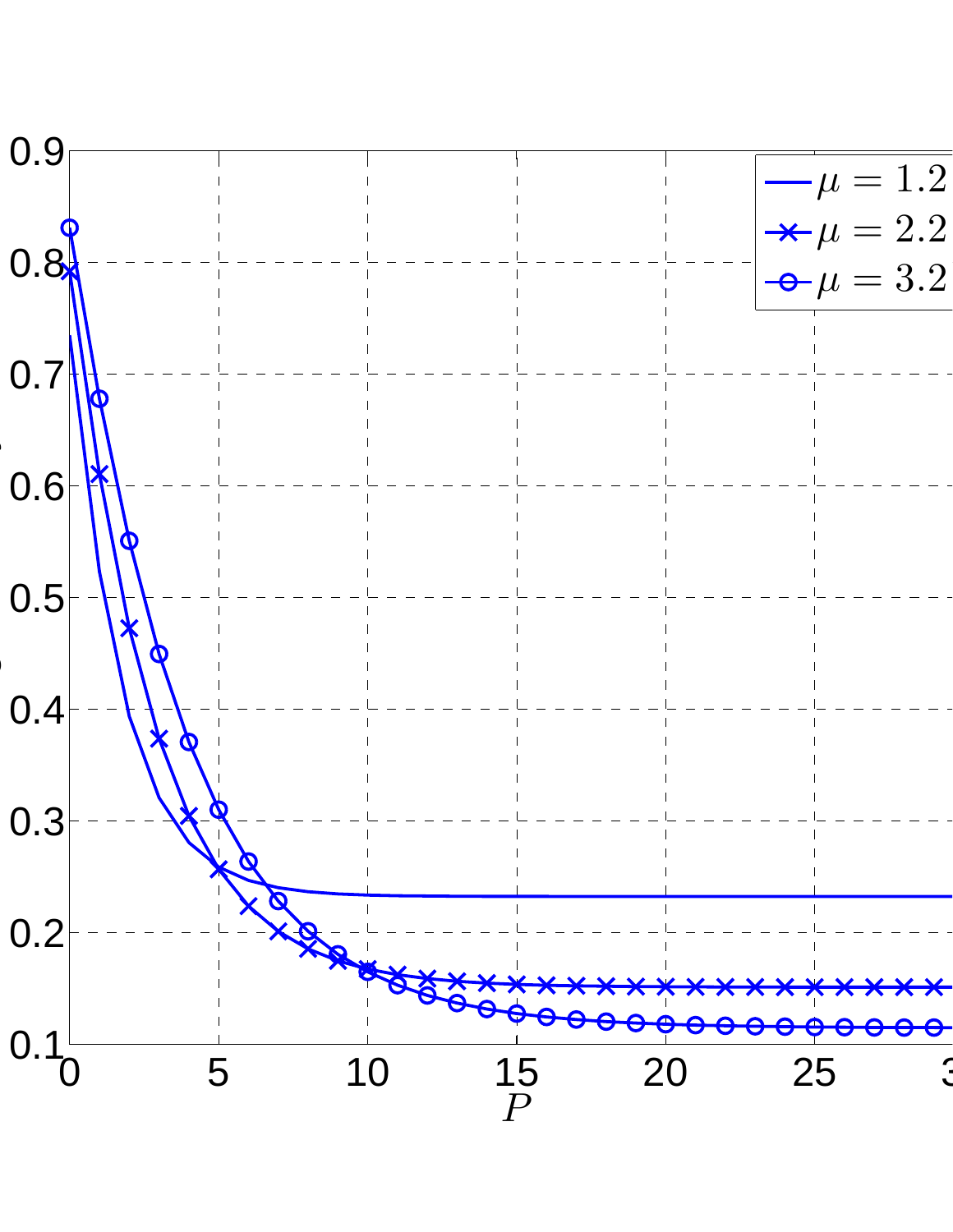$\mu = 1.2$

$\mu = 2.2$

$\mu = 3.2$

$P$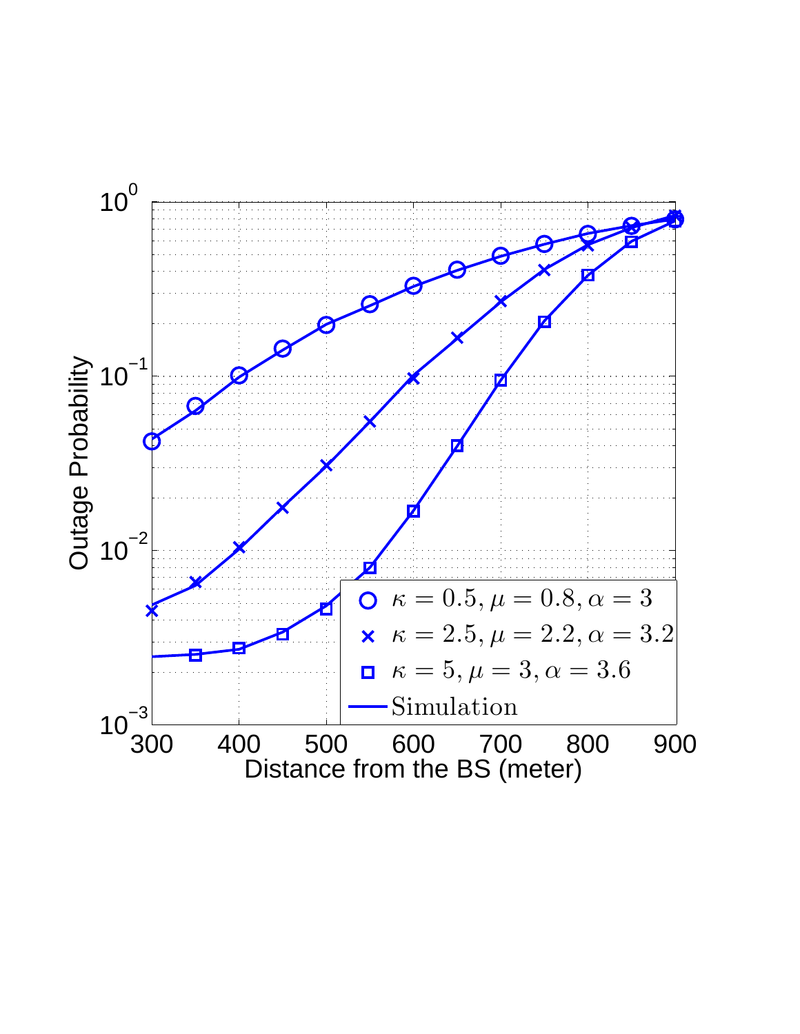Outage Probability

$10^{0}$

$10^{-1}$

$10^{-2}$

$10^{-3}$

300 400 500 600 700 800 900

Distance from the BS (meter)

$\kappa = 0.5, \mu = 0.8, \alpha = 3$

$\kappa = 2.5, \mu = 2.2, \alpha = 3.2$

$\kappa = 5, \mu = 3, \alpha = 3.6$

Simulation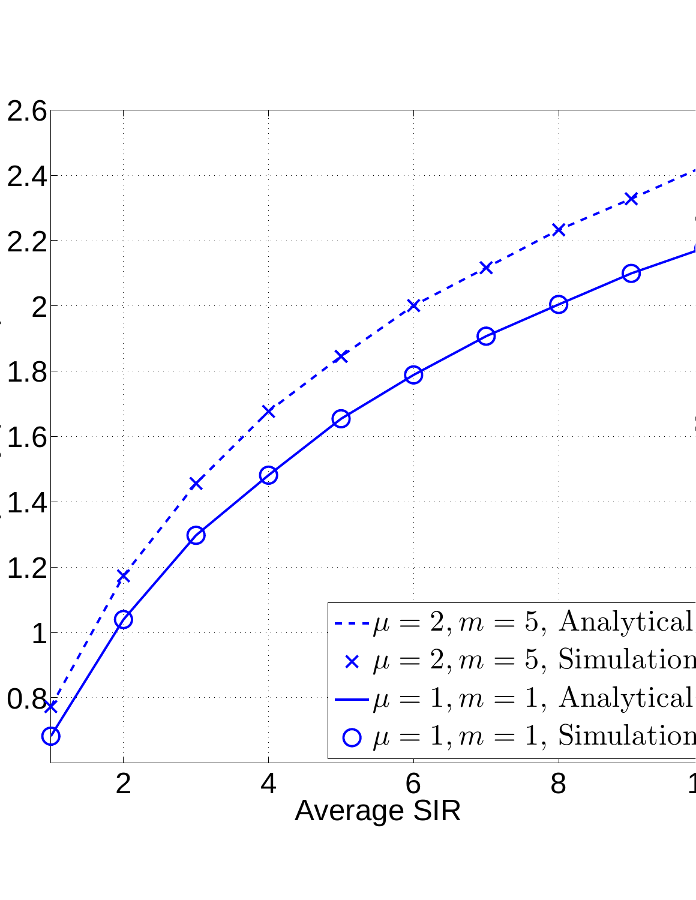Average SIR

$\mu = 2, m = 5$, Analytical

$\mu = 2, m = 5$, Simulation

$\mu = 1, m = 1$, Analytical

$\mu = 1, m = 1$, Simulation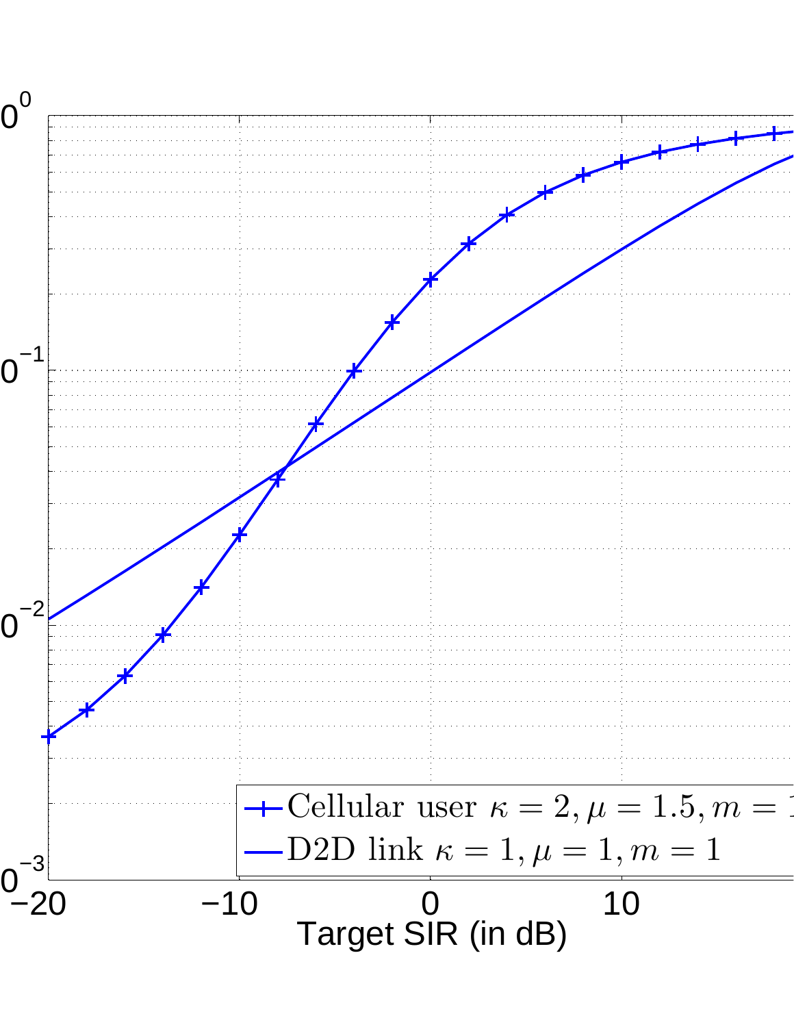$10^0$

$10^{-1}$

$10^{-2}$

$10^{-3}$

−20

−10

0

10

Target SIR (in dB)

Cellular user $\kappa = 2, \mu = 1.5, m = 1$

D2D link $\kappa = 1, \mu = 1, m = 1$